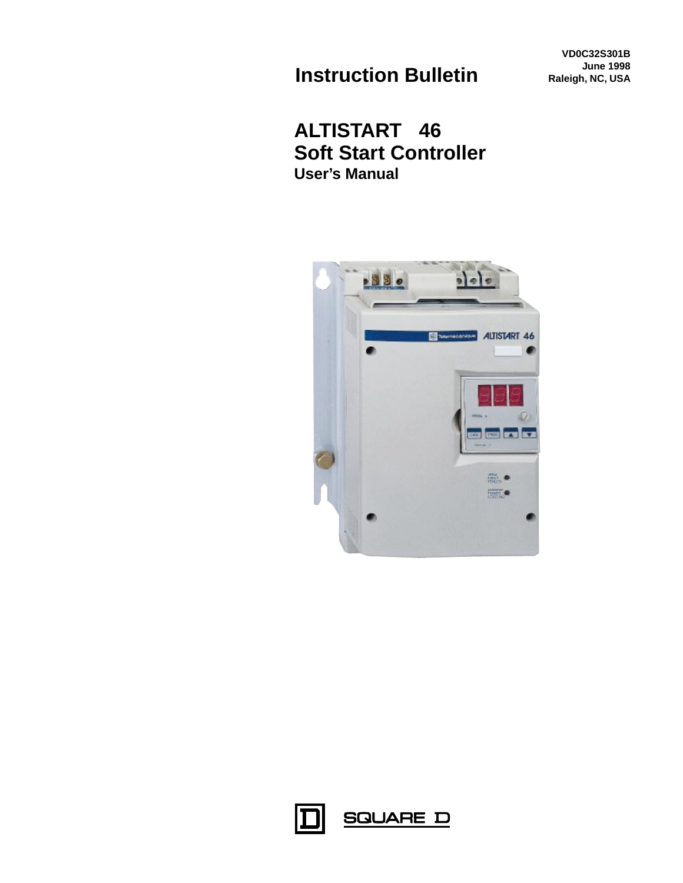VD0C32S301B
June 1998
Raleigh, NC, USA

# Instruction Bulletin

# ALTISTART 46
# Soft Start Controller
## User's Manual

SQUARE D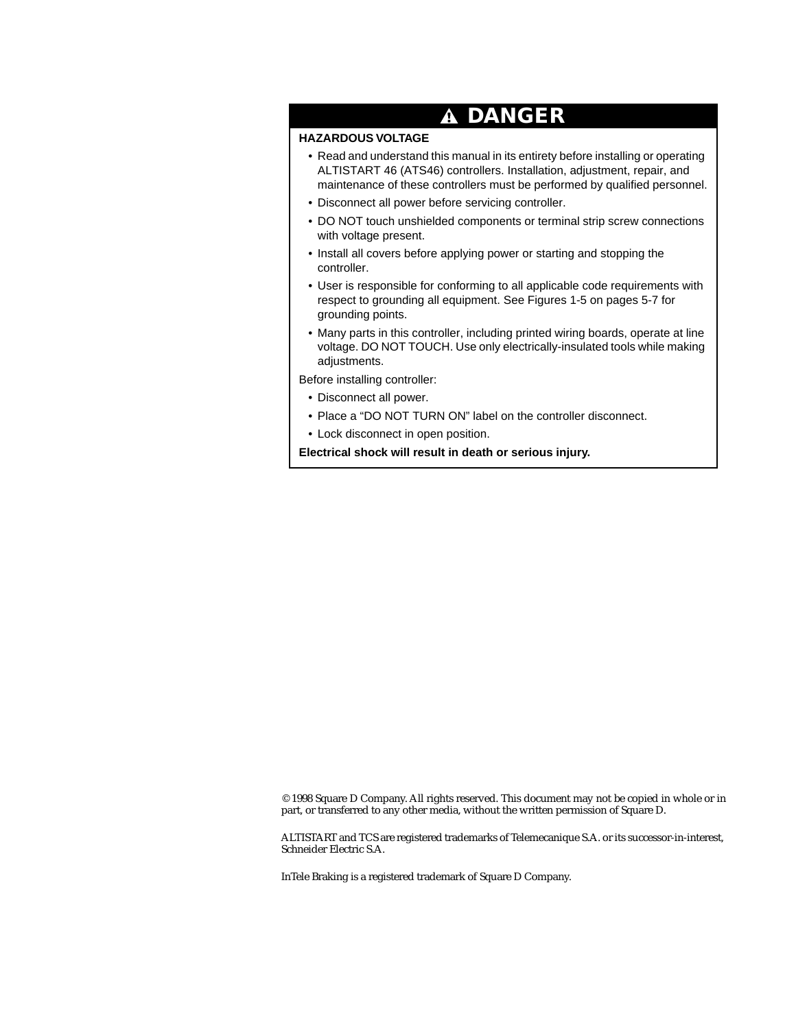## ⚠ DANGER

**HAZARDOUS VOLTAGE**

- Read and understand this manual in its entirety before installing or operating ALTISTART 46 (ATS46) controllers. Installation, adjustment, repair, and maintenance of these controllers must be performed by qualified personnel.
- Disconnect all power before servicing controller.
- DO NOT touch unshielded components or terminal strip screw connections with voltage present.
- Install all covers before applying power or starting and stopping the controller.
- User is responsible for conforming to all applicable code requirements with respect to grounding all equipment. See Figures 1-5 on pages 5-7 for grounding points.
- Many parts in this controller, including printed wiring boards, operate at line voltage. DO NOT TOUCH. Use only electrically-insulated tools while making adjustments.

Before installing controller:

- Disconnect all power.
- Place a “DO NOT TURN ON” label on the controller disconnect.
- Lock disconnect in open position.

**Electrical shock will result in death or serious injury.**

© 1998 Square D Company. All rights reserved. This document may not be copied in whole or in part, or transferred to any other media, without the written permission of Square D.

ALTISTART and TCS are registered trademarks of Telemecanique S.A. or its successor-in-interest, Schneider Electric S.A.

InTele Braking is a registered trademark of Square D Company.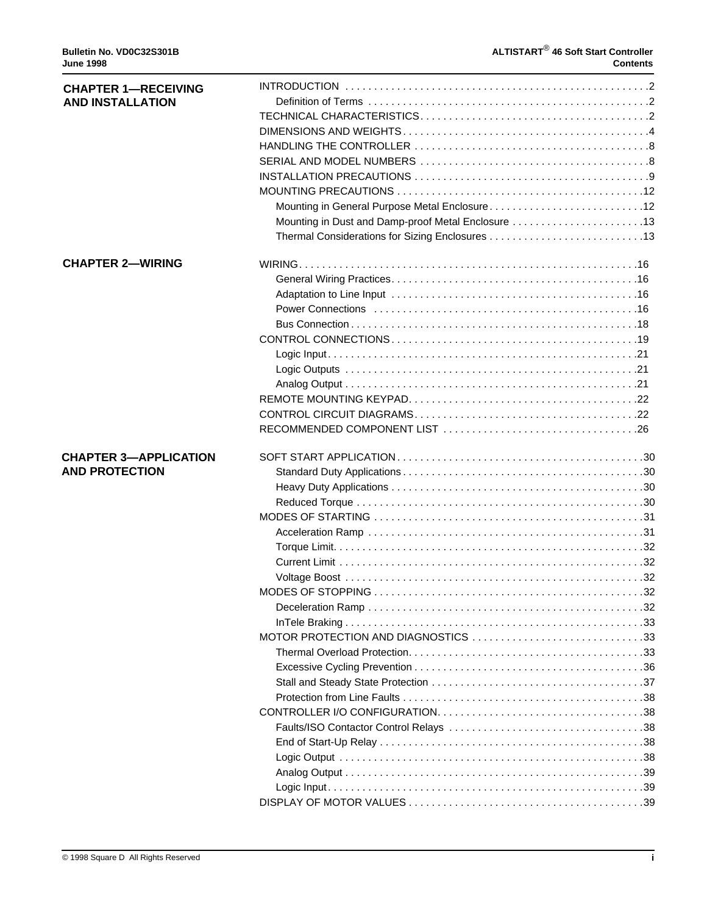## CHAPTER 1—RECEIVING AND INSTALLATION

- INTRODUCTION . . . 2
  - Definition of Terms . . . 2
- TECHNICAL CHARACTERISTICS . . . 2
- DIMENSIONS AND WEIGHTS . . . 4
- HANDLING THE CONTROLLER . . . 8
- SERIAL AND MODEL NUMBERS . . . 8
- INSTALLATION PRECAUTIONS . . . 9
- MOUNTING PRECAUTIONS . . . 12
  - Mounting in General Purpose Metal Enclosure . . . 12
  - Mounting in Dust and Damp-proof Metal Enclosure . . . 13
  - Thermal Considerations for Sizing Enclosures . . . 13

## CHAPTER 2—WIRING

- WIRING . . . 16
  - General Wiring Practices . . . 16
  - Adaptation to Line Input . . . 16
  - Power Connections . . . 16
  - Bus Connection . . . 18
- CONTROL CONNECTIONS . . . 19
  - Logic Input . . . 21
  - Logic Outputs . . . 21
  - Analog Output . . . 21
- REMOTE MOUNTING KEYPAD . . . 22
- CONTROL CIRCUIT DIAGRAMS . . . 22
- RECOMMENDED COMPONENT LIST . . . 26

## CHAPTER 3—APPLICATION AND PROTECTION

- SOFT START APPLICATION . . . 30
  - Standard Duty Applications . . . 30
  - Heavy Duty Applications . . . 30
  - Reduced Torque . . . 30
- MODES OF STARTING . . . 31
  - Acceleration Ramp . . . 31
  - Torque Limit . . . 32
  - Current Limit . . . 32
  - Voltage Boost . . . 32
- MODES OF STOPPING . . . 32
  - Deceleration Ramp . . . 32
  - InTele Braking . . . 33
- MOTOR PROTECTION AND DIAGNOSTICS . . . 33
  - Thermal Overload Protection . . . 33
  - Excessive Cycling Prevention . . . 36
  - Stall and Steady State Protection . . . 37
  - Protection from Line Faults . . . 38
- CONTROLLER I/O CONFIGURATION . . . 38
  - Faults/ISO Contactor Control Relays . . . 38
  - End of Start-Up Relay . . . 38
  - Logic Output . . . 38
  - Analog Output . . . 39
  - Logic Input . . . 39
- DISPLAY OF MOTOR VALUES . . . 39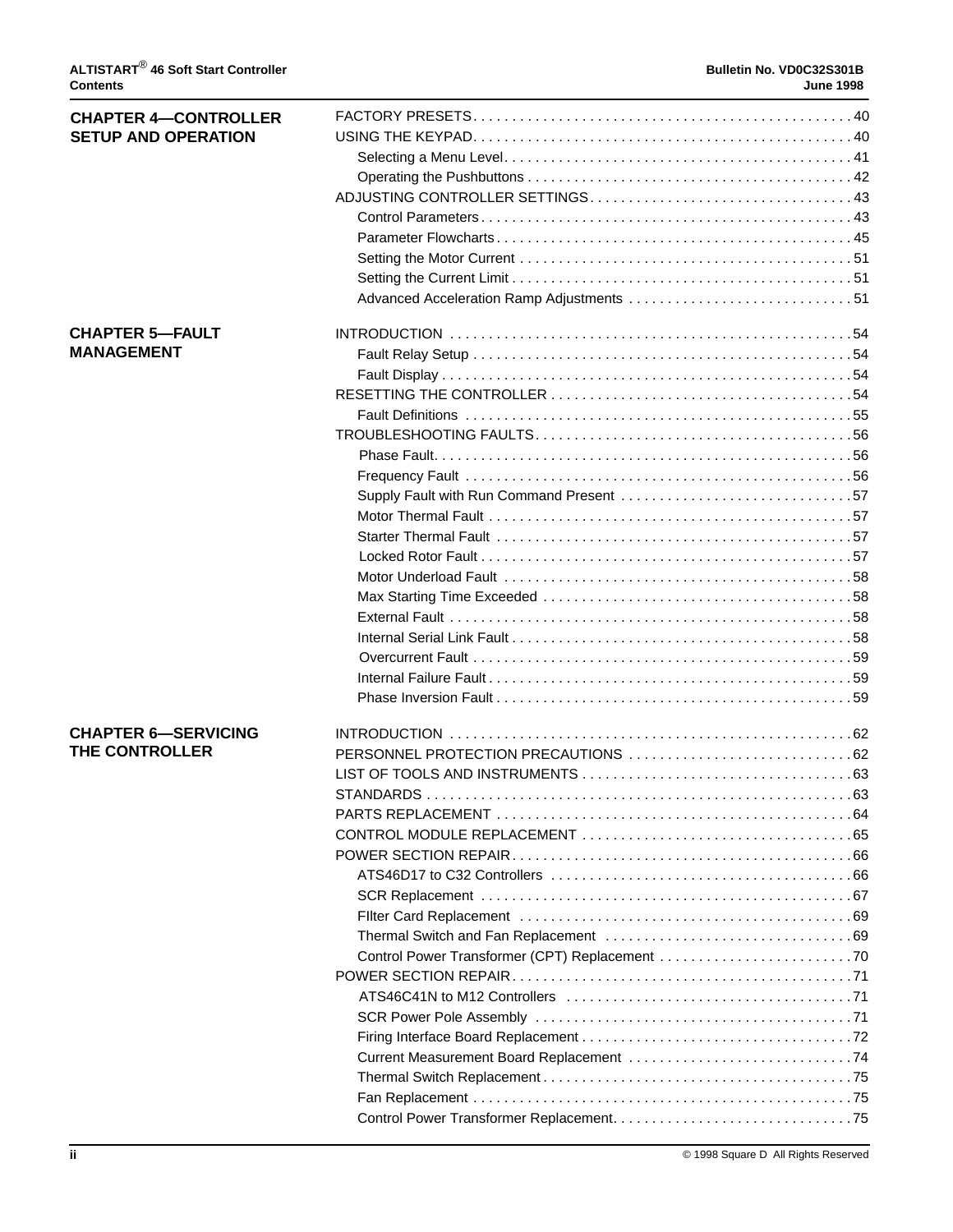## CHAPTER 4—CONTROLLER SETUP AND OPERATION

FACTORY PRESETS . . . . . . . . . . . . . . . . . . . . . . . . . . . . . . . . . . . . . . . . . . . . . . . 40
USING THE KEYPAD . . . . . . . . . . . . . . . . . . . . . . . . . . . . . . . . . . . . . . . . . . . . . . . 40
- Selecting a Menu Level . . . . . . . . . . . . . . . . . . . . . . . . . . . . . . . . . . . . . . . . . . . 41
- Operating the Pushbuttons . . . . . . . . . . . . . . . . . . . . . . . . . . . . . . . . . . . . . . . . 42

ADJUSTING CONTROLLER SETTINGS . . . . . . . . . . . . . . . . . . . . . . . . . . . . . . . . . 43
- Control Parameters . . . . . . . . . . . . . . . . . . . . . . . . . . . . . . . . . . . . . . . . . . . . . . 43
- Parameter Flowcharts . . . . . . . . . . . . . . . . . . . . . . . . . . . . . . . . . . . . . . . . . . . . 45
- Setting the Motor Current . . . . . . . . . . . . . . . . . . . . . . . . . . . . . . . . . . . . . . . . . 51
- Setting the Current Limit . . . . . . . . . . . . . . . . . . . . . . . . . . . . . . . . . . . . . . . . . . 51
- Advanced Acceleration Ramp Adjustments . . . . . . . . . . . . . . . . . . . . . . . . . . . . 51

## CHAPTER 5—FAULT MANAGEMENT

INTRODUCTION . . . . . . . . . . . . . . . . . . . . . . . . . . . . . . . . . . . . . . . . . . . . . . . . . . 54
- Fault Relay Setup . . . . . . . . . . . . . . . . . . . . . . . . . . . . . . . . . . . . . . . . . . . . . . . 54
- Fault Display . . . . . . . . . . . . . . . . . . . . . . . . . . . . . . . . . . . . . . . . . . . . . . . . . . . 54

RESETTING THE CONTROLLER . . . . . . . . . . . . . . . . . . . . . . . . . . . . . . . . . . . . . . 54
- Fault Definitions . . . . . . . . . . . . . . . . . . . . . . . . . . . . . . . . . . . . . . . . . . . . . . . . . 55

TROUBLESHOOTING FAULTS . . . . . . . . . . . . . . . . . . . . . . . . . . . . . . . . . . . . . . . . 56
- Phase Fault . . . . . . . . . . . . . . . . . . . . . . . . . . . . . . . . . . . . . . . . . . . . . . . . . . . . 56
- Frequency Fault . . . . . . . . . . . . . . . . . . . . . . . . . . . . . . . . . . . . . . . . . . . . . . . . . 56
- Supply Fault with Run Command Present . . . . . . . . . . . . . . . . . . . . . . . . . . . . . 57
- Motor Thermal Fault . . . . . . . . . . . . . . . . . . . . . . . . . . . . . . . . . . . . . . . . . . . . . . 57
- Starter Thermal Fault . . . . . . . . . . . . . . . . . . . . . . . . . . . . . . . . . . . . . . . . . . . . . 57
- Locked Rotor Fault . . . . . . . . . . . . . . . . . . . . . . . . . . . . . . . . . . . . . . . . . . . . . . . 57
- Motor Underload Fault . . . . . . . . . . . . . . . . . . . . . . . . . . . . . . . . . . . . . . . . . . . . 58
- Max Starting Time Exceeded . . . . . . . . . . . . . . . . . . . . . . . . . . . . . . . . . . . . . . . 58
- External Fault . . . . . . . . . . . . . . . . . . . . . . . . . . . . . . . . . . . . . . . . . . . . . . . . . . . 58
- Internal Serial Link Fault . . . . . . . . . . . . . . . . . . . . . . . . . . . . . . . . . . . . . . . . . . . 58
- Overcurrent Fault . . . . . . . . . . . . . . . . . . . . . . . . . . . . . . . . . . . . . . . . . . . . . . . . 59
- Internal Failure Fault . . . . . . . . . . . . . . . . . . . . . . . . . . . . . . . . . . . . . . . . . . . . . . 59
- Phase Inversion Fault . . . . . . . . . . . . . . . . . . . . . . . . . . . . . . . . . . . . . . . . . . . . . 59

## CHAPTER 6—SERVICING THE CONTROLLER

INTRODUCTION . . . . . . . . . . . . . . . . . . . . . . . . . . . . . . . . . . . . . . . . . . . . . . . . . . 62
PERSONNEL PROTECTION PRECAUTIONS . . . . . . . . . . . . . . . . . . . . . . . . . . . . 62
LIST OF TOOLS AND INSTRUMENTS . . . . . . . . . . . . . . . . . . . . . . . . . . . . . . . . . . 63
STANDARDS . . . . . . . . . . . . . . . . . . . . . . . . . . . . . . . . . . . . . . . . . . . . . . . . . . . . . 63
PARTS REPLACEMENT . . . . . . . . . . . . . . . . . . . . . . . . . . . . . . . . . . . . . . . . . . . . . 64
CONTROL MODULE REPLACEMENT . . . . . . . . . . . . . . . . . . . . . . . . . . . . . . . . . . 65
POWER SECTION REPAIR . . . . . . . . . . . . . . . . . . . . . . . . . . . . . . . . . . . . . . . . . . . 66
- ATS46D17 to C32 Controllers . . . . . . . . . . . . . . . . . . . . . . . . . . . . . . . . . . . . . . 66
- SCR Replacement . . . . . . . . . . . . . . . . . . . . . . . . . . . . . . . . . . . . . . . . . . . . . . . 67
- FIlter Card Replacement . . . . . . . . . . . . . . . . . . . . . . . . . . . . . . . . . . . . . . . . . . 69
- Thermal Switch and Fan Replacement . . . . . . . . . . . . . . . . . . . . . . . . . . . . . . . 69
- Control Power Transformer (CPT) Replacement . . . . . . . . . . . . . . . . . . . . . . . . 70

POWER SECTION REPAIR . . . . . . . . . . . . . . . . . . . . . . . . . . . . . . . . . . . . . . . . . . . 71
- ATS46C41N to M12 Controllers . . . . . . . . . . . . . . . . . . . . . . . . . . . . . . . . . . . . 71
- SCR Power Pole Assembly . . . . . . . . . . . . . . . . . . . . . . . . . . . . . . . . . . . . . . . . 71
- Firing Interface Board Replacement . . . . . . . . . . . . . . . . . . . . . . . . . . . . . . . . . 72
- Current Measurement Board Replacement . . . . . . . . . . . . . . . . . . . . . . . . . . . . 74
- Thermal Switch Replacement . . . . . . . . . . . . . . . . . . . . . . . . . . . . . . . . . . . . . . 75
- Fan Replacement . . . . . . . . . . . . . . . . . . . . . . . . . . . . . . . . . . . . . . . . . . . . . . . . 75
- Control Power Transformer Replacement . . . . . . . . . . . . . . . . . . . . . . . . . . . . . 75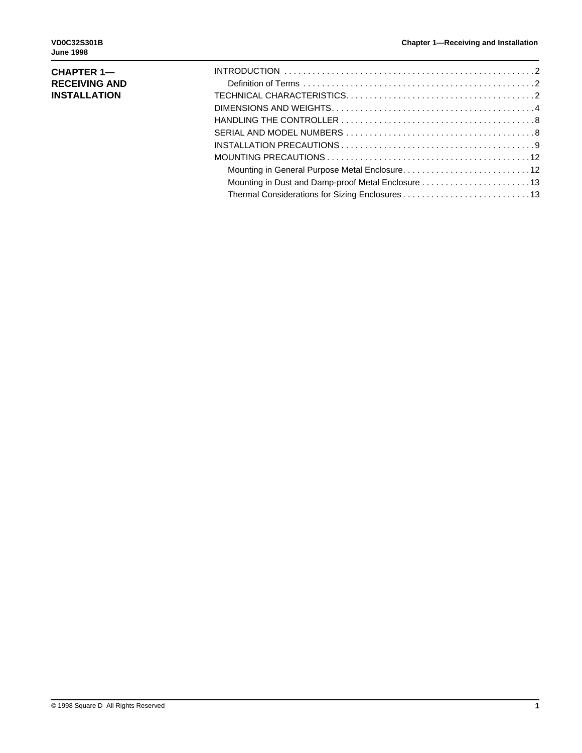# CHAPTER 1—RECEIVING AND INSTALLATION

INTRODUCTION . . . . . . . . . . . . . . . . . . . . . . . . . . . . . . . . . . . . . . . . . . . . . . . . . . . . 2
- Definition of Terms . . . . . . . . . . . . . . . . . . . . . . . . . . . . . . . . . . . . . . . . . . . . . . . . 2

TECHNICAL CHARACTERISTICS. . . . . . . . . . . . . . . . . . . . . . . . . . . . . . . . . . . . . . . . 2

DIMENSIONS AND WEIGHTS. . . . . . . . . . . . . . . . . . . . . . . . . . . . . . . . . . . . . . . . . . . 4

HANDLING THE CONTROLLER . . . . . . . . . . . . . . . . . . . . . . . . . . . . . . . . . . . . . . . . . 8

SERIAL AND MODEL NUMBERS . . . . . . . . . . . . . . . . . . . . . . . . . . . . . . . . . . . . . . . . 8

INSTALLATION PRECAUTIONS . . . . . . . . . . . . . . . . . . . . . . . . . . . . . . . . . . . . . . . . . 9

MOUNTING PRECAUTIONS . . . . . . . . . . . . . . . . . . . . . . . . . . . . . . . . . . . . . . . . . . . 12
- Mounting in General Purpose Metal Enclosure. . . . . . . . . . . . . . . . . . . . . . . . . . . 12
- Mounting in Dust and Damp-proof Metal Enclosure . . . . . . . . . . . . . . . . . . . . . . . 13
- Thermal Considerations for Sizing Enclosures . . . . . . . . . . . . . . . . . . . . . . . . . . . 13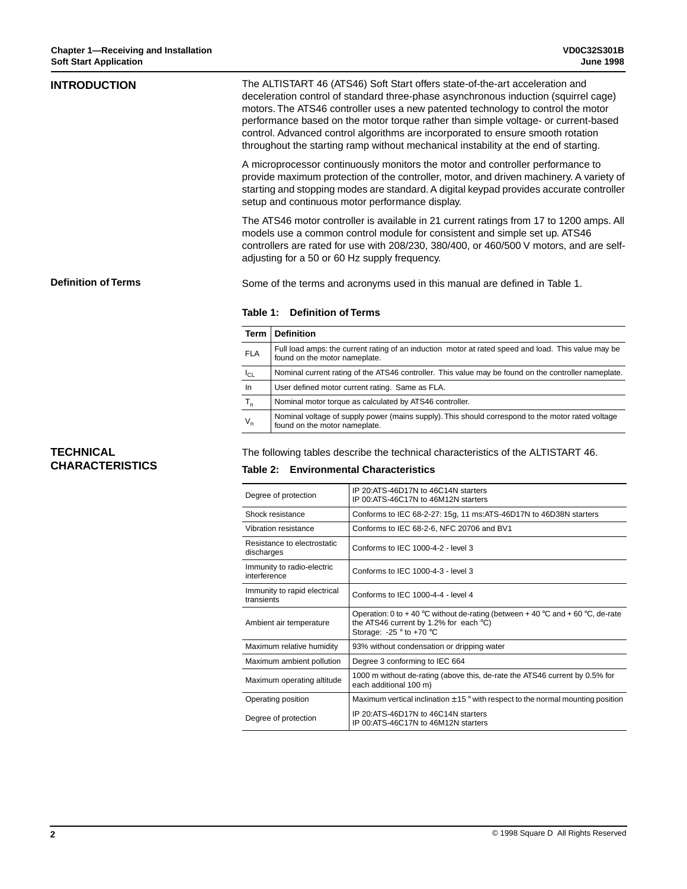## INTRODUCTION

The ALTISTART 46 (ATS46) Soft Start offers state-of-the-art acceleration and deceleration control of standard three-phase asynchronous induction (squirrel cage) motors. The ATS46 controller uses a new patented technology to control the motor performance based on the motor torque rather than simple voltage- or current-based control. Advanced control algorithms are incorporated to ensure smooth rotation throughout the starting ramp without mechanical instability at the end of starting.

A microprocessor continuously monitors the motor and controller performance to provide maximum protection of the controller, motor, and driven machinery. A variety of starting and stopping modes are standard. A digital keypad provides accurate controller setup and continuous motor performance display.

The ATS46 motor controller is available in 21 current ratings from 17 to 1200 amps. All models use a common control module for consistent and simple set up. ATS46 controllers are rated for use with 208/230, 380/400, or 460/500 V motors, and are self-adjusting for a 50 or 60 Hz supply frequency.

### Definition of Terms

Some of the terms and acronyms used in this manual are defined in Table 1.

**Table 1: Definition of Terms**

| Term | Definition |
|---|---|
| FLA | Full load amps: the current rating of an induction motor at rated speed and load. This value may be found on the motor nameplate. |
| $I_{CL}$ | Nominal current rating of the ATS46 controller. This value may be found on the controller nameplate. |
| In | User defined motor current rating. Same as FLA. |
| $T_n$ | Nominal motor torque as calculated by ATS46 controller. |
| $V_n$ | Nominal voltage of supply power (mains supply). This should correspond to the motor rated voltage found on the motor nameplate. |

## TECHNICAL CHARACTERISTICS

The following tables describe the technical characteristics of the ALTISTART 46.

**Table 2: Environmental Characteristics**

| | |
|---|---|
| Degree of protection | IP 20:ATS-46D17N to 46C14N starters<br>IP 00:ATS-46C17N to 46M12N starters |
| Shock resistance | Conforms to IEC 68-2-27: 15g, 11 ms:ATS-46D17N to 46D38N starters |
| Vibration resistance | Conforms to IEC 68-2-6, NFC 20706 and BV1 |
| Resistance to electrostatic discharges | Conforms to IEC 1000-4-2 - level 3 |
| Immunity to radio-electric interference | Conforms to IEC 1000-4-3 - level 3 |
| Immunity to rapid electrical transients | Conforms to IEC 1000-4-4 - level 4 |
| Ambient air temperature | Operation: 0 to + 40 °C without de-rating (between + 40 °C and + 60 °C, de-rate the ATS46 current by 1.2% for each °C)<br>Storage: -25 ° to +70 °C |
| Maximum relative humidity | 93% without condensation or dripping water |
| Maximum ambient pollution | Degree 3 conforming to IEC 664 |
| Maximum operating altitude | 1000 m without de-rating (above this, de-rate the ATS46 current by 0.5% for each additional 100 m) |
| Operating position | Maximum vertical inclination ± 15 ° with respect to the normal mounting position |
| Degree of protection | IP 20:ATS-46D17N to 46C14N starters<br>IP 00:ATS-46C17N to 46M12N starters |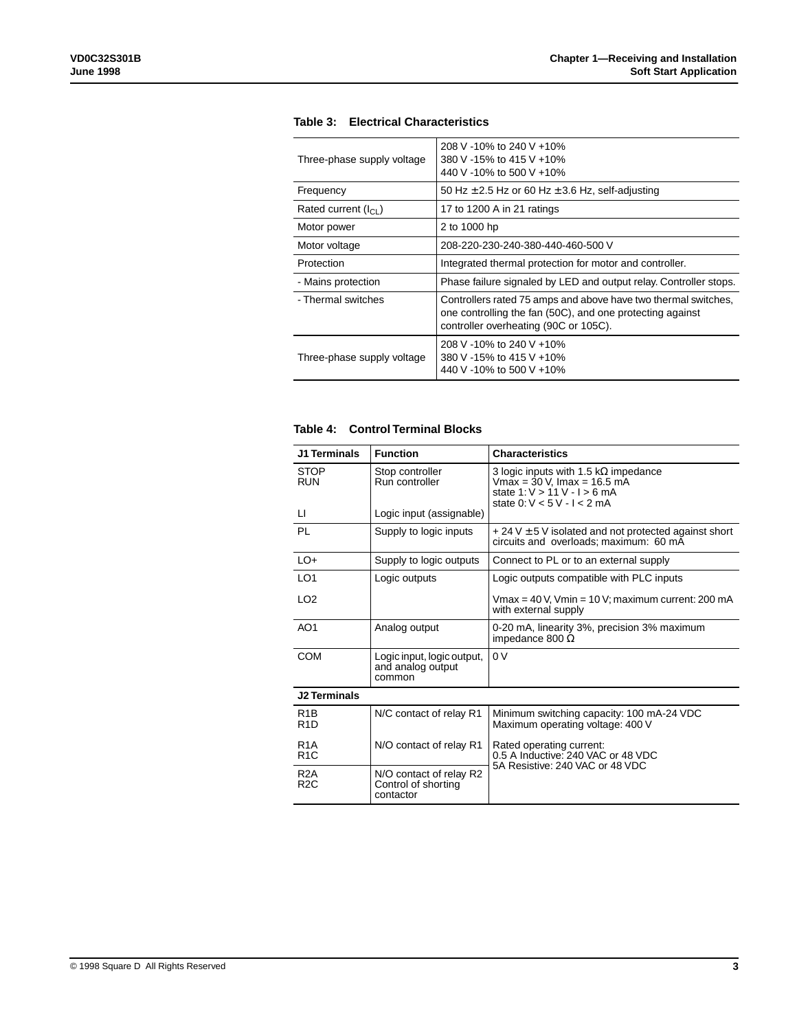**Table 3: Electrical Characteristics**

| | |
|---|---|
| Three-phase supply voltage | 208 V -10% to 240 V +10%<br>380 V -15% to 415 V +10%<br>440 V -10% to 500 V +10% |
| Frequency | 50 Hz ± 2.5 Hz or 60 Hz ± 3.6 Hz, self-adjusting |
| Rated current ($I_{CL}$) | 17 to 1200 A in 21 ratings |
| Motor power | 2 to 1000 hp |
| Motor voltage | 208-220-230-240-380-440-460-500 V |
| Protection | Integrated thermal protection for motor and controller. |
| - Mains protection | Phase failure signaled by LED and output relay. Controller stops. |
| - Thermal switches | Controllers rated 75 amps and above have two thermal switches, one controlling the fan (50C), and one protecting against controller overheating (90C or 105C). |
| Three-phase supply voltage | 208 V -10% to 240 V +10%<br>380 V -15% to 415 V +10%<br>440 V -10% to 500 V +10% |

**Table 4: Control Terminal Blocks**

| J1 Terminals | Function | Characteristics |
|---|---|---|
| STOP<br>RUN<br><br>LI | Stop controller<br>Run controller<br><br>Logic input (assignable) | 3 logic inputs with 1.5 kΩ impedance<br>Vmax = 30 V, Imax = 16.5 mA<br>state 1: V > 11 V - I > 6 mA<br>state 0: V < 5 V - I < 2 mA |
| PL | Supply to logic inputs | + 24 V ± 5 V isolated and not protected against short circuits and overloads; maximum: 60 mA |
| LO+ | Supply to logic outputs | Connect to PL or to an external supply |
| LO1<br><br>LO2 | Logic outputs | Logic outputs compatible with PLC inputs<br><br>Vmax = 40 V, Vmin = 10 V; maximum current: 200 mA with external supply |
| AO1 | Analog output | 0-20 mA, linearity 3%, precision 3% maximum impedance 800 Ω |
| COM | Logic input, logic output, and analog output common | 0 V |
| **J2 Terminals** | | |
| R1B<br>R1D | N/C contact of relay R1 | Minimum switching capacity: 100 mA-24 VDC<br>Maximum operating voltage: 400 V |
| R1A<br>R1C | N/O contact of relay R1 | Rated operating current:<br>0.5 A Inductive: 240 VAC or 48 VDC<br>5A Resistive: 240 VAC or 48 VDC |
| R2A<br>R2C | N/O contact of relay R2<br>Control of shorting contactor | |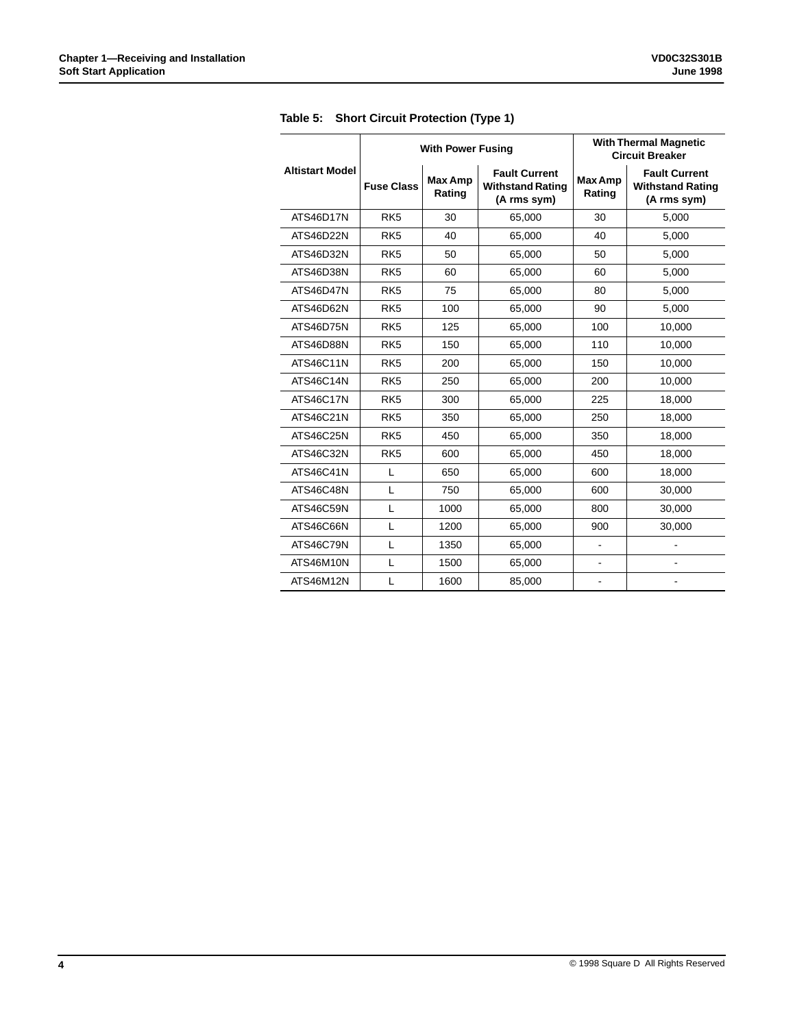**Table 5: Short Circuit Protection (Type 1)**

| Altistart Model | With Power Fusing | | | With Thermal Magnetic Circuit Breaker | |
|---|---|---|---|---|---|
| | Fuse Class | Max Amp Rating | Fault Current Withstand Rating (A rms sym) | Max Amp Rating | Fault Current Withstand Rating (A rms sym) |
| ATS46D17N | RK5 | 30 | 65,000 | 30 | 5,000 |
| ATS46D22N | RK5 | 40 | 65,000 | 40 | 5,000 |
| ATS46D32N | RK5 | 50 | 65,000 | 50 | 5,000 |
| ATS46D38N | RK5 | 60 | 65,000 | 60 | 5,000 |
| ATS46D47N | RK5 | 75 | 65,000 | 80 | 5,000 |
| ATS46D62N | RK5 | 100 | 65,000 | 90 | 5,000 |
| ATS46D75N | RK5 | 125 | 65,000 | 100 | 10,000 |
| ATS46D88N | RK5 | 150 | 65,000 | 110 | 10,000 |
| ATS46C11N | RK5 | 200 | 65,000 | 150 | 10,000 |
| ATS46C14N | RK5 | 250 | 65,000 | 200 | 10,000 |
| ATS46C17N | RK5 | 300 | 65,000 | 225 | 18,000 |
| ATS46C21N | RK5 | 350 | 65,000 | 250 | 18,000 |
| ATS46C25N | RK5 | 450 | 65,000 | 350 | 18,000 |
| ATS46C32N | RK5 | 600 | 65,000 | 450 | 18,000 |
| ATS46C41N | L | 650 | 65,000 | 600 | 18,000 |
| ATS46C48N | L | 750 | 65,000 | 600 | 30,000 |
| ATS46C59N | L | 1000 | 65,000 | 800 | 30,000 |
| ATS46C66N | L | 1200 | 65,000 | 900 | 30,000 |
| ATS46C79N | L | 1350 | 65,000 | - | - |
| ATS46M10N | L | 1500 | 65,000 | - | - |
| ATS46M12N | L | 1600 | 85,000 | - | - |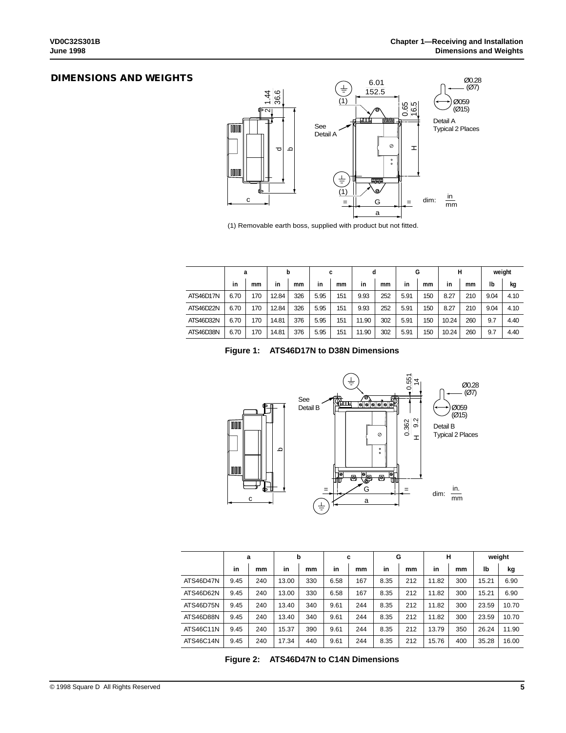## DIMENSIONS AND WEIGHTS

(1) Removable earth boss, supplied with product but not fitted.

| | a | | b | | c | | d | | G | | H | | weight | |
|---|---|---|---|---|---|---|---|---|---|---|---|---|---|---|
| | in | mm | in | mm | in | mm | in | mm | in | mm | in | mm | lb | kg |
| ATS46D17N | 6.70 | 170 | 12.84 | 326 | 5.95 | 151 | 9.93 | 252 | 5.91 | 150 | 8.27 | 210 | 9.04 | 4.10 |
| ATS46D22N | 6.70 | 170 | 12.84 | 326 | 5.95 | 151 | 9.93 | 252 | 5.91 | 150 | 8.27 | 210 | 9.04 | 4.10 |
| ATS46D32N | 6.70 | 170 | 14.81 | 376 | 5.95 | 151 | 11.90 | 302 | 5.91 | 150 | 10.24 | 260 | 9.7 | 4.40 |
| ATS46D38N | 6.70 | 170 | 14.81 | 376 | 5.95 | 151 | 11.90 | 302 | 5.91 | 150 | 10.24 | 260 | 9.7 | 4.40 |

**Figure 1: ATS46D17N to D38N Dimensions**

| | a | | b | | c | | G | | H | | weight | |
|---|---|---|---|---|---|---|---|---|---|---|---|---|
| | in | mm | in | mm | in | mm | in | mm | in | mm | lb | kg |
| ATS46D47N | 9.45 | 240 | 13.00 | 330 | 6.58 | 167 | 8.35 | 212 | 11.82 | 300 | 15.21 | 6.90 |
| ATS46D62N | 9.45 | 240 | 13.00 | 330 | 6.58 | 167 | 8.35 | 212 | 11.82 | 300 | 15.21 | 6.90 |
| ATS46D75N | 9.45 | 240 | 13.40 | 340 | 9.61 | 244 | 8.35 | 212 | 11.82 | 300 | 23.59 | 10.70 |
| ATS46D88N | 9.45 | 240 | 13.40 | 340 | 9.61 | 244 | 8.35 | 212 | 11.82 | 300 | 23.59 | 10.70 |
| ATS46C11N | 9.45 | 240 | 15.37 | 390 | 9.61 | 244 | 8.35 | 212 | 13.79 | 350 | 26.24 | 11.90 |
| ATS46C14N | 9.45 | 240 | 17.34 | 440 | 9.61 | 244 | 8.35 | 212 | 15.76 | 400 | 35.28 | 16.00 |

**Figure 2: ATS46D47N to C14N Dimensions**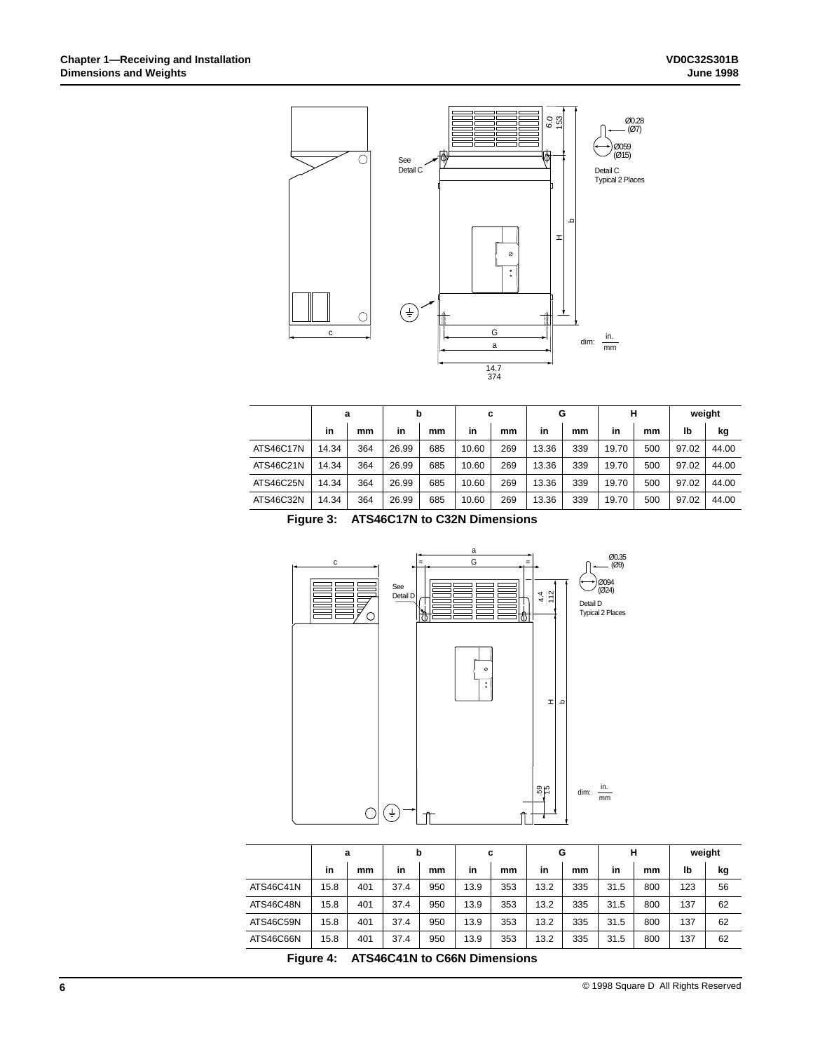| | a | | b | | c | | G | | H | | weight | |
|---|---|---|---|---|---|---|---|---|---|---|---|---|
| | in | mm | in | mm | in | mm | in | mm | in | mm | lb | kg |
| ATS46C17N | 14.34 | 364 | 26.99 | 685 | 10.60 | 269 | 13.36 | 339 | 19.70 | 500 | 97.02 | 44.00 |
| ATS46C21N | 14.34 | 364 | 26.99 | 685 | 10.60 | 269 | 13.36 | 339 | 19.70 | 500 | 97.02 | 44.00 |
| ATS46C25N | 14.34 | 364 | 26.99 | 685 | 10.60 | 269 | 13.36 | 339 | 19.70 | 500 | 97.02 | 44.00 |
| ATS46C32N | 14.34 | 364 | 26.99 | 685 | 10.60 | 269 | 13.36 | 339 | 19.70 | 500 | 97.02 | 44.00 |

**Figure 3: ATS46C17N to C32N Dimensions**

| | a | | b | | c | | G | | H | | weight | |
|---|---|---|---|---|---|---|---|---|---|---|---|---|
| | in | mm | in | mm | in | mm | in | mm | in | mm | lb | kg |
| ATS46C41N | 15.8 | 401 | 37.4 | 950 | 13.9 | 353 | 13.2 | 335 | 31.5 | 800 | 123 | 56 |
| ATS46C48N | 15.8 | 401 | 37.4 | 950 | 13.9 | 353 | 13.2 | 335 | 31.5 | 800 | 137 | 62 |
| ATS46C59N | 15.8 | 401 | 37.4 | 950 | 13.9 | 353 | 13.2 | 335 | 31.5 | 800 | 137 | 62 |
| ATS46C66N | 15.8 | 401 | 37.4 | 950 | 13.9 | 353 | 13.2 | 335 | 31.5 | 800 | 137 | 62 |

**Figure 4: ATS46C41N to C66N Dimensions**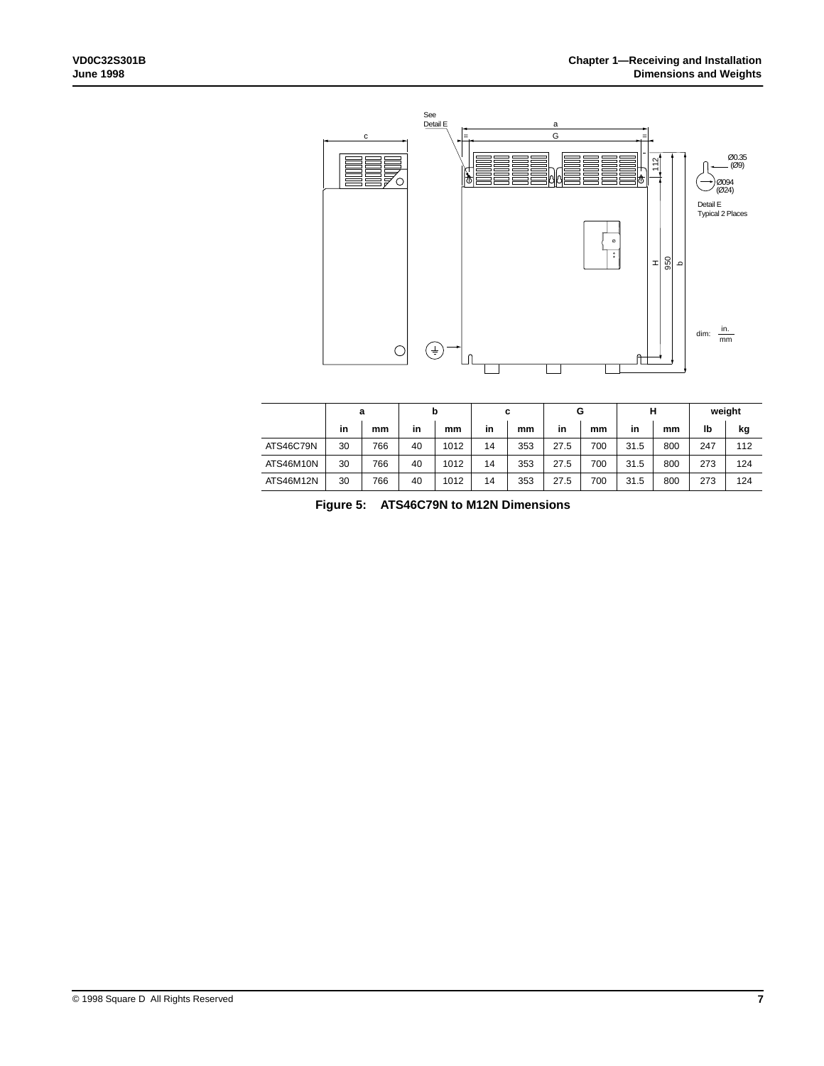|  | a |  | b |  | c |  | G |  | H |  | weight |  |
|---|---|---|---|---|---|---|---|---|---|---|---|---|
|  | in | mm | in | mm | in | mm | in | mm | in | mm | lb | kg |
| ATS46C79N | 30 | 766 | 40 | 1012 | 14 | 353 | 27.5 | 700 | 31.5 | 800 | 247 | 112 |
| ATS46M10N | 30 | 766 | 40 | 1012 | 14 | 353 | 27.5 | 700 | 31.5 | 800 | 273 | 124 |
| ATS46M12N | 30 | 766 | 40 | 1012 | 14 | 353 | 27.5 | 700 | 31.5 | 800 | 273 | 124 |

**Figure 5: ATS46C79N to M12N Dimensions**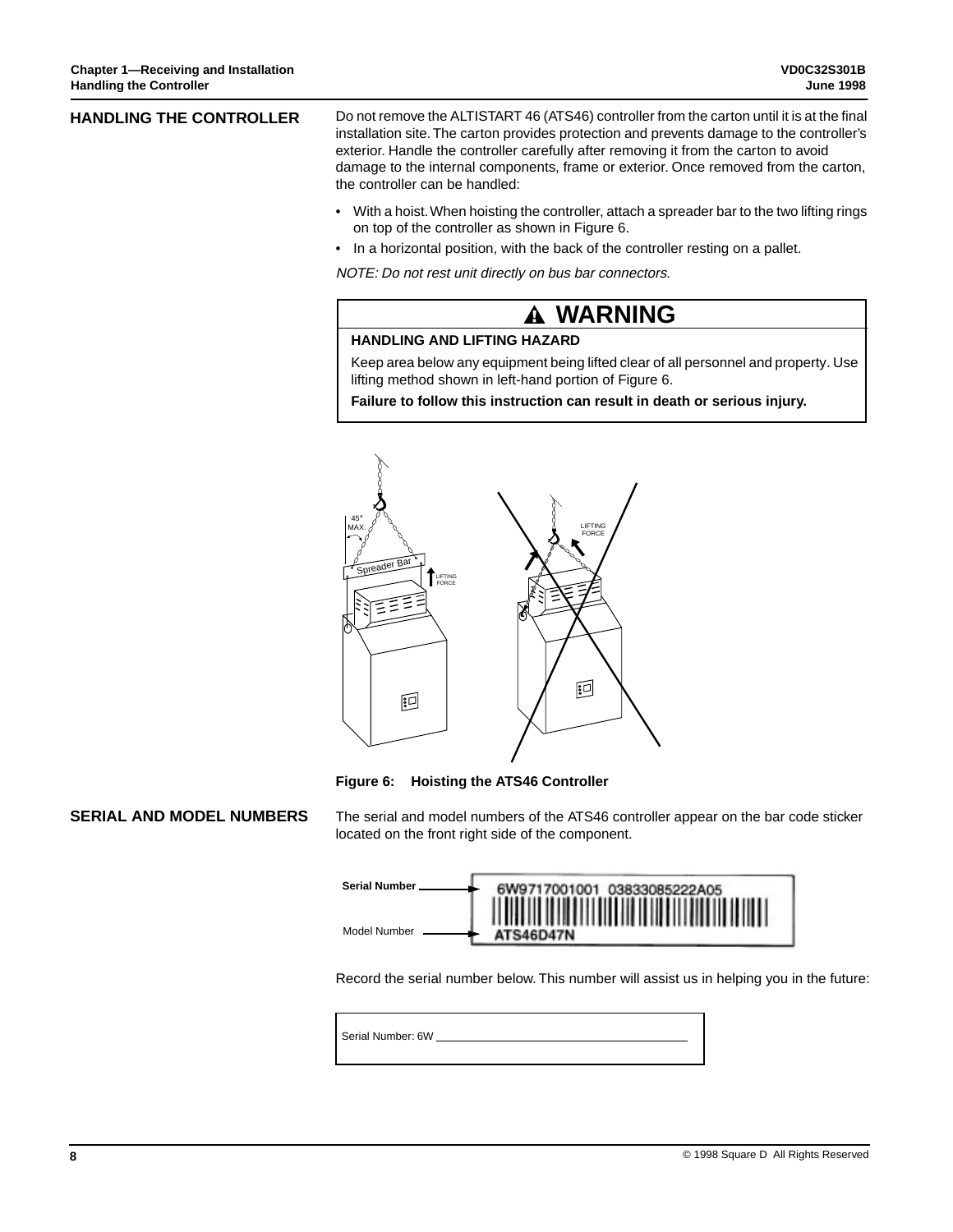## HANDLING THE CONTROLLER

Do not remove the ALTISTART 46 (ATS46) controller from the carton until it is at the final installation site. The carton provides protection and prevents damage to the controller's exterior. Handle the controller carefully after removing it from the carton to avoid damage to the internal components, frame or exterior. Once removed from the carton, the controller can be handled:

- With a hoist. When hoisting the controller, attach a spreader bar to the two lifting rings on top of the controller as shown in Figure 6.
- In a horizontal position, with the back of the controller resting on a pallet.

*NOTE: Do not rest unit directly on bus bar connectors.*

> **⚠ WARNING**
>
> **HANDLING AND LIFTING HAZARD**
>
> Keep area below any equipment being lifted clear of all personnel and property. Use lifting method shown in left-hand portion of Figure 6.
>
> **Failure to follow this instruction can result in death or serious injury.**

**Figure 6: Hoisting the ATS46 Controller**

## SERIAL AND MODEL NUMBERS

The serial and model numbers of the ATS46 controller appear on the bar code sticker located on the front right side of the component.

**Serial Number** — 6W9717001001 03833085222A05

Model Number — ATS46D47N

Record the serial number below. This number will assist us in helping you in the future:

Serial Number: 6W ______________________________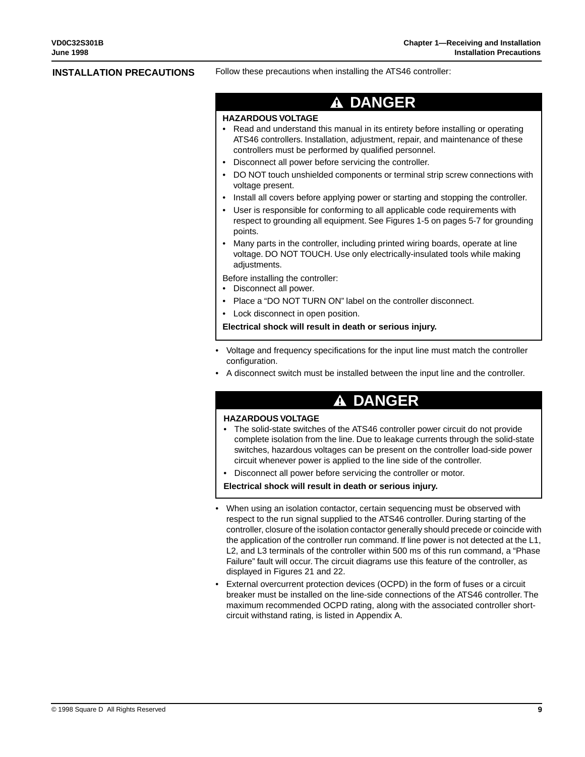## INSTALLATION PRECAUTIONS

Follow these precautions when installing the ATS46 controller:

> **⚠ DANGER**
>
> **HAZARDOUS VOLTAGE**
>
> - Read and understand this manual in its entirety before installing or operating ATS46 controllers. Installation, adjustment, repair, and maintenance of these controllers must be performed by qualified personnel.
> - Disconnect all power before servicing the controller.
> - DO NOT touch unshielded components or terminal strip screw connections with voltage present.
> - Install all covers before applying power or starting and stopping the controller.
> - User is responsible for conforming to all applicable code requirements with respect to grounding all equipment. See Figures 1-5 on pages 5-7 for grounding points.
> - Many parts in the controller, including printed wiring boards, operate at line voltage. DO NOT TOUCH. Use only electrically-insulated tools while making adjustments.
>
> Before installing the controller:
>
> - Disconnect all power.
> - Place a "DO NOT TURN ON" label on the controller disconnect.
> - Lock disconnect in open position.
>
> **Electrical shock will result in death or serious injury.**

- Voltage and frequency specifications for the input line must match the controller configuration.
- A disconnect switch must be installed between the input line and the controller.

> **⚠ DANGER**
>
> **HAZARDOUS VOLTAGE**
>
> - The solid-state switches of the ATS46 controller power circuit do not provide complete isolation from the line. Due to leakage currents through the solid-state switches, hazardous voltages can be present on the controller load-side power circuit whenever power is applied to the line side of the controller.
> - Disconnect all power before servicing the controller or motor.
>
> **Electrical shock will result in death or serious injury.**

- When using an isolation contactor, certain sequencing must be observed with respect to the run signal supplied to the ATS46 controller. During starting of the controller, closure of the isolation contactor generally should precede or coincide with the application of the controller run command. If line power is not detected at the L1, L2, and L3 terminals of the controller within 500 ms of this run command, a "Phase Failure" fault will occur. The circuit diagrams use this feature of the controller, as displayed in Figures 21 and 22.
- External overcurrent protection devices (OCPD) in the form of fuses or a circuit breaker must be installed on the line-side connections of the ATS46 controller. The maximum recommended OCPD rating, along with the associated controller short-circuit withstand rating, is listed in Appendix A.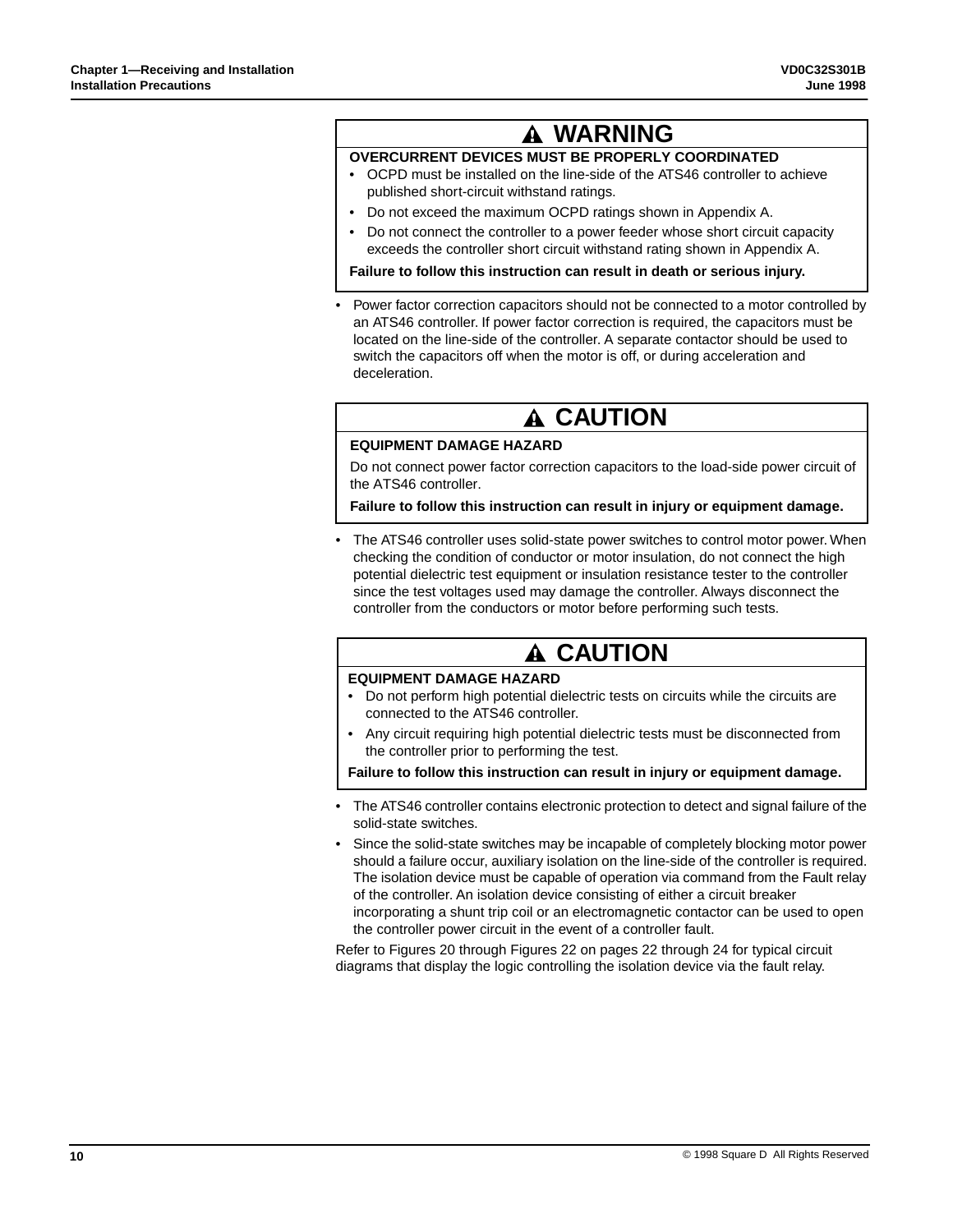## ⚠ WARNING

**OVERCURRENT DEVICES MUST BE PROPERLY COORDINATED**

- OCPD must be installed on the line-side of the ATS46 controller to achieve published short-circuit withstand ratings.
- Do not exceed the maximum OCPD ratings shown in Appendix A.
- Do not connect the controller to a power feeder whose short circuit capacity exceeds the controller short circuit withstand rating shown in Appendix A.

**Failure to follow this instruction can result in death or serious injury.**

- Power factor correction capacitors should not be connected to a motor controlled by an ATS46 controller. If power factor correction is required, the capacitors must be located on the line-side of the controller. A separate contactor should be used to switch the capacitors off when the motor is off, or during acceleration and deceleration.

## ⚠ CAUTION

**EQUIPMENT DAMAGE HAZARD**

Do not connect power factor correction capacitors to the load-side power circuit of the ATS46 controller.

**Failure to follow this instruction can result in injury or equipment damage.**

- The ATS46 controller uses solid-state power switches to control motor power. When checking the condition of conductor or motor insulation, do not connect the high potential dielectric test equipment or insulation resistance tester to the controller since the test voltages used may damage the controller. Always disconnect the controller from the conductors or motor before performing such tests.

## ⚠ CAUTION

**EQUIPMENT DAMAGE HAZARD**

- Do not perform high potential dielectric tests on circuits while the circuits are connected to the ATS46 controller.
- Any circuit requiring high potential dielectric tests must be disconnected from the controller prior to performing the test.

**Failure to follow this instruction can result in injury or equipment damage.**

- The ATS46 controller contains electronic protection to detect and signal failure of the solid-state switches.
- Since the solid-state switches may be incapable of completely blocking motor power should a failure occur, auxiliary isolation on the line-side of the controller is required. The isolation device must be capable of operation via command from the Fault relay of the controller. An isolation device consisting of either a circuit breaker incorporating a shunt trip coil or an electromagnetic contactor can be used to open the controller power circuit in the event of a controller fault.

Refer to Figures 20 through Figures 22 on pages 22 through 24 for typical circuit diagrams that display the logic controlling the isolation device via the fault relay.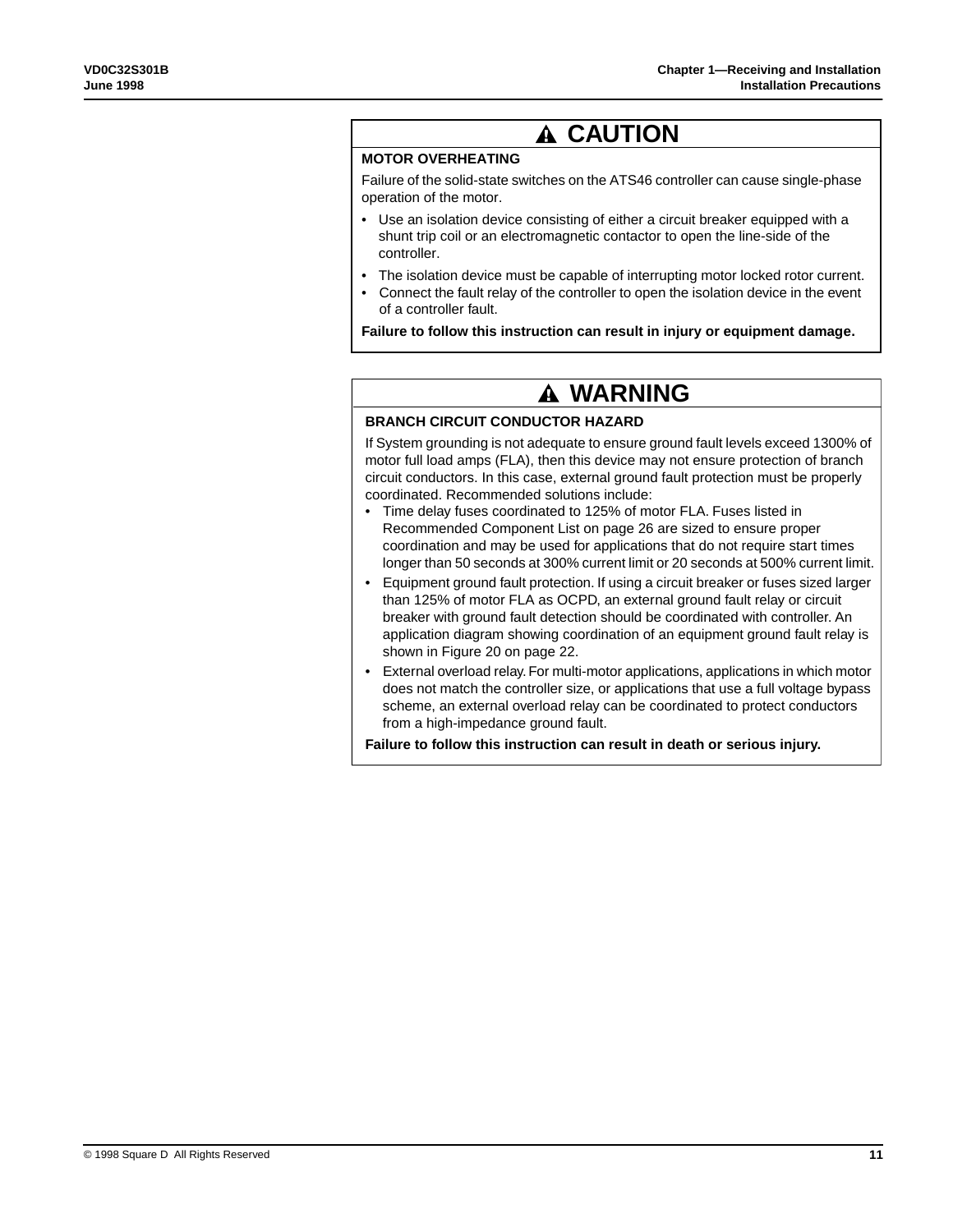## ⚠ CAUTION

**MOTOR OVERHEATING**

Failure of the solid-state switches on the ATS46 controller can cause single-phase operation of the motor.

- Use an isolation device consisting of either a circuit breaker equipped with a shunt trip coil or an electromagnetic contactor to open the line-side of the controller.
- The isolation device must be capable of interrupting motor locked rotor current.
- Connect the fault relay of the controller to open the isolation device in the event of a controller fault.

**Failure to follow this instruction can result in injury or equipment damage.**

## ⚠ WARNING

**BRANCH CIRCUIT CONDUCTOR HAZARD**

If System grounding is not adequate to ensure ground fault levels exceed 1300% of motor full load amps (FLA), then this device may not ensure protection of branch circuit conductors. In this case, external ground fault protection must be properly coordinated. Recommended solutions include:

- Time delay fuses coordinated to 125% of motor FLA. Fuses listed in Recommended Component List on page 26 are sized to ensure proper coordination and may be used for applications that do not require start times longer than 50 seconds at 300% current limit or 20 seconds at 500% current limit.
- Equipment ground fault protection. If using a circuit breaker or fuses sized larger than 125% of motor FLA as OCPD, an external ground fault relay or circuit breaker with ground fault detection should be coordinated with controller. An application diagram showing coordination of an equipment ground fault relay is shown in Figure 20 on page 22.
- External overload relay. For multi-motor applications, applications in which motor does not match the controller size, or applications that use a full voltage bypass scheme, an external overload relay can be coordinated to protect conductors from a high-impedance ground fault.

**Failure to follow this instruction can result in death or serious injury.**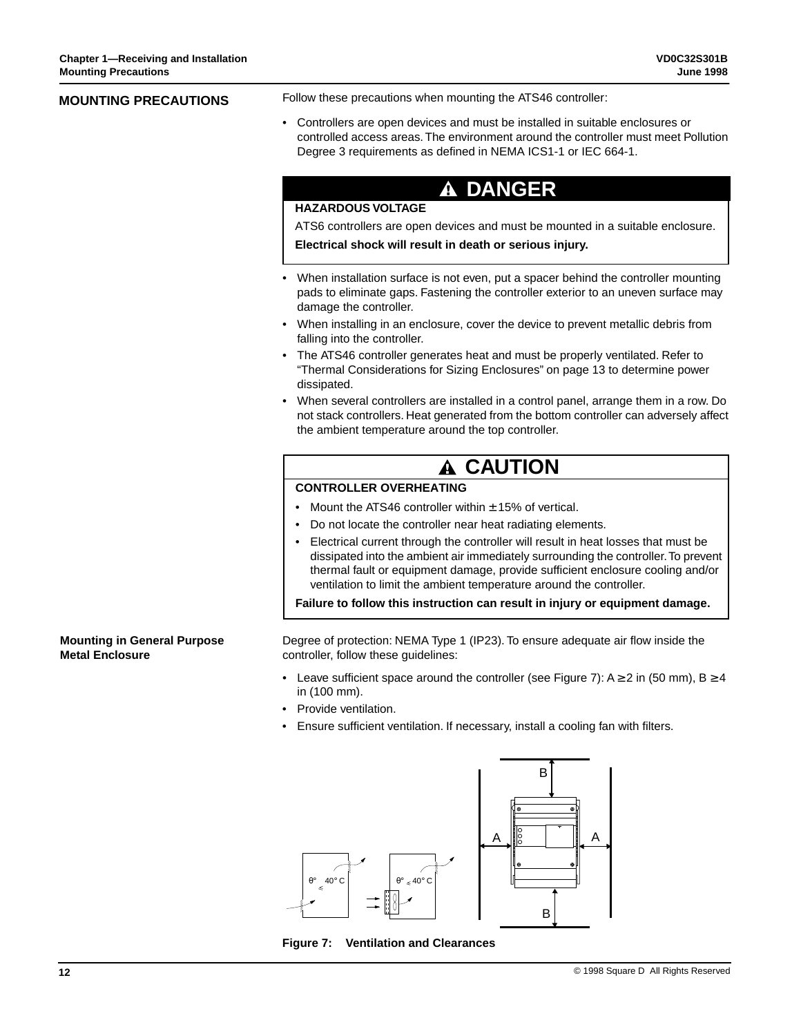## MOUNTING PRECAUTIONS

Follow these precautions when mounting the ATS46 controller:

- Controllers are open devices and must be installed in suitable enclosures or controlled access areas. The environment around the controller must meet Pollution Degree 3 requirements as defined in NEMA ICS1-1 or IEC 664-1.

> **⚠ DANGER**
>
> **HAZARDOUS VOLTAGE**
>
> ATS6 controllers are open devices and must be mounted in a suitable enclosure.
>
> **Electrical shock will result in death or serious injury.**

- When installation surface is not even, put a spacer behind the controller mounting pads to eliminate gaps. Fastening the controller exterior to an uneven surface may damage the controller.
- When installing in an enclosure, cover the device to prevent metallic debris from falling into the controller.
- The ATS46 controller generates heat and must be properly ventilated. Refer to "Thermal Considerations for Sizing Enclosures" on page 13 to determine power dissipated.
- When several controllers are installed in a control panel, arrange them in a row. Do not stack controllers. Heat generated from the bottom controller can adversely affect the ambient temperature around the top controller.

> **⚠ CAUTION**
>
> **CONTROLLER OVERHEATING**
>
> - Mount the ATS46 controller within ± 15% of vertical.
> - Do not locate the controller near heat radiating elements.
> - Electrical current through the controller will result in heat losses that must be dissipated into the ambient air immediately surrounding the controller. To prevent thermal fault or equipment damage, provide sufficient enclosure cooling and/or ventilation to limit the ambient temperature around the controller.
>
> **Failure to follow this instruction can result in injury or equipment damage.**

### Mounting in General Purpose Metal Enclosure

Degree of protection: NEMA Type 1 (IP23). To ensure adequate air flow inside the controller, follow these guidelines:

- Leave sufficient space around the controller (see Figure 7): A ≥ 2 in (50 mm), B ≥ 4 in (100 mm).
- Provide ventilation.
- Ensure sufficient ventilation. If necessary, install a cooling fan with filters.

**Figure 7: Ventilation and Clearances**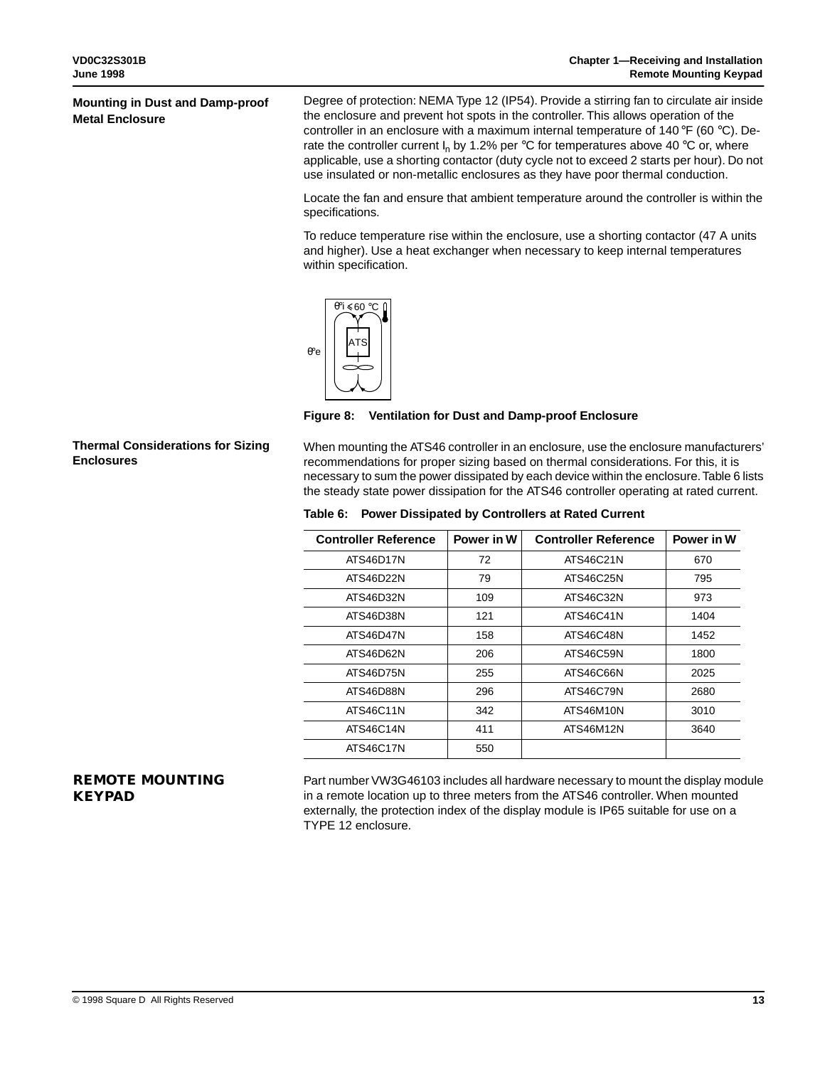### Mounting in Dust and Damp-proof Metal Enclosure

Degree of protection: NEMA Type 12 (IP54). Provide a stirring fan to circulate air inside the enclosure and prevent hot spots in the controller. This allows operation of the controller in an enclosure with a maximum internal temperature of 140 °F (60 °C). De-rate the controller current $I_n$ by 1.2% per °C for temperatures above 40 °C or, where applicable, use a shorting contactor (duty cycle not to exceed 2 starts per hour). Do not use insulated or non-metallic enclosures as they have poor thermal conduction.

Locate the fan and ensure that ambient temperature around the controller is within the specifications.

To reduce temperature rise within the enclosure, use a shorting contactor (47 A units and higher). Use a heat exchanger when necessary to keep internal temperatures within specification.

$\theta°i \leqslant 60$ °C

ATS

$\theta°e$

**Figure 8: Ventilation for Dust and Damp-proof Enclosure**

### Thermal Considerations for Sizing Enclosures

When mounting the ATS46 controller in an enclosure, use the enclosure manufacturers' recommendations for proper sizing based on thermal considerations. For this, it is necessary to sum the power dissipated by each device within the enclosure. Table 6 lists the steady state power dissipation for the ATS46 controller operating at rated current.

**Table 6: Power Dissipated by Controllers at Rated Current**

| Controller Reference | Power in W | Controller Reference | Power in W |
|---|---|---|---|
| ATS46D17N | 72 | ATS46C21N | 670 |
| ATS46D22N | 79 | ATS46C25N | 795 |
| ATS46D32N | 109 | ATS46C32N | 973 |
| ATS46D38N | 121 | ATS46C41N | 1404 |
| ATS46D47N | 158 | ATS46C48N | 1452 |
| ATS46D62N | 206 | ATS46C59N | 1800 |
| ATS46D75N | 255 | ATS46C66N | 2025 |
| ATS46D88N | 296 | ATS46C79N | 2680 |
| ATS46C11N | 342 | ATS46M10N | 3010 |
| ATS46C14N | 411 | ATS46M12N | 3640 |
| ATS46C17N | 550 | | |

## REMOTE MOUNTING KEYPAD

Part number VW3G46103 includes all hardware necessary to mount the display module in a remote location up to three meters from the ATS46 controller. When mounted externally, the protection index of the display module is IP65 suitable for use on a TYPE 12 enclosure.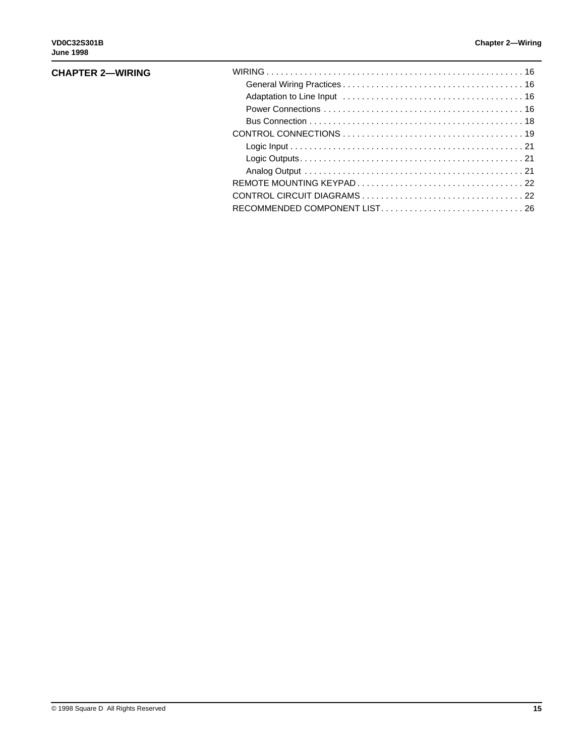# CHAPTER 2—WIRING

WIRING . . . . . . . . . . . . . . . . . . . . . . . . . . . . . . . . . . . . . . . . . . . . . . . . . . . . . 16

- General Wiring Practices . . . . . . . . . . . . . . . . . . . . . . . . . . . . . . . . . . . . . . 16
- Adaptation to Line Input . . . . . . . . . . . . . . . . . . . . . . . . . . . . . . . . . . . . . . 16
- Power Connections . . . . . . . . . . . . . . . . . . . . . . . . . . . . . . . . . . . . . . . . . . 16
- Bus Connection . . . . . . . . . . . . . . . . . . . . . . . . . . . . . . . . . . . . . . . . . . . . . 18

CONTROL CONNECTIONS . . . . . . . . . . . . . . . . . . . . . . . . . . . . . . . . . . . . . . 19

- Logic Input . . . . . . . . . . . . . . . . . . . . . . . . . . . . . . . . . . . . . . . . . . . . . . . . . 21
- Logic Outputs. . . . . . . . . . . . . . . . . . . . . . . . . . . . . . . . . . . . . . . . . . . . . . . 21
- Analog Output . . . . . . . . . . . . . . . . . . . . . . . . . . . . . . . . . . . . . . . . . . . . . . 21

REMOTE MOUNTING KEYPAD . . . . . . . . . . . . . . . . . . . . . . . . . . . . . . . . . . . 22

CONTROL CIRCUIT DIAGRAMS . . . . . . . . . . . . . . . . . . . . . . . . . . . . . . . . . . 22

RECOMMENDED COMPONENT LIST. . . . . . . . . . . . . . . . . . . . . . . . . . . . . . 26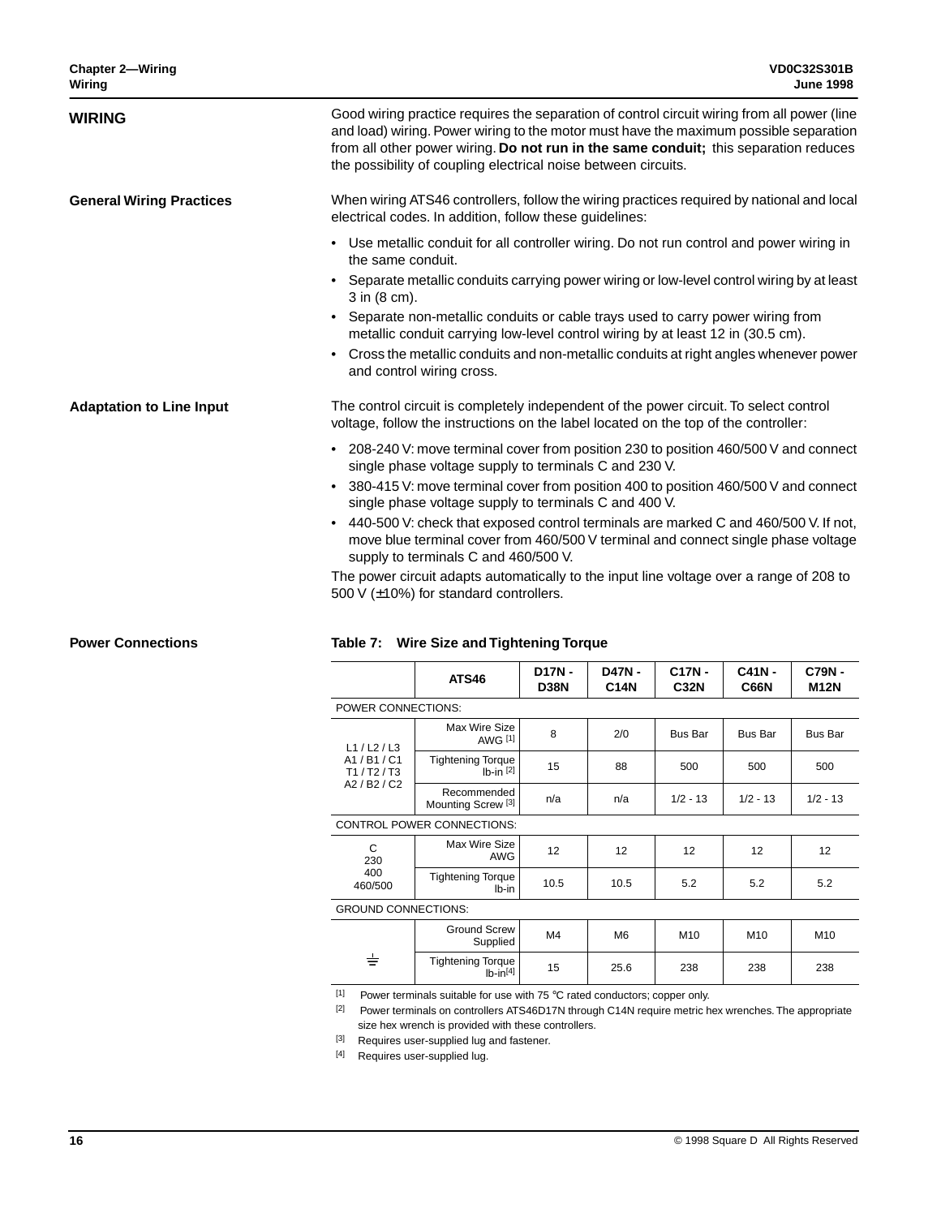## WIRING

Good wiring practice requires the separation of control circuit wiring from all power (line and load) wiring. Power wiring to the motor must have the maximum possible separation from all other power wiring. **Do not run in the same conduit;** this separation reduces the possibility of coupling electrical noise between circuits.

### General Wiring Practices

When wiring ATS46 controllers, follow the wiring practices required by national and local electrical codes. In addition, follow these guidelines:

- Use metallic conduit for all controller wiring. Do not run control and power wiring in the same conduit.
- Separate metallic conduits carrying power wiring or low-level control wiring by at least 3 in (8 cm).
- Separate non-metallic conduits or cable trays used to carry power wiring from metallic conduit carrying low-level control wiring by at least 12 in (30.5 cm).
- Cross the metallic conduits and non-metallic conduits at right angles whenever power and control wiring cross.

### Adaptation to Line Input

The control circuit is completely independent of the power circuit. To select control voltage, follow the instructions on the label located on the top of the controller:

- 208-240 V: move terminal cover from position 230 to position 460/500 V and connect single phase voltage supply to terminals C and 230 V.
- 380-415 V: move terminal cover from position 400 to position 460/500 V and connect single phase voltage supply to terminals C and 400 V.
- 440-500 V: check that exposed control terminals are marked C and 460/500 V. If not, move blue terminal cover from 460/500 V terminal and connect single phase voltage supply to terminals C and 460/500 V.

The power circuit adapts automatically to the input line voltage over a range of 208 to 500 V (±10%) for standard controllers.

### Power Connections

**Table 7: Wire Size and Tightening Torque**

| | ATS46 | D17N - D38N | D47N - C14N | C17N - C32N | C41N - C66N | C79N - M12N |
|---|---|---|---|---|---|---|
| POWER CONNECTIONS: | | | | | | |
| L1 / L2 / L3<br>A1 / B1 / C1<br>T1 / T2 / T3<br>A2 / B2 / C2 | Max Wire Size AWG [1] | 8 | 2/0 | Bus Bar | Bus Bar | Bus Bar |
| | Tightening Torque lb-in [2] | 15 | 88 | 500 | 500 | 500 |
| | Recommended Mounting Screw [3] | n/a | n/a | 1/2 - 13 | 1/2 - 13 | 1/2 - 13 |
| CONTROL POWER CONNECTIONS: | | | | | | |
| C<br>230<br>400<br>460/500 | Max Wire Size AWG | 12 | 12 | 12 | 12 | 12 |
| | Tightening Torque lb-in | 10.5 | 10.5 | 5.2 | 5.2 | 5.2 |
| GROUND CONNECTIONS: | | | | | | |
| ⏚ | Ground Screw Supplied | M4 | M6 | M10 | M10 | M10 |
| | Tightening Torque lb-in[4] | 15 | 25.6 | 238 | 238 | 238 |

[1] Power terminals suitable for use with 75 °C rated conductors; copper only.

[2] Power terminals on controllers ATS46D17N through C14N require metric hex wrenches. The appropriate size hex wrench is provided with these controllers.

[3] Requires user-supplied lug and fastener.

[4] Requires user-supplied lug.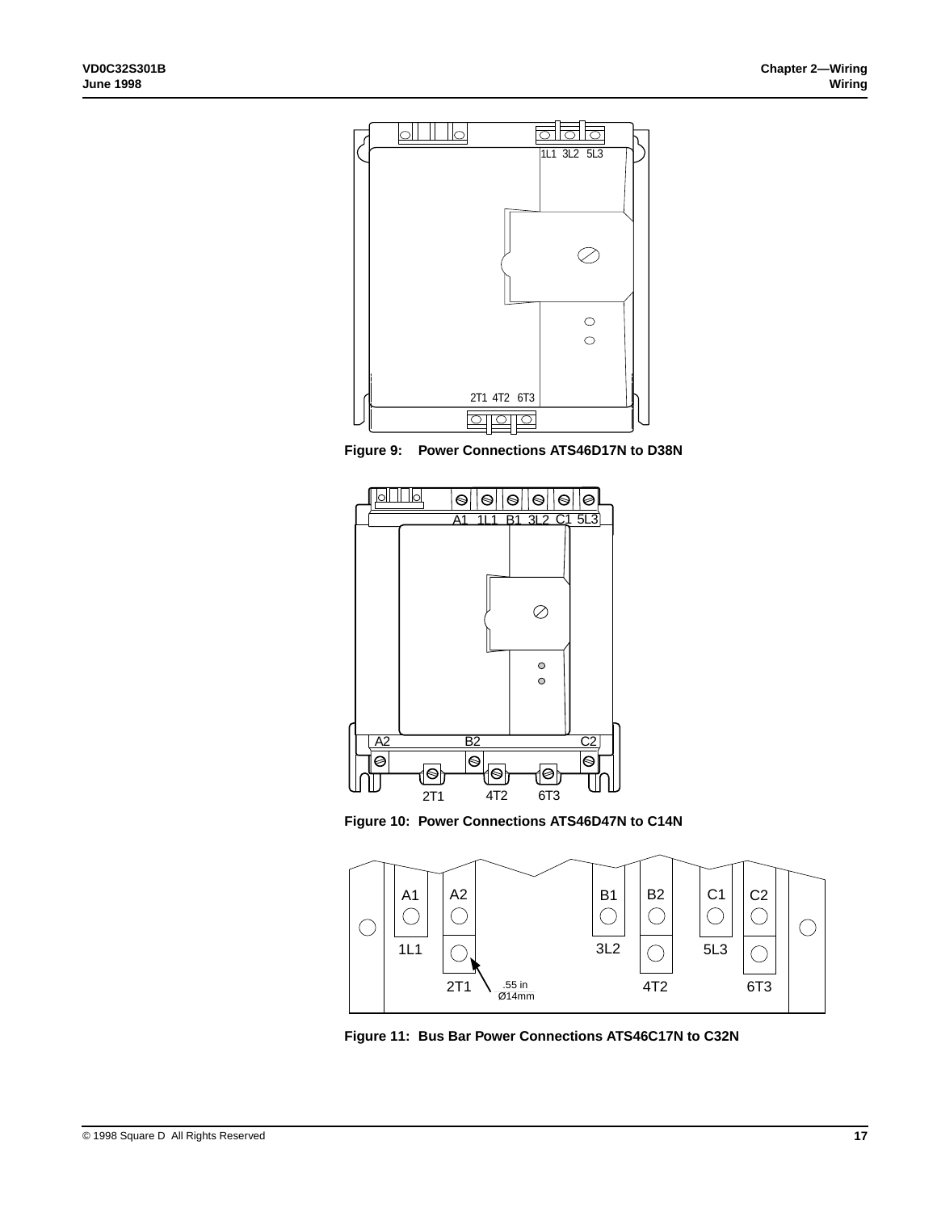Figure 9: Power Connections ATS46D17N to D38N

Figure 10: Power Connections ATS46D47N to C14N

Figure 11: Bus Bar Power Connections ATS46C17N to C32N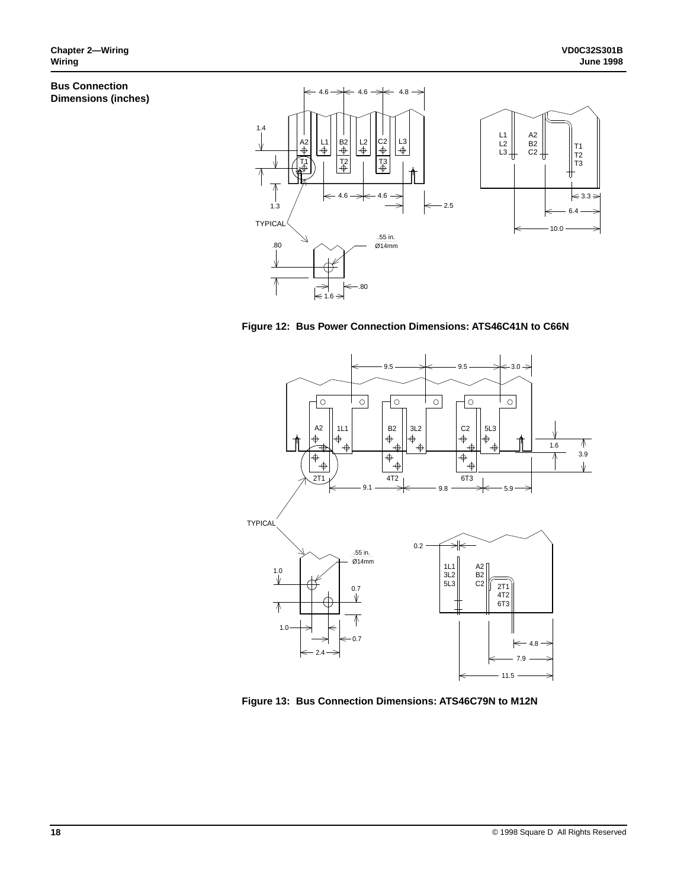## Bus Connection Dimensions (inches)

Figure 12: Bus Power Connection Dimensions: ATS46C41N to C66N

Figure 13: Bus Connection Dimensions: ATS46C79N to M12N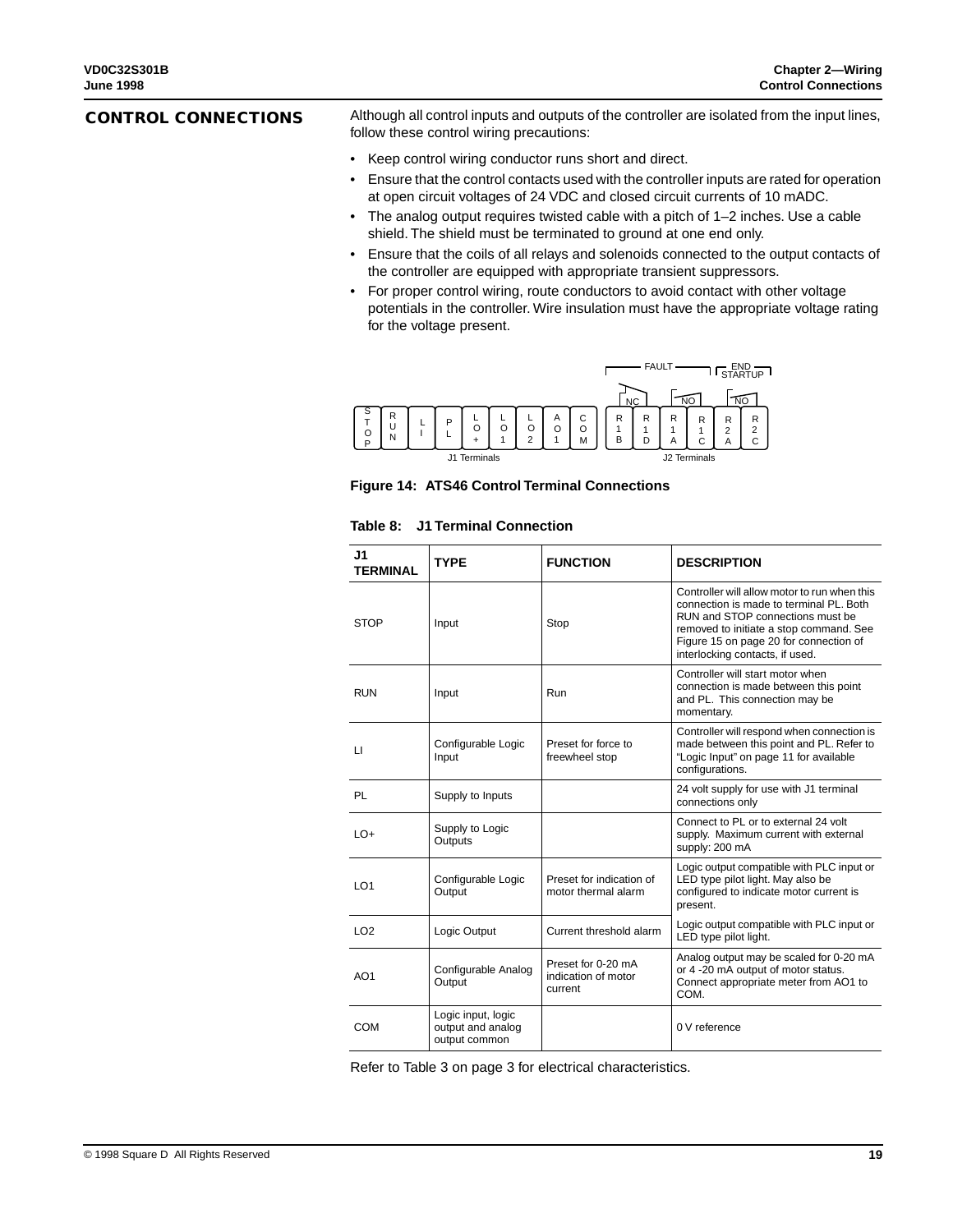## CONTROL CONNECTIONS

Although all control inputs and outputs of the controller are isolated from the input lines, follow these control wiring precautions:

- Keep control wiring conductor runs short and direct.
- Ensure that the control contacts used with the controller inputs are rated for operation at open circuit voltages of 24 VDC and closed circuit currents of 10 mADC.
- The analog output requires twisted cable with a pitch of 1–2 inches. Use a cable shield. The shield must be terminated to ground at one end only.
- Ensure that the coils of all relays and solenoids connected to the output contacts of the controller are equipped with appropriate transient suppressors.
- For proper control wiring, route conductors to avoid contact with other voltage potentials in the controller. Wire insulation must have the appropriate voltage rating for the voltage present.

FAULT — END STARTUP

NC — NO — NO

STOP | RUN | LI | PL | LO+ | LO1 | LO2 | AO1 | COM — J1 Terminals

R1B | R1D | R1A | R1C | R2A | R2C — J2 Terminals

**Figure 14: ATS46 Control Terminal Connections**

**Table 8: J1 Terminal Connection**

| J1 TERMINAL | TYPE | FUNCTION | DESCRIPTION |
|---|---|---|---|
| STOP | Input | Stop | Controller will allow motor to run when this connection is made to terminal PL. Both RUN and STOP connections must be removed to initiate a stop command. See Figure 15 on page 20 for connection of interlocking contacts, if used. |
| RUN | Input | Run | Controller will start motor when connection is made between this point and PL. This connection may be momentary. |
| LI | Configurable Logic Input | Preset for force to freewheel stop | Controller will respond when connection is made between this point and PL. Refer to "Logic Input" on page 11 for available configurations. |
| PL | Supply to Inputs | | 24 volt supply for use with J1 terminal connections only |
| LO+ | Supply to Logic Outputs | | Connect to PL or to external 24 volt supply. Maximum current with external supply: 200 mA |
| LO1 | Configurable Logic Output | Preset for indication of motor thermal alarm | Logic output compatible with PLC input or LED type pilot light. May also be configured to indicate motor current is present. |
| LO2 | Logic Output | Current threshold alarm | Logic output compatible with PLC input or LED type pilot light. |
| AO1 | Configurable Analog Output | Preset for 0-20 mA indication of motor current | Analog output may be scaled for 0-20 mA or 4 -20 mA output of motor status. Connect appropriate meter from AO1 to COM. |
| COM | Logic input, logic output and analog output common | | 0 V reference |

Refer to Table 3 on page 3 for electrical characteristics.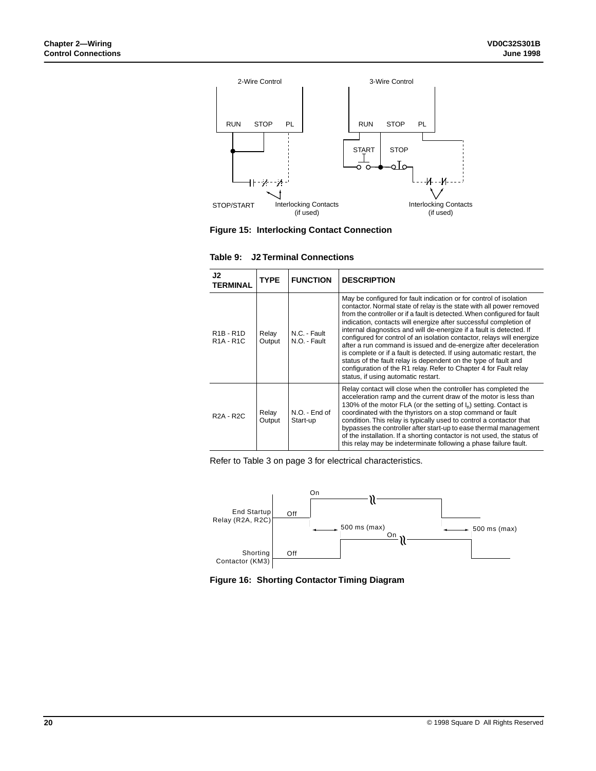Figure 15: Interlocking Contact Connection

**Table 9: J2 Terminal Connections**

| J2 TERMINAL | TYPE | FUNCTION | DESCRIPTION |
|---|---|---|---|
| R1B - R1D<br>R1A - R1C | Relay Output | N.C. - Fault<br>N.O. - Fault | May be configured for fault indication or for control of isolation contactor. Normal state of relay is the state with all power removed from the controller or if a fault is detected. When configured for fault indication, contacts will energize after successful completion of internal diagnostics and will de-energize if a fault is detected. If configured for control of an isolation contactor, relays will energize after a run command is issued and de-energize after deceleration is complete or if a fault is detected. If using automatic restart, the status of the fault relay is dependent on the type of fault and configuration of the R1 relay. Refer to Chapter 4 for Fault relay status, if using automatic restart. |
| R2A - R2C | Relay Output | N.O. - End of Start-up | Relay contact will close when the controller has completed the acceleration ramp and the current draw of the motor is less than 130% of the motor FLA (or the setting of $I_n$) setting. Contact is coordinated with the thyristors on a stop command or fault condition. This relay is typically used to control a contactor that bypasses the controller after start-up to ease thermal management of the installation. If a shorting contactor is not used, the status of this relay may be indeterminate following a phase failure fault. |

Refer to Table 3 on page 3 for electrical characteristics.

Figure 16: Shorting Contactor Timing Diagram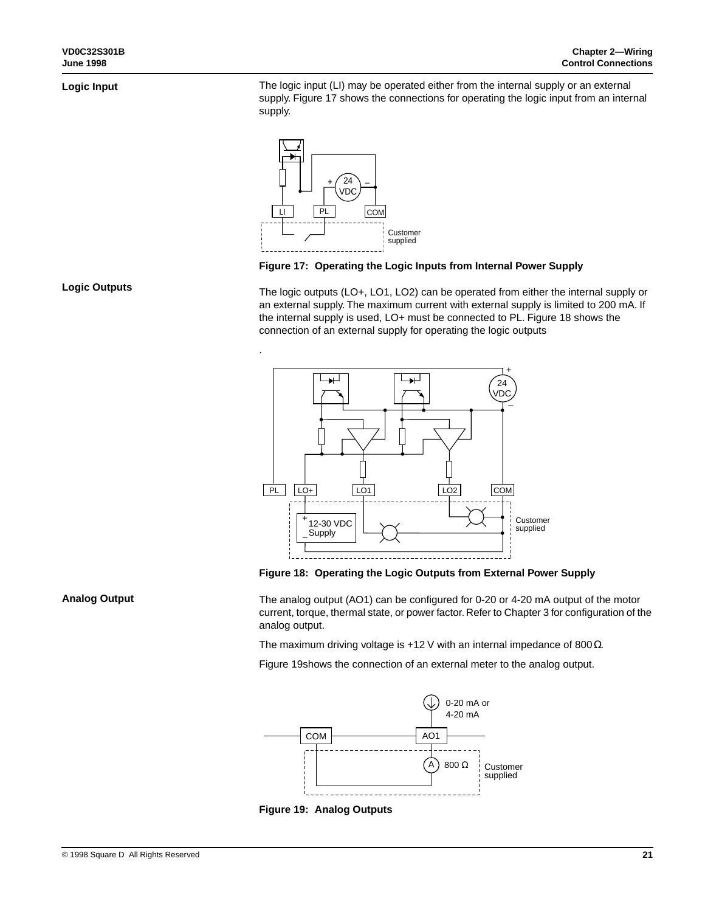## Logic Input

The logic input (LI) may be operated either from the internal supply or an external supply. Figure 17 shows the connections for operating the logic input from an internal supply.

**Figure 17: Operating the Logic Inputs from Internal Power Supply**

## Logic Outputs

The logic outputs (LO+, LO1, LO2) can be operated from either the internal supply or an external supply. The maximum current with external supply is limited to 200 mA. If the internal supply is used, LO+ must be connected to PL. Figure 18 shows the connection of an external supply for operating the logic outputs

.

**Figure 18: Operating the Logic Outputs from External Power Supply**

## Analog Output

The analog output (AO1) can be configured for 0-20 or 4-20 mA output of the motor current, torque, thermal state, or power factor. Refer to Chapter 3 for configuration of the analog output.

The maximum driving voltage is +12 V with an internal impedance of 800 Ω.

Figure 19shows the connection of an external meter to the analog output.

**Figure 19: Analog Outputs**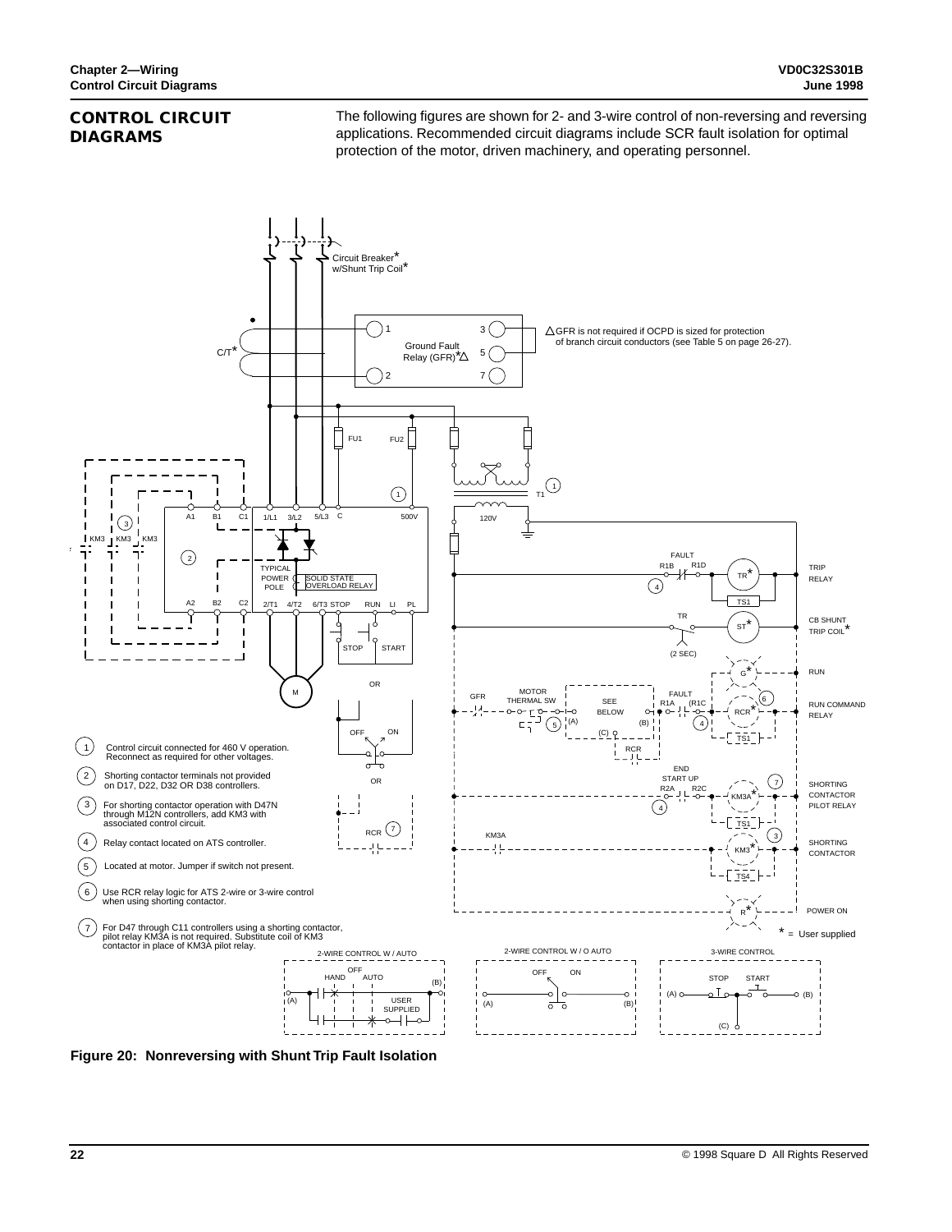## CONTROL CIRCUIT DIAGRAMS

The following figures are shown for 2- and 3-wire control of non-reversing and reversing applications. Recommended circuit diagrams include SCR fault isolation for optimal protection of the motor, driven machinery, and operating personnel.

△GFR is not required if OCPD is sized for protection of branch circuit conductors (see Table 5 on page 26-27).

1. Control circuit connected for 460 V operation. Reconnect as required for other voltages.
2. Shorting contactor terminals not provided on D17, D22, D32 OR D38 controllers.
3. For shorting contactor operation with D47N through M12N controllers, add KM3 with associated control circuit.
4. Relay contact located on ATS controller.
5. Located at motor. Jumper if switch not present.
6. Use RCR relay logic for ATS 2-wire or 3-wire control when using shorting contactor.
7. For D47 through C11 controllers using a shorting contactor, pilot relay KM3A is not required. Substitute coil of KM3 contactor in place of KM3A pilot relay.

* = User supplied

**Figure 20: Nonreversing with Shunt Trip Fault Isolation**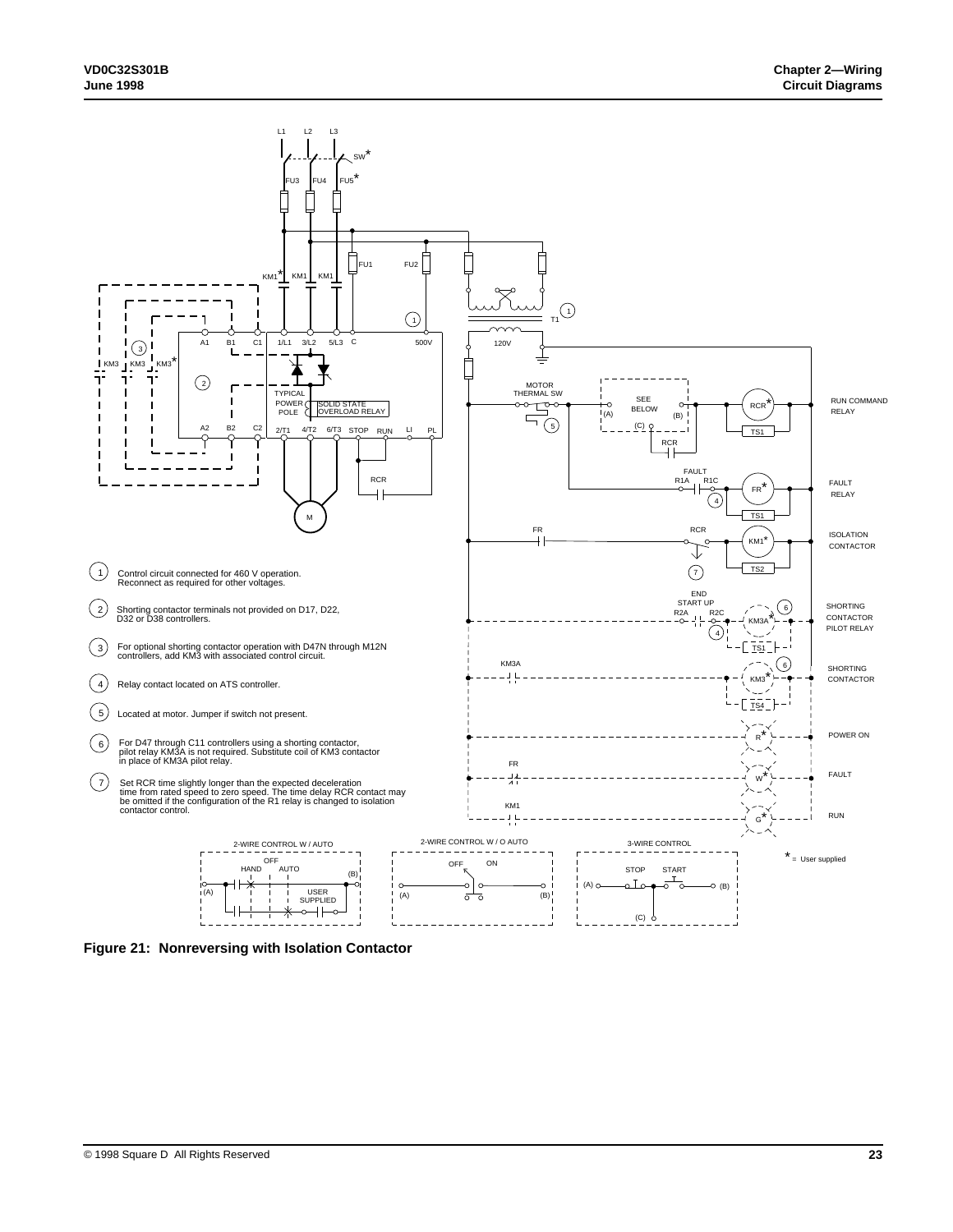1. Control circuit connected for 460 V operation. Reconnect as required for other voltages.
2. Shorting contactor terminals not provided on D17, D22, D32 or D38 controllers.
3. For optional shorting contactor operation with D47N through M12N controllers, add KM3 with associated control circuit.
4. Relay contact located on ATS controller.
5. Located at motor. Jumper if switch not present.
6. For D47 through C11 controllers using a shorting contactor, pilot relay KM3A is not required. Substitute coil of KM3 contactor in place of KM3A pilot relay.
7. Set RCR time slightly longer than the expected deceleration time from rated speed to zero speed. The time delay RCR contact may be omitted if the configuration of the R1 relay is changed to isolation contactor control.

* = User supplied

**Figure 21: Nonreversing with Isolation Contactor**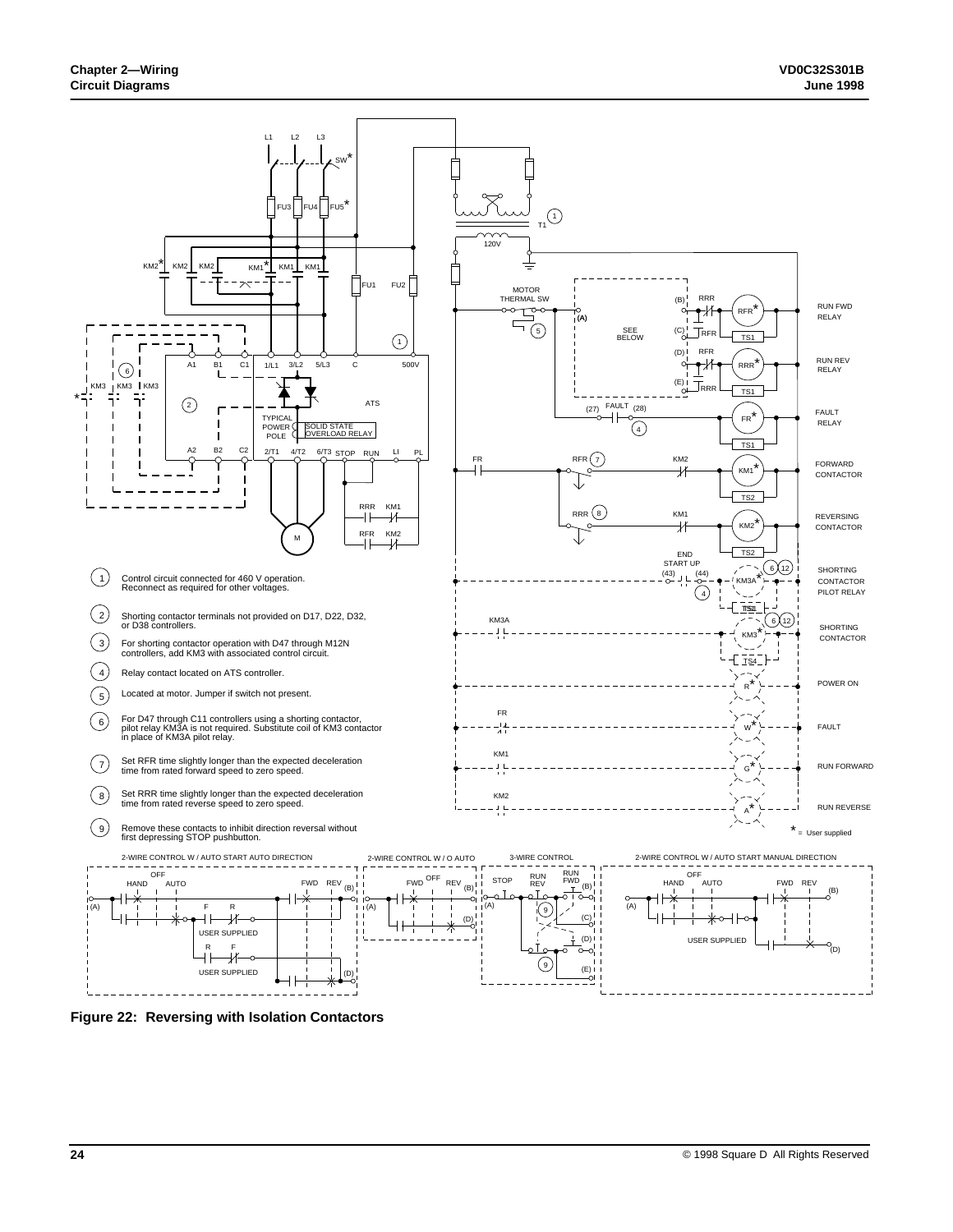1. Control circuit connected for 460 V operation. Reconnect as required for other voltages.
2. Shorting contactor terminals not provided on D17, D22, D32, or D38 controllers.
3. For shorting contactor operation with D47 through M12N controllers, add KM3 with associated control circuit.
4. Relay contact located on ATS controller.
5. Located at motor. Jumper if switch not present.
6. For D47 through C11 controllers using a shorting contactor, pilot relay KM3A is not required. Substitute coil of KM3 contactor in place of KM3A pilot relay.
7. Set RFR time slightly longer than the expected deceleration time from rated forward speed to zero speed.
8. Set RRR time slightly longer than the expected deceleration time from rated reverse speed to zero speed.
9. Remove these contacts to inhibit direction reversal without first depressing STOP pushbutton.

* = User supplied

**Figure 22: Reversing with Isolation Contactors**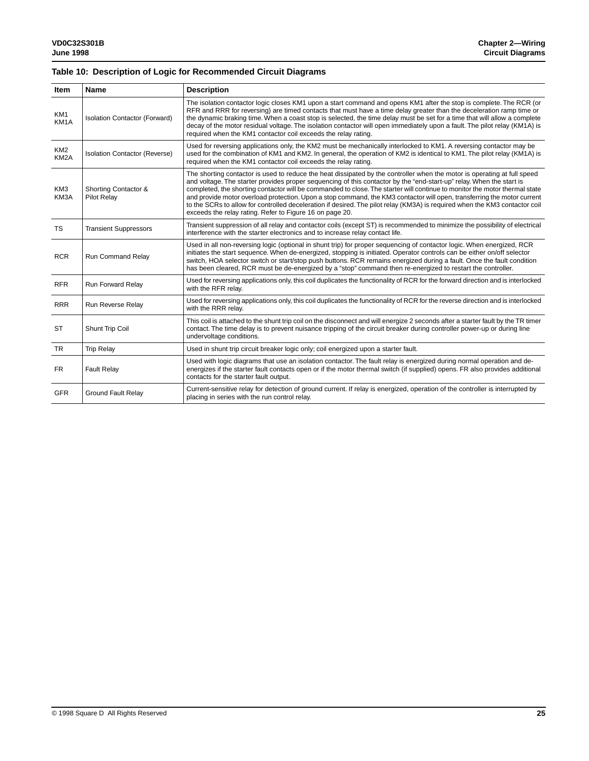### Table 10: Description of Logic for Recommended Circuit Diagrams

| Item | Name | Description |
|---|---|---|
| KM1 KM1A | Isolation Contactor (Forward) | The isolation contactor logic closes KM1 upon a start command and opens KM1 after the stop is complete. The RCR (or RFR and RRR for reversing) are timed contacts that must have a time delay greater than the deceleration ramp time or the dynamic braking time. When a coast stop is selected, the time delay must be set for a time that will allow a complete decay of the motor residual voltage. The isolation contactor will open immediately upon a fault. The pilot relay (KM1A) is required when the KM1 contactor coil exceeds the relay rating. |
| KM2 KM2A | Isolation Contactor (Reverse) | Used for reversing applications only, the KM2 must be mechanically interlocked to KM1. A reversing contactor may be used for the combination of KM1 and KM2. In general, the operation of KM2 is identical to KM1. The pilot relay (KM1A) is required when the KM1 contactor coil exceeds the relay rating. |
| KM3 KM3A | Shorting Contactor & Pilot Relay | The shorting contactor is used to reduce the heat dissipated by the controller when the motor is operating at full speed and voltage. The starter provides proper sequencing of this contactor by the "end-start-up" relay. When the start is completed, the shorting contactor will be commanded to close. The starter will continue to monitor the motor thermal state and provide motor overload protection. Upon a stop command, the KM3 contactor will open, transferring the motor current to the SCRs to allow for controlled deceleration if desired. The pilot relay (KM3A) is required when the KM3 contactor coil exceeds the relay rating. Refer to Figure 16 on page 20. |
| TS | Transient Suppressors | Transient suppression of all relay and contactor coils (except ST) is recommended to minimize the possibility of electrical interference with the starter electronics and to increase relay contact life. |
| RCR | Run Command Relay | Used in all non-reversing logic (optional in shunt trip) for proper sequencing of contactor logic. When energized, RCR initiates the start sequence. When de-energized, stopping is initiated. Operator controls can be either on/off selector switch, HOA selector switch or start/stop push buttons. RCR remains energized during a fault. Once the fault condition has been cleared, RCR must be de-energized by a "stop" command then re-energized to restart the controller. |
| RFR | Run Forward Relay | Used for reversing applications only, this coil duplicates the functionality of RCR for the forward direction and is interlocked with the RFR relay. |
| RRR | Run Reverse Relay | Used for reversing applications only, this coil duplicates the functionality of RCR for the reverse direction and is interlocked with the RRR relay. |
| ST | Shunt Trip Coil | This coil is attached to the shunt trip coil on the disconnect and will energize 2 seconds after a starter fault by the TR timer contact. The time delay is to prevent nuisance tripping of the circuit breaker during controller power-up or during line undervoltage conditions. |
| TR | Trip Relay | Used in shunt trip circuit breaker logic only; coil energized upon a starter fault. |
| FR | Fault Relay | Used with logic diagrams that use an isolation contactor. The fault relay is energized during normal operation and de-energizes if the starter fault contacts open or if the motor thermal switch (if supplied) opens. FR also provides additional contacts for the starter fault output. |
| GFR | Ground Fault Relay | Current-sensitive relay for detection of ground current. If relay is energized, operation of the controller is interrupted by placing in series with the run control relay. |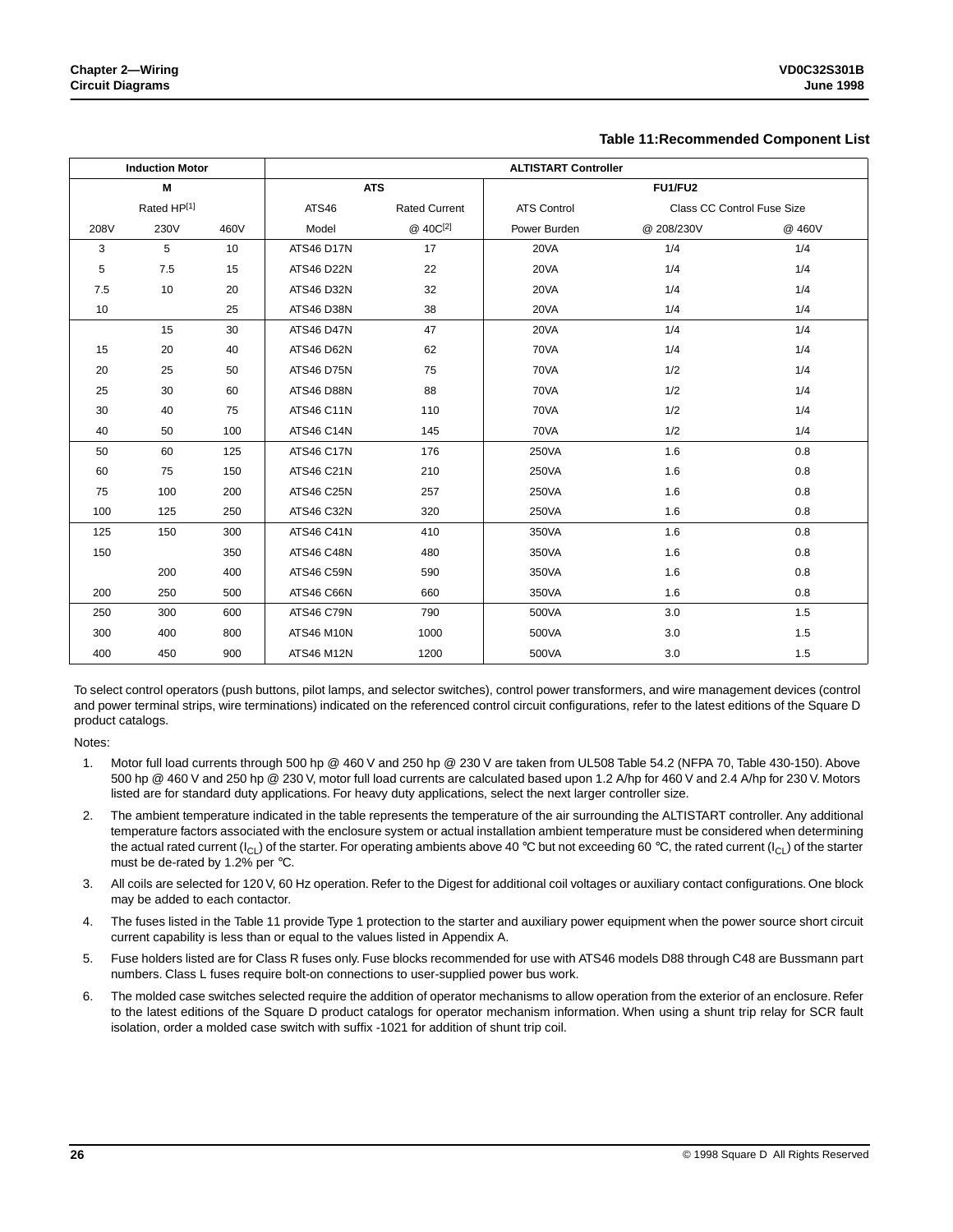**Table 11:Recommended Component List**

| Induction Motor | | | ALTISTART Controller | | | | |
|---|---|---|---|---|---|---|---|
| M | | | ATS | | FU1/FU2 | | |
| Rated HP[1] | | | ATS46 | Rated Current | ATS Control | Class CC Control Fuse Size | |
| 208V | 230V | 460V | Model | @ 40C[2] | Power Burden | @ 208/230V | @ 460V |
| 3 | 5 | 10 | ATS46 D17N | 17 | 20VA | 1/4 | 1/4 |
| 5 | 7.5 | 15 | ATS46 D22N | 22 | 20VA | 1/4 | 1/4 |
| 7.5 | 10 | 20 | ATS46 D32N | 32 | 20VA | 1/4 | 1/4 |
| 10 | | 25 | ATS46 D38N | 38 | 20VA | 1/4 | 1/4 |
| | 15 | 30 | ATS46 D47N | 47 | 20VA | 1/4 | 1/4 |
| 15 | 20 | 40 | ATS46 D62N | 62 | 70VA | 1/4 | 1/4 |
| 20 | 25 | 50 | ATS46 D75N | 75 | 70VA | 1/2 | 1/4 |
| 25 | 30 | 60 | ATS46 D88N | 88 | 70VA | 1/2 | 1/4 |
| 30 | 40 | 75 | ATS46 C11N | 110 | 70VA | 1/2 | 1/4 |
| 40 | 50 | 100 | ATS46 C14N | 145 | 70VA | 1/2 | 1/4 |
| 50 | 60 | 125 | ATS46 C17N | 176 | 250VA | 1.6 | 0.8 |
| 60 | 75 | 150 | ATS46 C21N | 210 | 250VA | 1.6 | 0.8 |
| 75 | 100 | 200 | ATS46 C25N | 257 | 250VA | 1.6 | 0.8 |
| 100 | 125 | 250 | ATS46 C32N | 320 | 250VA | 1.6 | 0.8 |
| 125 | 150 | 300 | ATS46 C41N | 410 | 350VA | 1.6 | 0.8 |
| 150 | | 350 | ATS46 C48N | 480 | 350VA | 1.6 | 0.8 |
| | 200 | 400 | ATS46 C59N | 590 | 350VA | 1.6 | 0.8 |
| 200 | 250 | 500 | ATS46 C66N | 660 | 350VA | 1.6 | 0.8 |
| 250 | 300 | 600 | ATS46 C79N | 790 | 500VA | 3.0 | 1.5 |
| 300 | 400 | 800 | ATS46 M10N | 1000 | 500VA | 3.0 | 1.5 |
| 400 | 450 | 900 | ATS46 M12N | 1200 | 500VA | 3.0 | 1.5 |

To select control operators (push buttons, pilot lamps, and selector switches), control power transformers, and wire management devices (control and power terminal strips, wire terminations) indicated on the referenced control circuit configurations, refer to the latest editions of the Square D product catalogs.

Notes:

1. Motor full load currents through 500 hp @ 460 V and 250 hp @ 230 V are taken from UL508 Table 54.2 (NFPA 70, Table 430-150). Above 500 hp @ 460 V and 250 hp @ 230 V, motor full load currents are calculated based upon 1.2 A/hp for 460 V and 2.4 A/hp for 230 V. Motors listed are for standard duty applications. For heavy duty applications, select the next larger controller size.
2. The ambient temperature indicated in the table represents the temperature of the air surrounding the ALTISTART controller. Any additional temperature factors associated with the enclosure system or actual installation ambient temperature must be considered when determining the actual rated current ($I_{CL}$) of the starter. For operating ambients above 40 °C but not exceeding 60 °C, the rated current ($I_{CL}$) of the starter must be de-rated by 1.2% per °C.
3. All coils are selected for 120 V, 60 Hz operation. Refer to the Digest for additional coil voltages or auxiliary contact configurations. One block may be added to each contactor.
4. The fuses listed in the Table 11 provide Type 1 protection to the starter and auxiliary power equipment when the power source short circuit current capability is less than or equal to the values listed in Appendix A.
5. Fuse holders listed are for Class R fuses only. Fuse blocks recommended for use with ATS46 models D88 through C48 are Bussmann part numbers. Class L fuses require bolt-on connections to user-supplied power bus work.
6. The molded case switches selected require the addition of operator mechanisms to allow operation from the exterior of an enclosure. Refer to the latest editions of the Square D product catalogs for operator mechanism information. When using a shunt trip relay for SCR fault isolation, order a molded case switch with suffix -1021 for addition of shunt trip coil.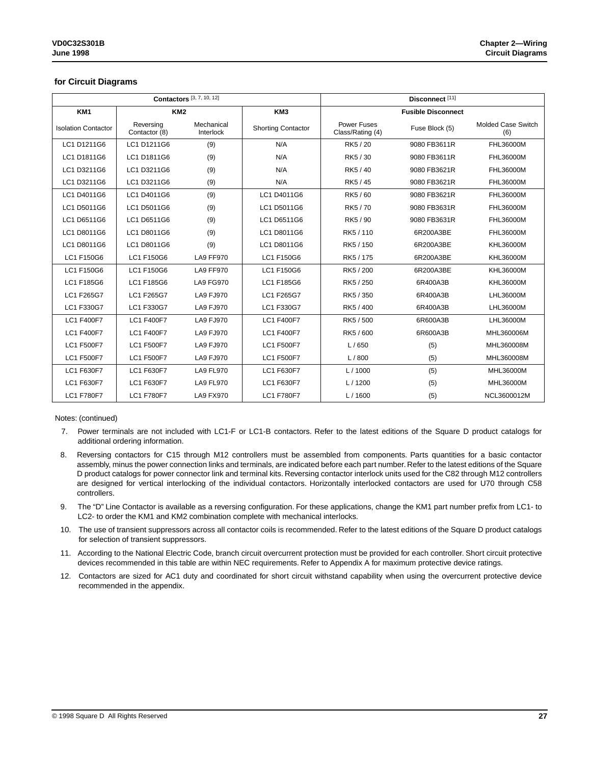### for Circuit Diagrams

| Contactors [3, 7, 10, 12] | | | | Disconnect [11] | | |
|---|---|---|---|---|---|---|
| KM1 | KM2 | | KM3 | Fusible Disconnect | | |
| Isolation Contactor | Reversing Contactor (8) | Mechanical Interlock | Shorting Contactor | Power Fuses Class/Rating (4) | Fuse Block (5) | Molded Case Switch (6) |
| LC1 D1211G6 | LC1 D1211G6 | (9) | N/A | RK5 / 20 | 9080 FB3611R | FHL36000M |
| LC1 D1811G6 | LC1 D1811G6 | (9) | N/A | RK5 / 30 | 9080 FB3611R | FHL36000M |
| LC1 D3211G6 | LC1 D3211G6 | (9) | N/A | RK5 / 40 | 9080 FB3621R | FHL36000M |
| LC1 D3211G6 | LC1 D3211G6 | (9) | N/A | RK5 / 45 | 9080 FB3621R | FHL36000M |
| LC1 D4011G6 | LC1 D4011G6 | (9) | LC1 D4011G6 | RK5 / 60 | 9080 FB3621R | FHL36000M |
| LC1 D5011G6 | LC1 D5011G6 | (9) | LC1 D5011G6 | RK5 / 70 | 9080 FB3631R | FHL36000M |
| LC1 D6511G6 | LC1 D6511G6 | (9) | LC1 D6511G6 | RK5 / 90 | 9080 FB3631R | FHL36000M |
| LC1 D8011G6 | LC1 D8011G6 | (9) | LC1 D8011G6 | RK5 / 110 | 6R200A3BE | FHL36000M |
| LC1 D8011G6 | LC1 D8011G6 | (9) | LC1 D8011G6 | RK5 / 150 | 6R200A3BE | KHL36000M |
| LC1 F150G6 | LC1 F150G6 | LA9 FF970 | LC1 F150G6 | RK5 / 175 | 6R200A3BE | KHL36000M |
| LC1 F150G6 | LC1 F150G6 | LA9 FF970 | LC1 F150G6 | RK5 / 200 | 6R200A3BE | KHL36000M |
| LC1 F185G6 | LC1 F185G6 | LA9 FG970 | LC1 F185G6 | RK5 / 250 | 6R400A3B | KHL36000M |
| LC1 F265G7 | LC1 F265G7 | LA9 FJ970 | LC1 F265G7 | RK5 / 350 | 6R400A3B | LHL36000M |
| LC1 F330G7 | LC1 F330G7 | LA9 FJ970 | LC1 F330G7 | RK5 / 400 | 6R400A3B | LHL36000M |
| LC1 F400F7 | LC1 F400F7 | LA9 FJ970 | LC1 F400F7 | RK5 / 500 | 6R600A3B | LHL36000M |
| LC1 F400F7 | LC1 F400F7 | LA9 FJ970 | LC1 F400F7 | RK5 / 600 | 6R600A3B | MHL360006M |
| LC1 F500F7 | LC1 F500F7 | LA9 FJ970 | LC1 F500F7 | L / 650 | (5) | MHL360008M |
| LC1 F500F7 | LC1 F500F7 | LA9 FJ970 | LC1 F500F7 | L / 800 | (5) | MHL360008M |
| LC1 F630F7 | LC1 F630F7 | LA9 FL970 | LC1 F630F7 | L / 1000 | (5) | MHL36000M |
| LC1 F630F7 | LC1 F630F7 | LA9 FL970 | LC1 F630F7 | L / 1200 | (5) | MHL36000M |
| LC1 F780F7 | LC1 F780F7 | LA9 FX970 | LC1 F780F7 | L / 1600 | (5) | NCL3600012M |

Notes: (continued)

7. Power terminals are not included with LC1-F or LC1-B contactors. Refer to the latest editions of the Square D product catalogs for additional ordering information.
8. Reversing contactors for C15 through M12 controllers must be assembled from components. Parts quantities for a basic contactor assembly, minus the power connection links and terminals, are indicated before each part number. Refer to the latest editions of the Square D product catalogs for power connector link and terminal kits. Reversing contactor interlock units used for the C82 through M12 controllers are designed for vertical interlocking of the individual contactors. Horizontally interlocked contactors are used for U70 through C58 controllers.
9. The "D" Line Contactor is available as a reversing configuration. For these applications, change the KM1 part number prefix from LC1- to LC2- to order the KM1 and KM2 combination complete with mechanical interlocks.
10. The use of transient suppressors across all contactor coils is recommended. Refer to the latest editions of the Square D product catalogs for selection of transient suppressors.
11. According to the National Electric Code, branch circuit overcurrent protection must be provided for each controller. Short circuit protective devices recommended in this table are within NEC requirements. Refer to Appendix A for maximum protective device ratings.
12. Contactors are sized for AC1 duty and coordinated for short circuit withstand capability when using the overcurrent protective device recommended in the appendix.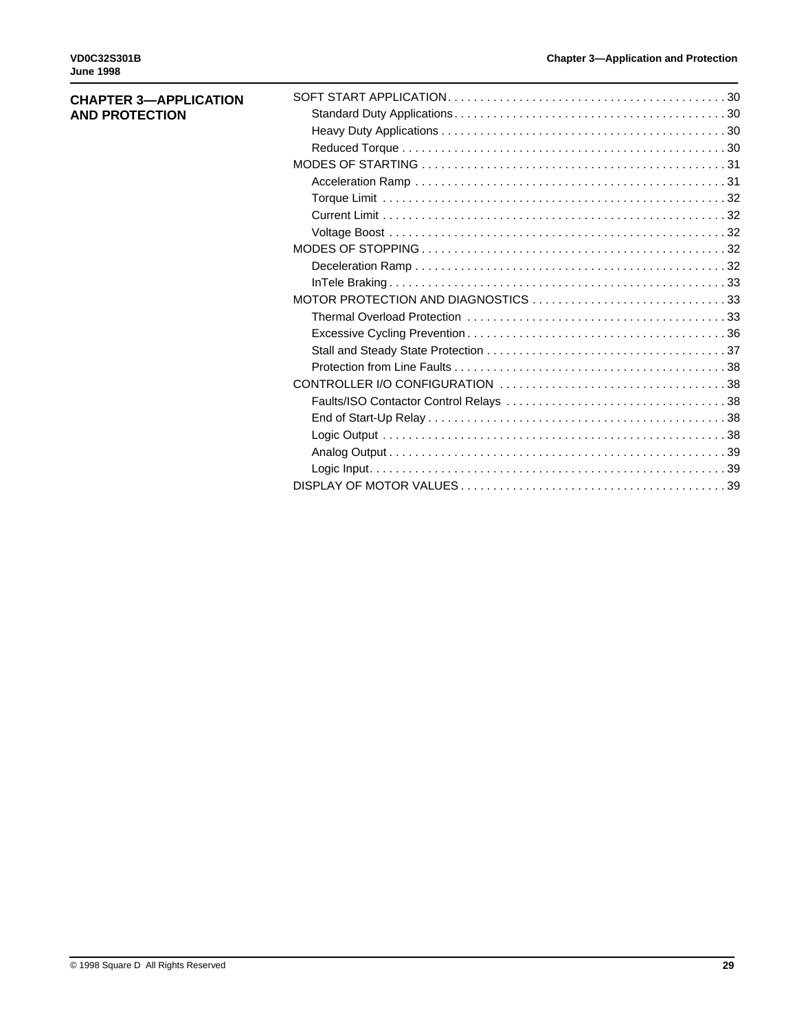# CHAPTER 3—APPLICATION AND PROTECTION

- SOFT START APPLICATION . . . . . 30
  - Standard Duty Applications . . . . . 30
  - Heavy Duty Applications . . . . . 30
  - Reduced Torque . . . . . 30
- MODES OF STARTING . . . . . 31
  - Acceleration Ramp . . . . . 31
  - Torque Limit . . . . . 32
  - Current Limit . . . . . 32
  - Voltage Boost . . . . . 32
- MODES OF STOPPING . . . . . 32
  - Deceleration Ramp . . . . . 32
  - InTele Braking . . . . . 33
- MOTOR PROTECTION AND DIAGNOSTICS . . . . . 33
  - Thermal Overload Protection . . . . . 33
  - Excessive Cycling Prevention . . . . . 36
  - Stall and Steady State Protection . . . . . 37
  - Protection from Line Faults . . . . . 38
- CONTROLLER I/O CONFIGURATION . . . . . 38
  - Faults/ISO Contactor Control Relays . . . . . 38
  - End of Start-Up Relay . . . . . 38
  - Logic Output . . . . . 38
  - Analog Output . . . . . 39
  - Logic Input . . . . . 39
- DISPLAY OF MOTOR VALUES . . . . . 39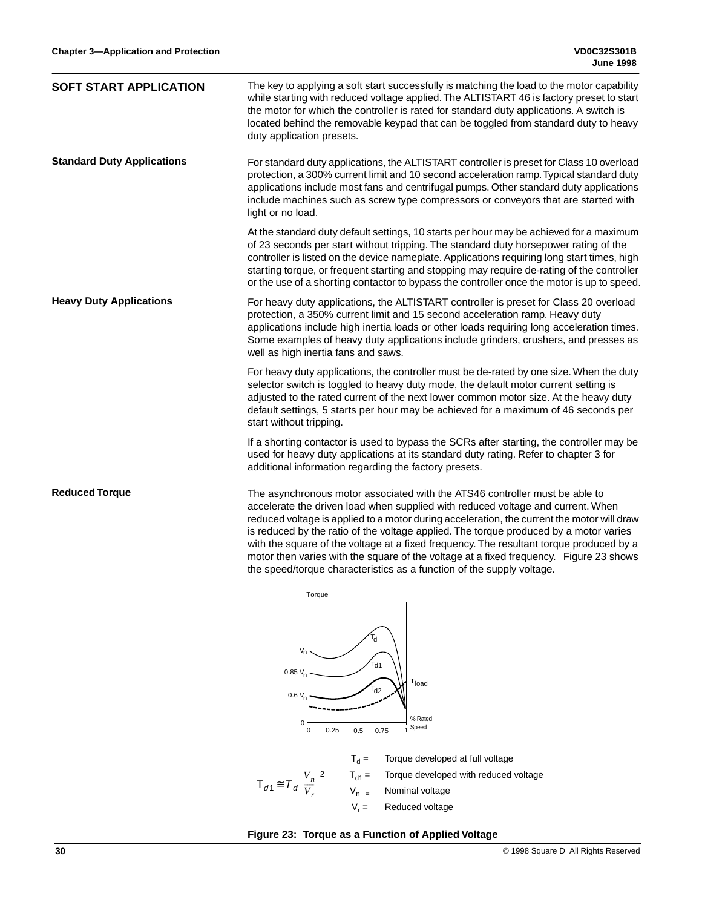## SOFT START APPLICATION

The key to applying a soft start successfully is matching the load to the motor capability while starting with reduced voltage applied. The ALTISTART 46 is factory preset to start the motor for which the controller is rated for standard duty applications. A switch is located behind the removable keypad that can be toggled from standard duty to heavy duty application presets.

### Standard Duty Applications

For standard duty applications, the ALTISTART controller is preset for Class 10 overload protection, a 300% current limit and 10 second acceleration ramp. Typical standard duty applications include most fans and centrifugal pumps. Other standard duty applications include machines such as screw type compressors or conveyors that are started with light or no load.

At the standard duty default settings, 10 starts per hour may be achieved for a maximum of 23 seconds per start without tripping. The standard duty horsepower rating of the controller is listed on the device nameplate. Applications requiring long start times, high starting torque, or frequent starting and stopping may require de-rating of the controller or the use of a shorting contactor to bypass the controller once the motor is up to speed.

### Heavy Duty Applications

For heavy duty applications, the ALTISTART controller is preset for Class 20 overload protection, a 350% current limit and 15 second acceleration ramp. Heavy duty applications include high inertia loads or other loads requiring long acceleration times. Some examples of heavy duty applications include grinders, crushers, and presses as well as high inertia fans and saws.

For heavy duty applications, the controller must be de-rated by one size. When the duty selector switch is toggled to heavy duty mode, the default motor current setting is adjusted to the rated current of the next lower common motor size. At the heavy duty default settings, 5 starts per hour may be achieved for a maximum of 46 seconds per start without tripping.

If a shorting contactor is used to bypass the SCRs after starting, the controller may be used for heavy duty applications at its standard duty rating. Refer to chapter 3 for additional information regarding the factory presets.

### Reduced Torque

The asynchronous motor associated with the ATS46 controller must be able to accelerate the driven load when supplied with reduced voltage and current. When reduced voltage is applied to a motor during acceleration, the current the motor will draw is reduced by the ratio of the voltage applied. The torque produced by a motor varies with the square of the voltage at a fixed frequency. The resultant torque produced by a motor then varies with the square of the voltage at a fixed frequency. Figure 23 shows the speed/torque characteristics as a function of the supply voltage.

$$T_{d1} \cong T_d \left(\frac{V_n}{V_r}\right)^2$$

$T_d$ = Torque developed at full voltage
$T_{d1}$ = Torque developed with reduced voltage
$V_n$ = Nominal voltage
$V_r$ = Reduced voltage

**Figure 23: Torque as a Function of Applied Voltage**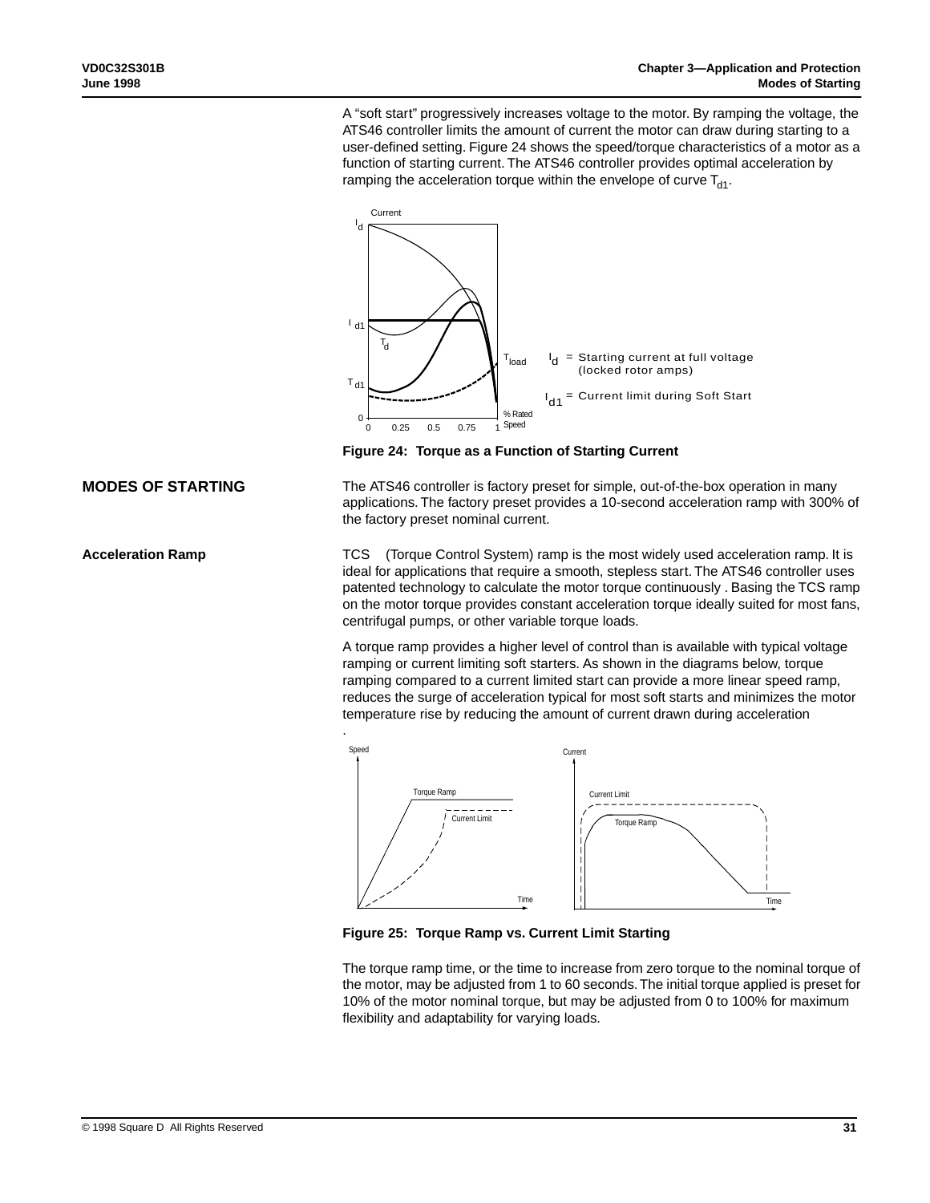A "soft start" progressively increases voltage to the motor. By ramping the voltage, the ATS46 controller limits the amount of current the motor can draw during starting to a user-defined setting. Figure 24 shows the speed/torque characteristics of a motor as a function of starting current. The ATS46 controller provides optimal acceleration by ramping the acceleration torque within the envelope of curve $T_{d1}$.

$I_d$ = Starting current at full voltage (locked rotor amps)

$I_{d1}$ = Current limit during Soft Start

**Figure 24: Torque as a Function of Starting Current**

## MODES OF STARTING

The ATS46 controller is factory preset for simple, out-of-the-box operation in many applications. The factory preset provides a 10-second acceleration ramp with 300% of the factory preset nominal current.

### Acceleration Ramp

TCS (Torque Control System) ramp is the most widely used acceleration ramp. It is ideal for applications that require a smooth, stepless start. The ATS46 controller uses patented technology to calculate the motor torque continuously . Basing the TCS ramp on the motor torque provides constant acceleration torque ideally suited for most fans, centrifugal pumps, or other variable torque loads.

A torque ramp provides a higher level of control than is available with typical voltage ramping or current limiting soft starters. As shown in the diagrams below, torque ramping compared to a current limited start can provide a more linear speed ramp, reduces the surge of acceleration typical for most soft starts and minimizes the motor temperature rise by reducing the amount of current drawn during acceleration

.

**Figure 25: Torque Ramp vs. Current Limit Starting**

The torque ramp time, or the time to increase from zero torque to the nominal torque of the motor, may be adjusted from 1 to 60 seconds. The initial torque applied is preset for 10% of the motor nominal torque, but may be adjusted from 0 to 100% for maximum flexibility and adaptability for varying loads.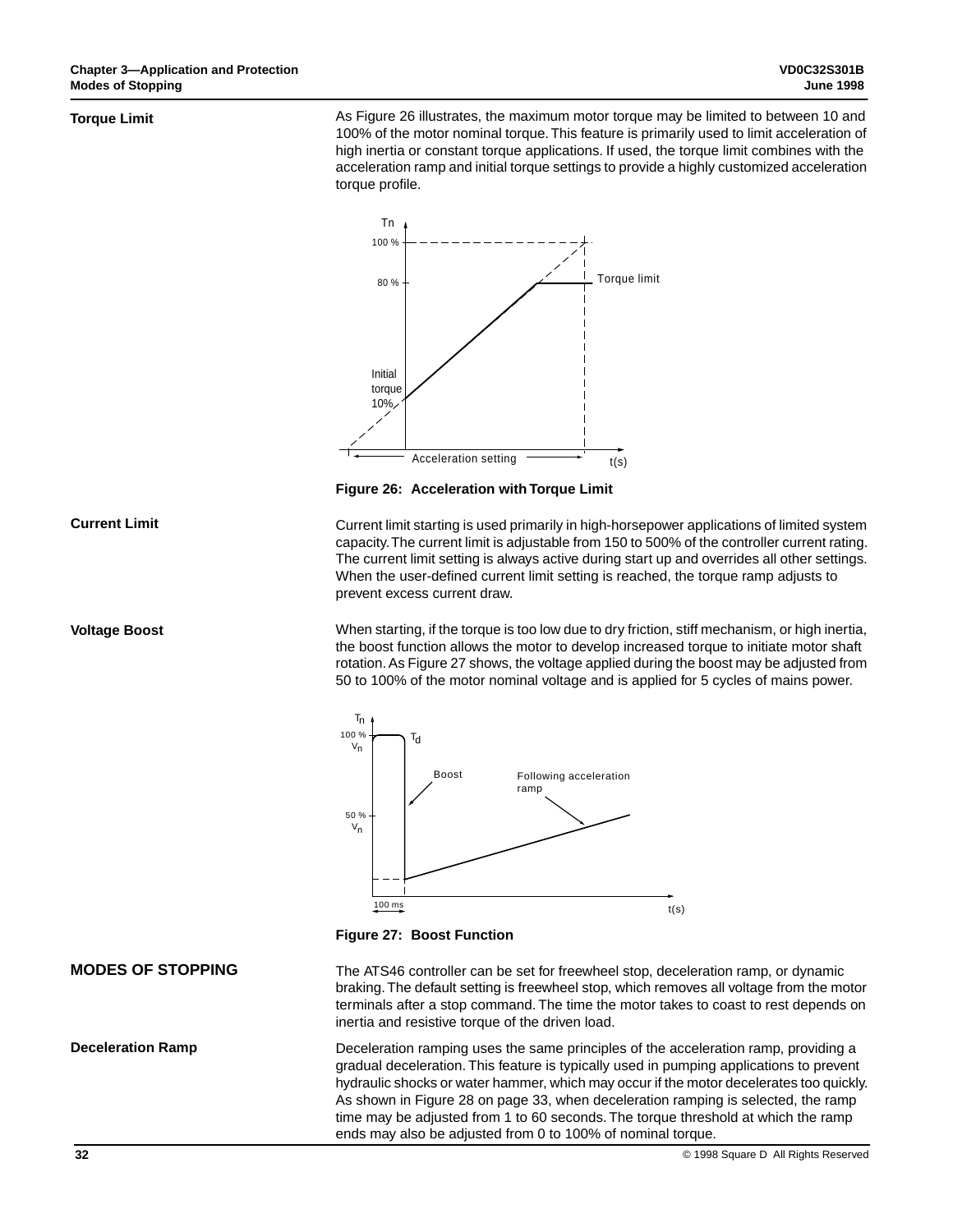### Torque Limit

As Figure 26 illustrates, the maximum motor torque may be limited to between 10 and 100% of the motor nominal torque. This feature is primarily used to limit acceleration of high inertia or constant torque applications. If used, the torque limit combines with the acceleration ramp and initial torque settings to provide a highly customized acceleration torque profile.

**Figure 26: Acceleration with Torque Limit**

### Current Limit

Current limit starting is used primarily in high-horsepower applications of limited system capacity. The current limit is adjustable from 150 to 500% of the controller current rating. The current limit setting is always active during start up and overrides all other settings. When the user-defined current limit setting is reached, the torque ramp adjusts to prevent excess current draw.

### Voltage Boost

When starting, if the torque is too low due to dry friction, stiff mechanism, or high inertia, the boost function allows the motor to develop increased torque to initiate motor shaft rotation. As Figure 27 shows, the voltage applied during the boost may be adjusted from 50 to 100% of the motor nominal voltage and is applied for 5 cycles of mains power.

**Figure 27: Boost Function**

## MODES OF STOPPING

The ATS46 controller can be set for freewheel stop, deceleration ramp, or dynamic braking. The default setting is freewheel stop, which removes all voltage from the motor terminals after a stop command. The time the motor takes to coast to rest depends on inertia and resistive torque of the driven load.

### Deceleration Ramp

Deceleration ramping uses the same principles of the acceleration ramp, providing a gradual deceleration. This feature is typically used in pumping applications to prevent hydraulic shocks or water hammer, which may occur if the motor decelerates too quickly. As shown in Figure 28 on page 33, when deceleration ramping is selected, the ramp time may be adjusted from 1 to 60 seconds. The torque threshold at which the ramp ends may also be adjusted from 0 to 100% of nominal torque.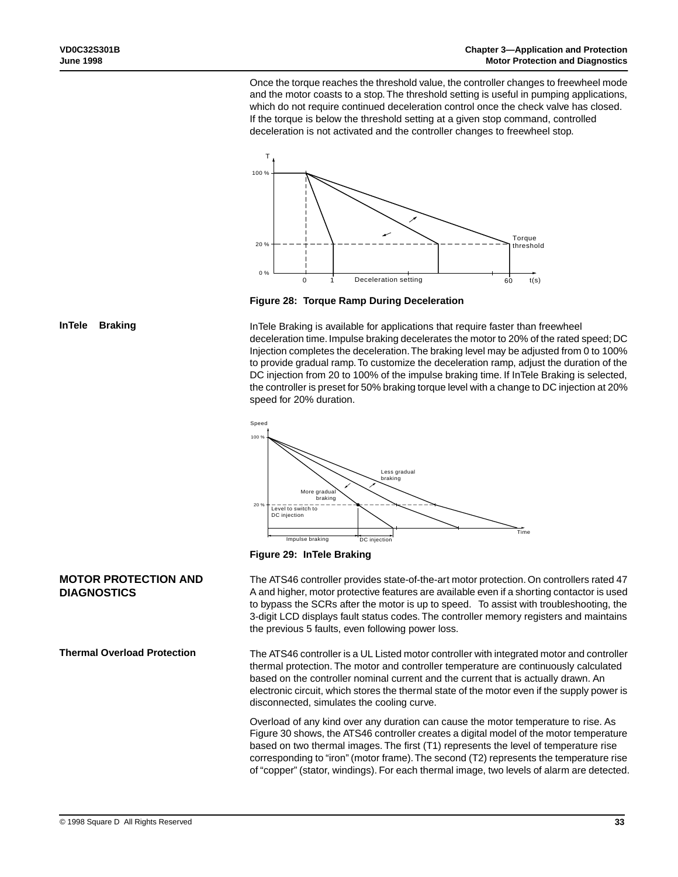Once the torque reaches the threshold value, the controller changes to freewheel mode and the motor coasts to a stop. The threshold setting is useful in pumping applications, which do not require continued deceleration control once the check valve has closed. If the torque is below the threshold setting at a given stop command, controlled deceleration is not activated and the controller changes to freewheel stop.

**Figure 28: Torque Ramp During Deceleration**

## InTele Braking

InTele Braking is available for applications that require faster than freewheel deceleration time. Impulse braking decelerates the motor to 20% of the rated speed; DC Injection completes the deceleration. The braking level may be adjusted from 0 to 100% to provide gradual ramp. To customize the deceleration ramp, adjust the duration of the DC injection from 20 to 100% of the impulse braking time. If InTele Braking is selected, the controller is preset for 50% braking torque level with a change to DC injection at 20% speed for 20% duration.

**Figure 29: InTele Braking**

## MOTOR PROTECTION AND DIAGNOSTICS

The ATS46 controller provides state-of-the-art motor protection. On controllers rated 47 A and higher, motor protective features are available even if a shorting contactor is used to bypass the SCRs after the motor is up to speed. To assist with troubleshooting, the 3-digit LCD displays fault status codes. The controller memory registers and maintains the previous 5 faults, even following power loss.

### Thermal Overload Protection

The ATS46 controller is a UL Listed motor controller with integrated motor and controller thermal protection. The motor and controller temperature are continuously calculated based on the controller nominal current and the current that is actually drawn. An electronic circuit, which stores the thermal state of the motor even if the supply power is disconnected, simulates the cooling curve.

Overload of any kind over any duration can cause the motor temperature to rise. As Figure 30 shows, the ATS46 controller creates a digital model of the motor temperature based on two thermal images. The first (T1) represents the level of temperature rise corresponding to "iron" (motor frame). The second (T2) represents the temperature rise of "copper" (stator, windings). For each thermal image, two levels of alarm are detected.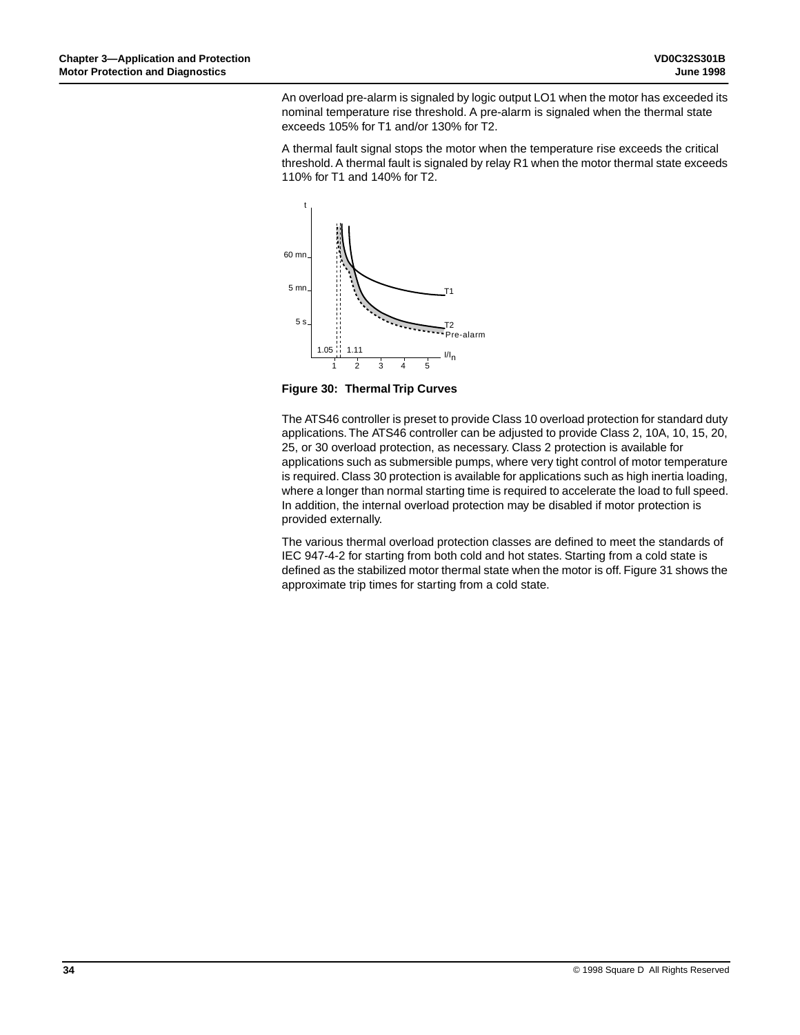An overload pre-alarm is signaled by logic output LO1 when the motor has exceeded its nominal temperature rise threshold. A pre-alarm is signaled when the thermal state exceeds 105% for T1 and/or 130% for T2.

A thermal fault signal stops the motor when the temperature rise exceeds the critical threshold. A thermal fault is signaled by relay R1 when the motor thermal state exceeds 110% for T1 and 140% for T2.

**Figure 30: Thermal Trip Curves**

The ATS46 controller is preset to provide Class 10 overload protection for standard duty applications. The ATS46 controller can be adjusted to provide Class 2, 10A, 10, 15, 20, 25, or 30 overload protection, as necessary. Class 2 protection is available for applications such as submersible pumps, where very tight control of motor temperature is required. Class 30 protection is available for applications such as high inertia loading, where a longer than normal starting time is required to accelerate the load to full speed. In addition, the internal overload protection may be disabled if motor protection is provided externally.

The various thermal overload protection classes are defined to meet the standards of IEC 947-4-2 for starting from both cold and hot states. Starting from a cold state is defined as the stabilized motor thermal state when the motor is off. Figure 31 shows the approximate trip times for starting from a cold state.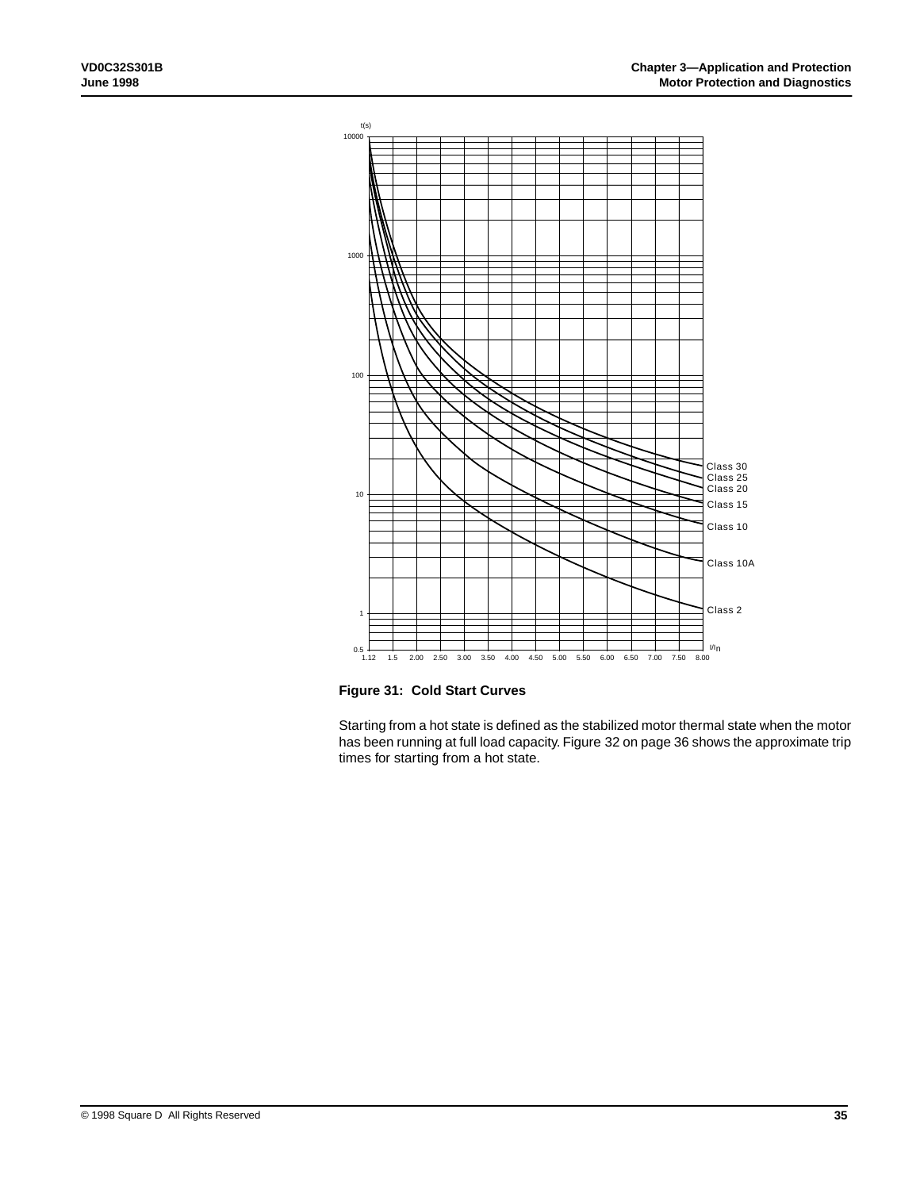**Figure 31: Cold Start Curves**

Starting from a hot state is defined as the stabilized motor thermal state when the motor has been running at full load capacity. Figure 32 on page 36 shows the approximate trip times for starting from a hot state.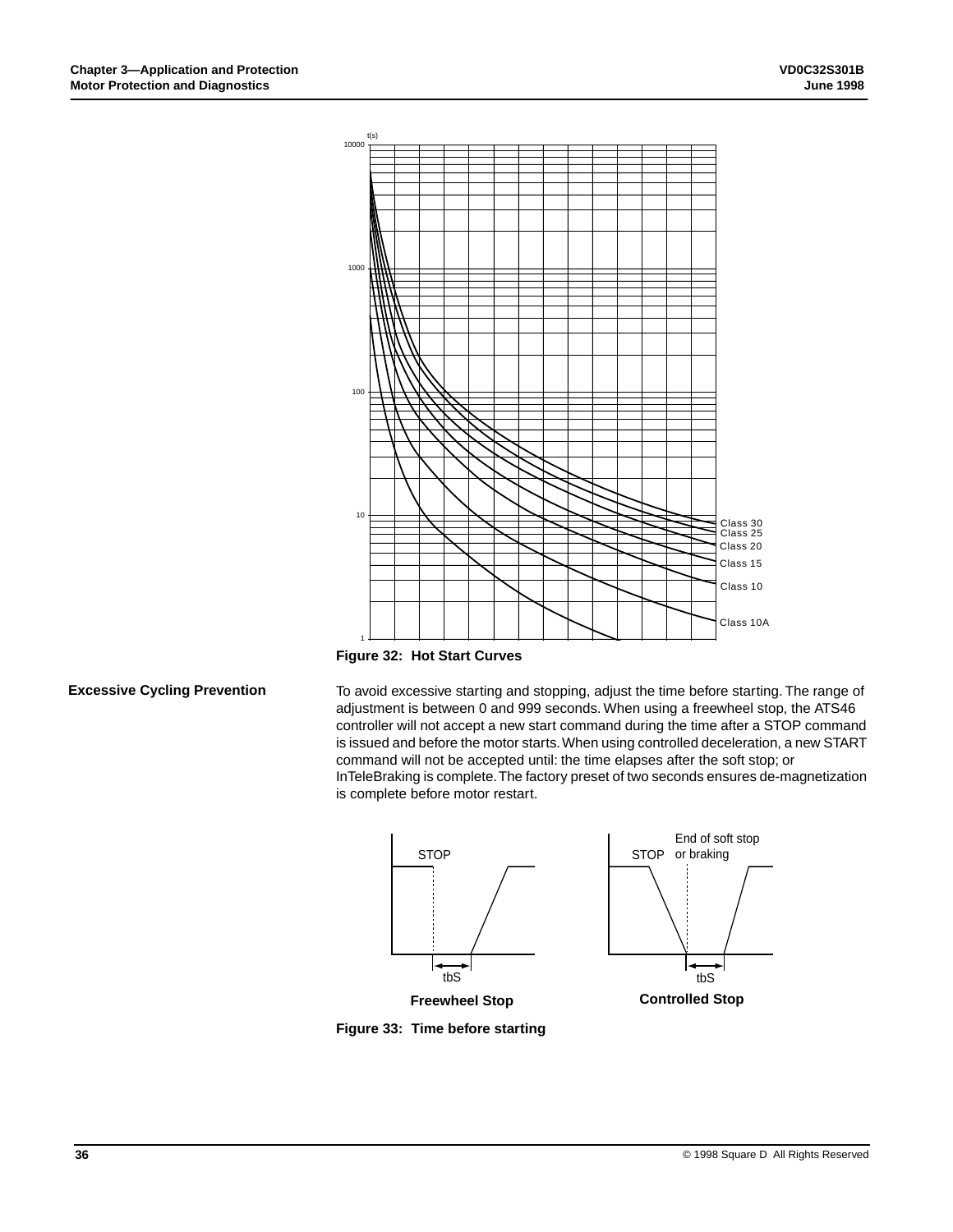Figure 32: Hot Start Curves

## Excessive Cycling Prevention

To avoid excessive starting and stopping, adjust the time before starting. The range of adjustment is between 0 and 999 seconds. When using a freewheel stop, the ATS46 controller will not accept a new start command during the time after a STOP command is issued and before the motor starts. When using controlled deceleration, a new START command will not be accepted until: the time elapses after the soft stop; or InTeleBraking is complete. The factory preset of two seconds ensures de-magnetization is complete before motor restart.

Figure 33: Time before starting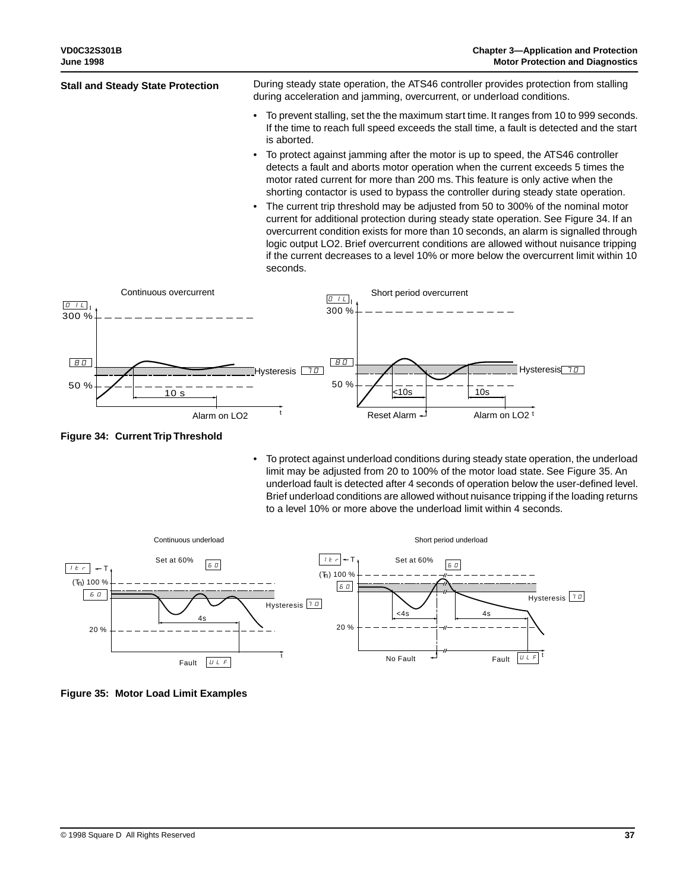## Stall and Steady State Protection

During steady state operation, the ATS46 controller provides protection from stalling during acceleration and jamming, overcurrent, or underload conditions.

- To prevent stalling, set the the maximum start time. It ranges from 10 to 999 seconds. If the time to reach full speed exceeds the stall time, a fault is detected and the start is aborted.
- To protect against jamming after the motor is up to speed, the ATS46 controller detects a fault and aborts motor operation when the current exceeds 5 times the motor rated current for more than 200 ms. This feature is only active when the shorting contactor is used to bypass the controller during steady state operation.
- The current trip threshold may be adjusted from 50 to 300% of the nominal motor current for additional protection during steady state operation. See Figure 34. If an overcurrent condition exists for more than 10 seconds, an alarm is signalled through logic output LO2. Brief overcurrent conditions are allowed without nuisance tripping if the current decreases to a level 10% or more below the overcurrent limit within 10 seconds.

**Figure 34: Current Trip Threshold**

- To protect against underload conditions during steady state operation, the underload limit may be adjusted from 20 to 100% of the motor load state. See Figure 35. An underload fault is detected after 4 seconds of operation below the user-defined level. Brief underload conditions are allowed without nuisance tripping if the loading returns to a level 10% or more above the underload limit within 4 seconds.

**Figure 35: Motor Load Limit Examples**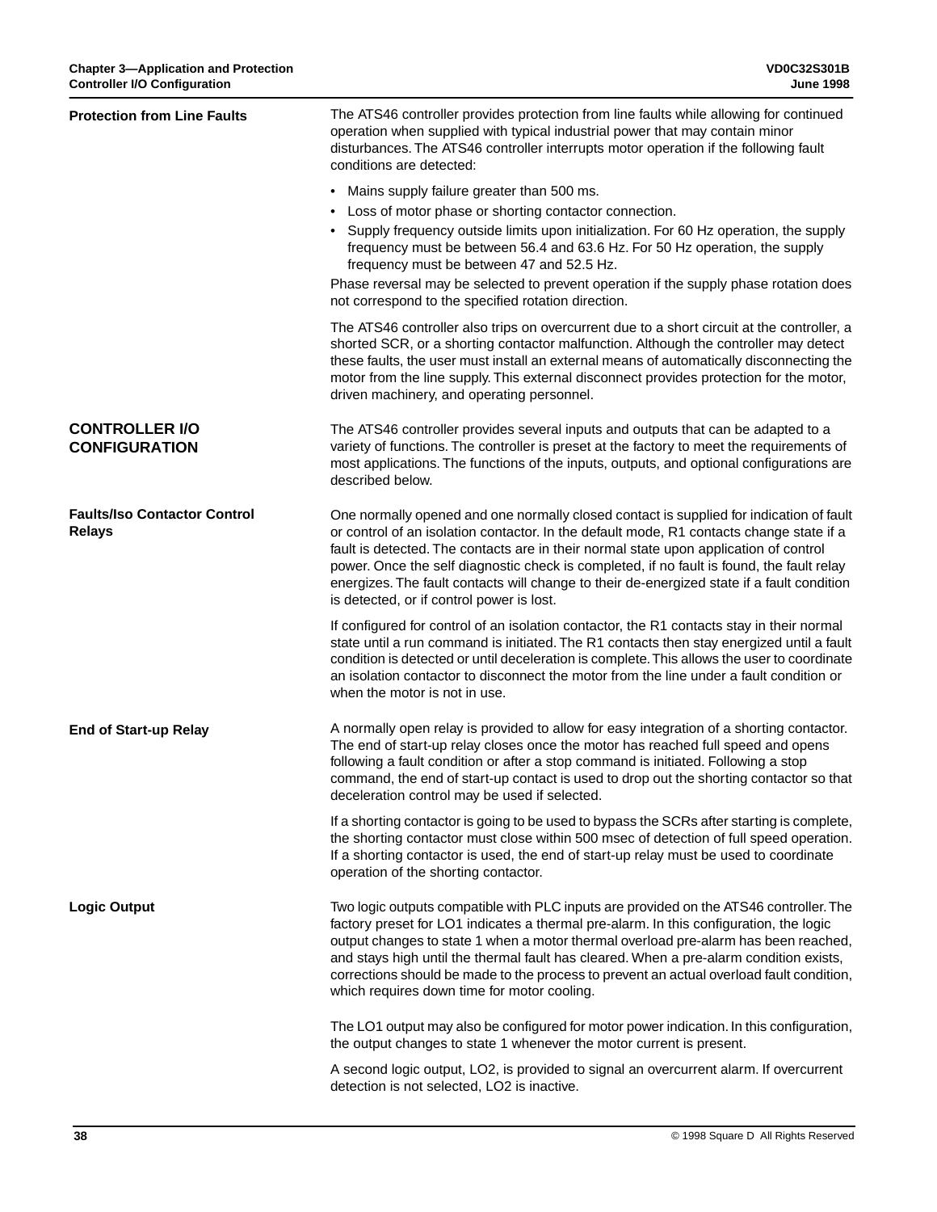### Protection from Line Faults

The ATS46 controller provides protection from line faults while allowing for continued operation when supplied with typical industrial power that may contain minor disturbances. The ATS46 controller interrupts motor operation if the following fault conditions are detected:

- Mains supply failure greater than 500 ms.
- Loss of motor phase or shorting contactor connection.
- Supply frequency outside limits upon initialization. For 60 Hz operation, the supply frequency must be between 56.4 and 63.6 Hz. For 50 Hz operation, the supply frequency must be between 47 and 52.5 Hz.

Phase reversal may be selected to prevent operation if the supply phase rotation does not correspond to the specified rotation direction.

The ATS46 controller also trips on overcurrent due to a short circuit at the controller, a shorted SCR, or a shorting contactor malfunction. Although the controller may detect these faults, the user must install an external means of automatically disconnecting the motor from the line supply. This external disconnect provides protection for the motor, driven machinery, and operating personnel.

## CONTROLLER I/O CONFIGURATION

The ATS46 controller provides several inputs and outputs that can be adapted to a variety of functions. The controller is preset at the factory to meet the requirements of most applications. The functions of the inputs, outputs, and optional configurations are described below.

### Faults/Iso Contactor Control Relays

One normally opened and one normally closed contact is supplied for indication of fault or control of an isolation contactor. In the default mode, R1 contacts change state if a fault is detected. The contacts are in their normal state upon application of control power. Once the self diagnostic check is completed, if no fault is found, the fault relay energizes. The fault contacts will change to their de-energized state if a fault condition is detected, or if control power is lost.

If configured for control of an isolation contactor, the R1 contacts stay in their normal state until a run command is initiated. The R1 contacts then stay energized until a fault condition is detected or until deceleration is complete. This allows the user to coordinate an isolation contactor to disconnect the motor from the line under a fault condition or when the motor is not in use.

### End of Start-up Relay

A normally open relay is provided to allow for easy integration of a shorting contactor. The end of start-up relay closes once the motor has reached full speed and opens following a fault condition or after a stop command is initiated. Following a stop command, the end of start-up contact is used to drop out the shorting contactor so that deceleration control may be used if selected.

If a shorting contactor is going to be used to bypass the SCRs after starting is complete, the shorting contactor must close within 500 msec of detection of full speed operation. If a shorting contactor is used, the end of start-up relay must be used to coordinate operation of the shorting contactor.

### Logic Output

Two logic outputs compatible with PLC inputs are provided on the ATS46 controller. The factory preset for LO1 indicates a thermal pre-alarm. In this configuration, the logic output changes to state 1 when a motor thermal overload pre-alarm has been reached, and stays high until the thermal fault has cleared. When a pre-alarm condition exists, corrections should be made to the process to prevent an actual overload fault condition, which requires down time for motor cooling.

The LO1 output may also be configured for motor power indication. In this configuration, the output changes to state 1 whenever the motor current is present.

A second logic output, LO2, is provided to signal an overcurrent alarm. If overcurrent detection is not selected, LO2 is inactive.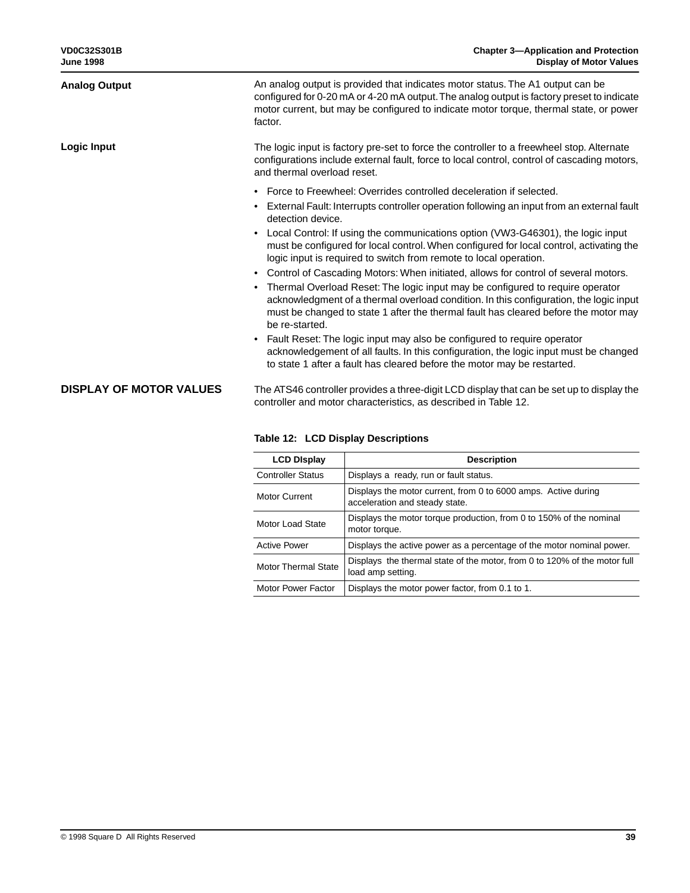## Analog Output

An analog output is provided that indicates motor status. The A1 output can be configured for 0-20 mA or 4-20 mA output. The analog output is factory preset to indicate motor current, but may be configured to indicate motor torque, thermal state, or power factor.

## Logic Input

The logic input is factory pre-set to force the controller to a freewheel stop. Alternate configurations include external fault, force to local control, control of cascading motors, and thermal overload reset.

- Force to Freewheel: Overrides controlled deceleration if selected.
- External Fault: Interrupts controller operation following an input from an external fault detection device.
- Local Control: If using the communications option (VW3-G46301), the logic input must be configured for local control. When configured for local control, activating the logic input is required to switch from remote to local operation.
- Control of Cascading Motors: When initiated, allows for control of several motors.
- Thermal Overload Reset: The logic input may be configured to require operator acknowledgment of a thermal overload condition. In this configuration, the logic input must be changed to state 1 after the thermal fault has cleared before the motor may be re-started.
- Fault Reset: The logic input may also be configured to require operator acknowledgement of all faults. In this configuration, the logic input must be changed to state 1 after a fault has cleared before the motor may be restarted.

# DISPLAY OF MOTOR VALUES

The ATS46 controller provides a three-digit LCD display that can be set up to display the controller and motor characteristics, as described in Table 12.

**Table 12: LCD Display Descriptions**

| LCD DIsplay | Description |
|---|---|
| Controller Status | Displays a ready, run or fault status. |
| Motor Current | Displays the motor current, from 0 to 6000 amps. Active during acceleration and steady state. |
| Motor Load State | Displays the motor torque production, from 0 to 150% of the nominal motor torque. |
| Active Power | Displays the active power as a percentage of the motor nominal power. |
| Motor Thermal State | Displays the thermal state of the motor, from 0 to 120% of the motor full load amp setting. |
| Motor Power Factor | Displays the motor power factor, from 0.1 to 1. |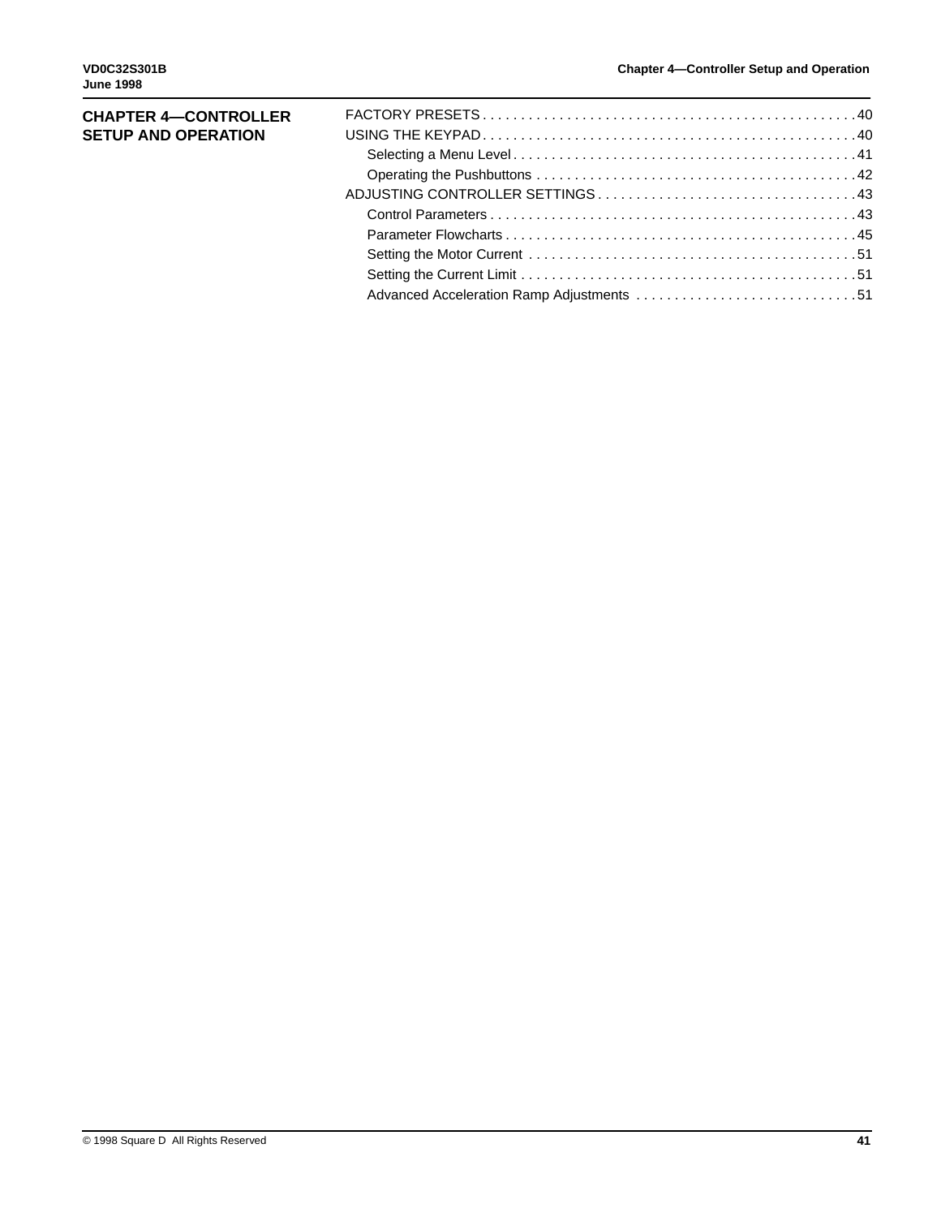# CHAPTER 4—CONTROLLER SETUP AND OPERATION

FACTORY PRESETS . . . . . . . . . . . . . . . . . . . . . . . . . . . . . . . . . . . . . . . . . . . . . . . . 40
USING THE KEYPAD . . . . . . . . . . . . . . . . . . . . . . . . . . . . . . . . . . . . . . . . . . . . . . . . 40
- Selecting a Menu Level . . . . . . . . . . . . . . . . . . . . . . . . . . . . . . . . . . . . . . . . . . . . 41
- Operating the Pushbuttons . . . . . . . . . . . . . . . . . . . . . . . . . . . . . . . . . . . . . . . . . 42

ADJUSTING CONTROLLER SETTINGS . . . . . . . . . . . . . . . . . . . . . . . . . . . . . . . . . 43
- Control Parameters . . . . . . . . . . . . . . . . . . . . . . . . . . . . . . . . . . . . . . . . . . . . . . . 43
- Parameter Flowcharts . . . . . . . . . . . . . . . . . . . . . . . . . . . . . . . . . . . . . . . . . . . . . 45
- Setting the Motor Current . . . . . . . . . . . . . . . . . . . . . . . . . . . . . . . . . . . . . . . . . . 51
- Setting the Current Limit . . . . . . . . . . . . . . . . . . . . . . . . . . . . . . . . . . . . . . . . . . . 51
- Advanced Acceleration Ramp Adjustments . . . . . . . . . . . . . . . . . . . . . . . . . . . . 51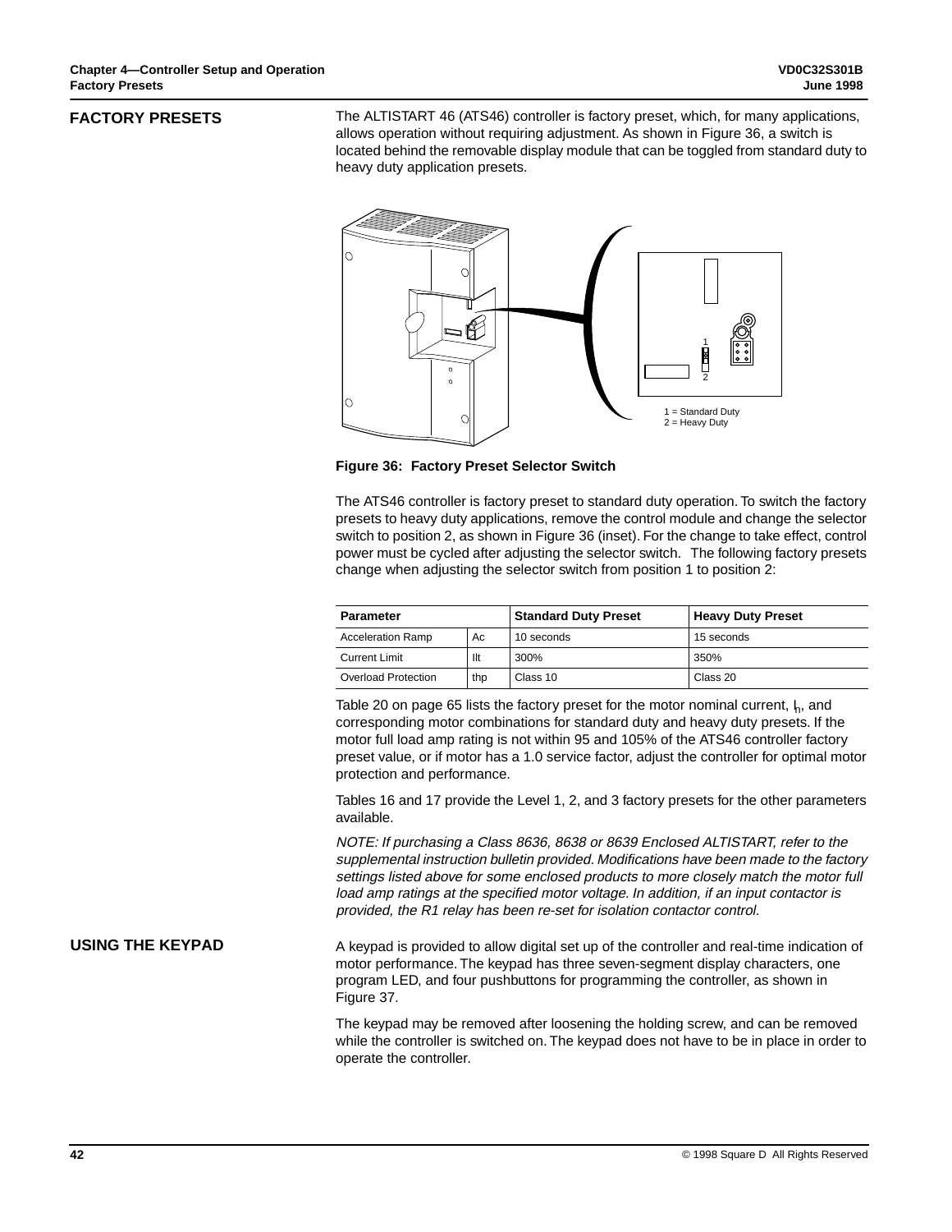## FACTORY PRESETS

The ALTISTART 46 (ATS46) controller is factory preset, which, for many applications, allows operation without requiring adjustment. As shown in Figure 36, a switch is located behind the removable display module that can be toggled from standard duty to heavy duty application presets.

1 = Standard Duty
2 = Heavy Duty

**Figure 36: Factory Preset Selector Switch**

The ATS46 controller is factory preset to standard duty operation. To switch the factory presets to heavy duty applications, remove the control module and change the selector switch to position 2, as shown in Figure 36 (inset). For the change to take effect, control power must be cycled after adjusting the selector switch. The following factory presets change when adjusting the selector switch from position 1 to position 2:

| Parameter | | Standard Duty Preset | Heavy Duty Preset |
|---|---|---|---|
| Acceleration Ramp | Ac | 10 seconds | 15 seconds |
| Current Limit | Ilt | 300% | 350% |
| Overload Protection | thp | Class 10 | Class 20 |

Table 20 on page 65 lists the factory preset for the motor nominal current, $I_n$, and corresponding motor combinations for standard duty and heavy duty presets. If the motor full load amp rating is not within 95 and 105% of the ATS46 controller factory preset value, or if motor has a 1.0 service factor, adjust the controller for optimal motor protection and performance.

Tables 16 and 17 provide the Level 1, 2, and 3 factory presets for the other parameters available.

*NOTE: If purchasing a Class 8636, 8638 or 8639 Enclosed ALTISTART, refer to the supplemental instruction bulletin provided. Modifications have been made to the factory settings listed above for some enclosed products to more closely match the motor full load amp ratings at the specified motor voltage. In addition, if an input contactor is provided, the R1 relay has been re-set for isolation contactor control.*

## USING THE KEYPAD

A keypad is provided to allow digital set up of the controller and real-time indication of motor performance. The keypad has three seven-segment display characters, one program LED, and four pushbuttons for programming the controller, as shown in Figure 37.

The keypad may be removed after loosening the holding screw, and can be removed while the controller is switched on. The keypad does not have to be in place in order to operate the controller.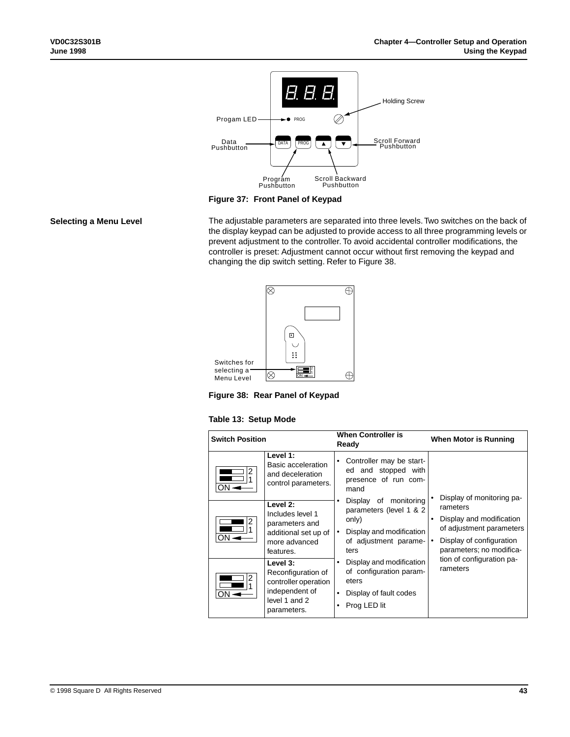Figure 37: Front Panel of Keypad

## Selecting a Menu Level

The adjustable parameters are separated into three levels. Two switches on the back of the display keypad can be adjusted to provide access to all three programming levels or prevent adjustment to the controller. To avoid accidental controller modifications, the controller is preset: Adjustment cannot occur without first removing the keypad and changing the dip switch setting. Refer to Figure 38.

Figure 38: Rear Panel of Keypad

**Table 13: Setup Mode**

| Switch Position | | When Controller is Ready | When Motor is Running |
|---|---|---|---|
| | **Level 1:** Basic acceleration and deceleration control parameters. | • Controller may be started and stopped with presence of run command<br>• Display of monitoring parameters (level 1 & 2 only)<br>• Display and modification of adjustment parameters<br>• Display and modification of configuration parameters<br>• Display of fault codes<br>• Prog LED lit | • Display of monitoring parameters<br>• Display and modification of adjustment parameters<br>• Display of configuration parameters; no modification of configuration parameters |
| | **Level 2:** Includes level 1 parameters and additional set up of more advanced features. | | |
| | **Level 3:** Reconfiguration of controller operation independent of level 1 and 2 parameters. | | |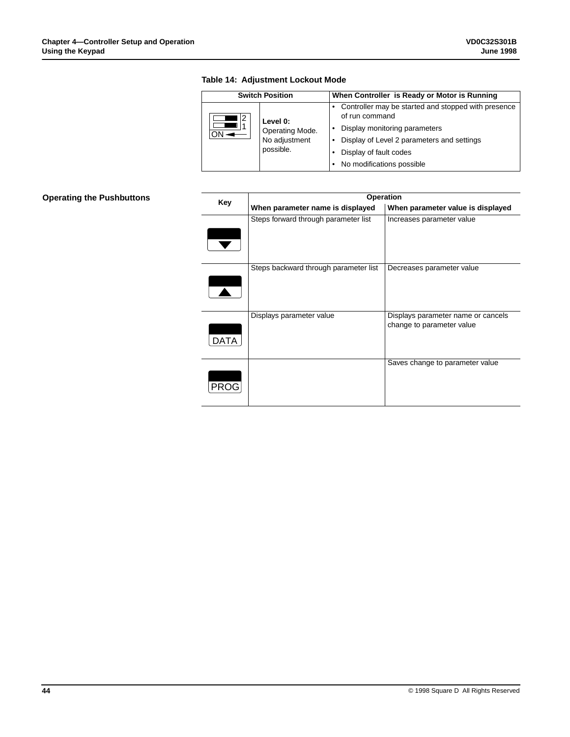**Table 14: Adjustment Lockout Mode**

| Switch Position | | When Controller is Ready or Motor is Running |
|---|---|---|
| 2 / 1 / ON | **Level 0:** Operating Mode. No adjustment possible. | • Controller may be started and stopped with presence of run command<br>• Display monitoring parameters<br>• Display of Level 2 parameters and settings<br>• Display of fault codes<br>• No modifications possible |

## Operating the Pushbuttons

| Key | Operation | |
|---|---|---|
| | **When parameter name is displayed** | **When parameter value is displayed** |
| ▼ | Steps forward through parameter list | Increases parameter value |
| ▲ | Steps backward through parameter list | Decreases parameter value |
| DATA | Displays parameter value | Displays parameter name or cancels change to parameter value |
| PROG | | Saves change to parameter value |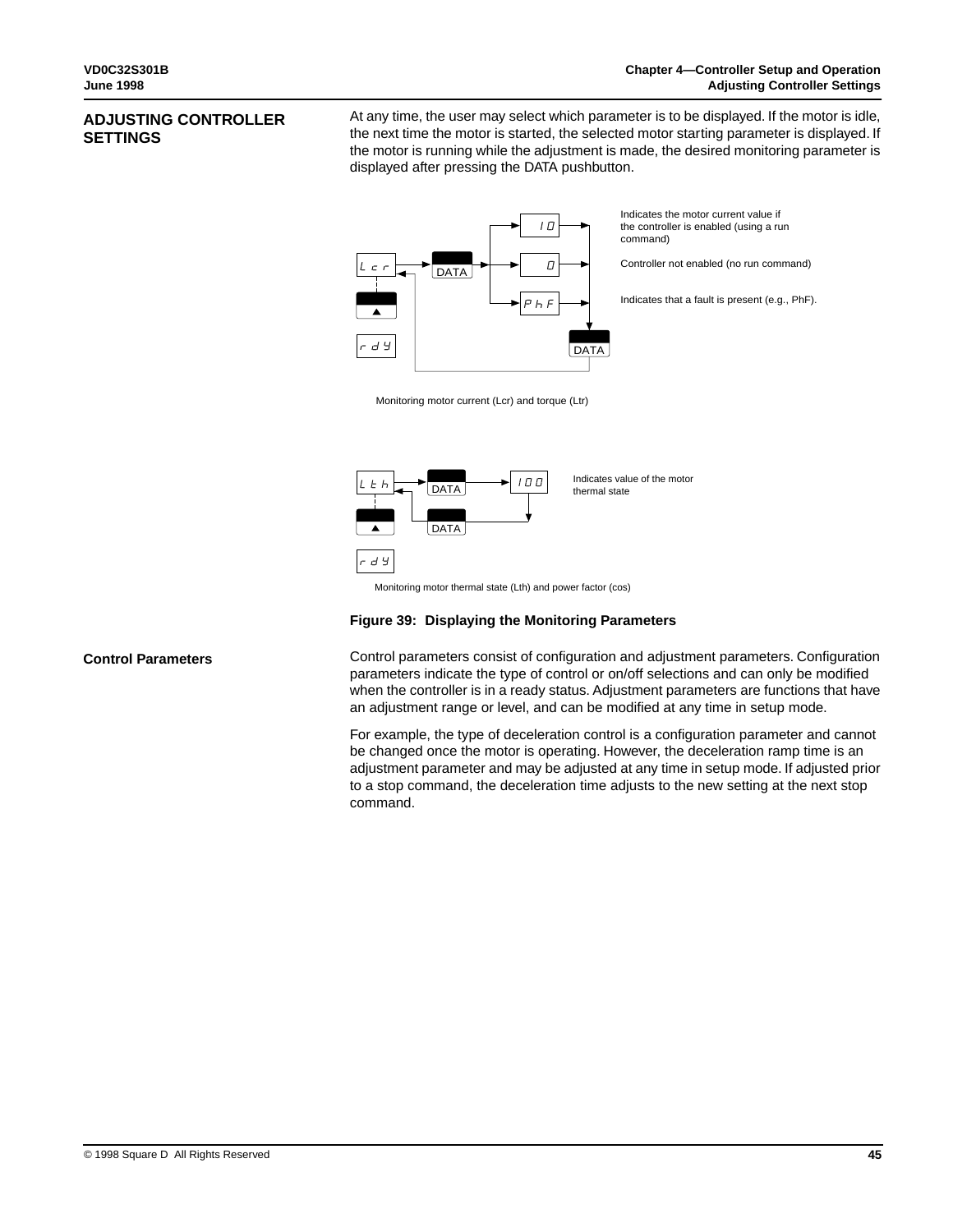## ADJUSTING CONTROLLER SETTINGS

At any time, the user may select which parameter is to be displayed. If the motor is idle, the next time the motor is started, the selected motor starting parameter is displayed. If the motor is running while the adjustment is made, the desired monitoring parameter is displayed after pressing the DATA pushbutton.

Lcr → DATA → 10: Indicates the motor current value if the controller is enabled (using a run command)

Lcr → DATA → 0: Controller not enabled (no run command)

Lcr → DATA → PhF: Indicates that a fault is present (e.g., PhF).

▲ / rdy / DATA

Monitoring motor current (Lcr) and torque (Ltr)

Lth → DATA → 100: Indicates value of the motor thermal state

▲ / rdy / DATA

Monitoring motor thermal state (Lth) and power factor (cos)

**Figure 39: Displaying the Monitoring Parameters**

### Control Parameters

Control parameters consist of configuration and adjustment parameters. Configuration parameters indicate the type of control or on/off selections and can only be modified when the controller is in a ready status. Adjustment parameters are functions that have an adjustment range or level, and can be modified at any time in setup mode.

For example, the type of deceleration control is a configuration parameter and cannot be changed once the motor is operating. However, the deceleration ramp time is an adjustment parameter and may be adjusted at any time in setup mode. If adjusted prior to a stop command, the deceleration time adjusts to the new setting at the next stop command.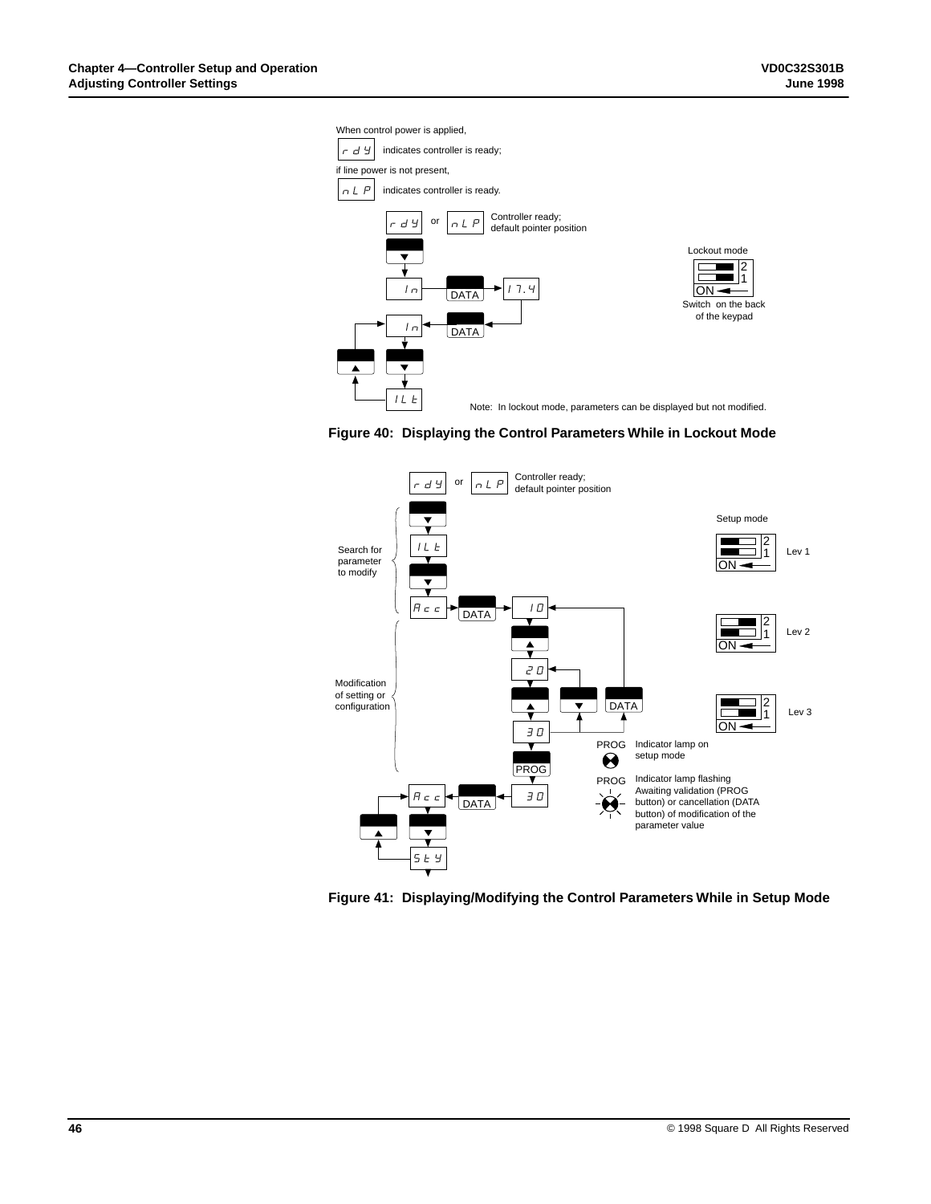When control power is applied,

rdY indicates controller is ready;

if line power is not present,

nLP indicates controller is ready.

rdY or nLP Controller ready; default pointer position

In DATA 17.4

In DATA

ILt

Lockout mode

Switch on the back of the keypad

Note: In lockout mode, parameters can be displayed but not modified.

**Figure 40: Displaying the Control Parameters While in Lockout Mode**

rdY or nLP Controller ready; default pointer position

Search for parameter to modify

ILt

Acc DATA 10

Modification of setting or configuration

20

DATA

30

PROG

Acc DATA 30

StY

Setup mode

Lev 1

Lev 2

Lev 3

PROG Indicator lamp on setup mode

PROG Indicator lamp flashing Awaiting validation (PROG button) or cancellation (DATA button) of modification of the parameter value

**Figure 41: Displaying/Modifying the Control Parameters While in Setup Mode**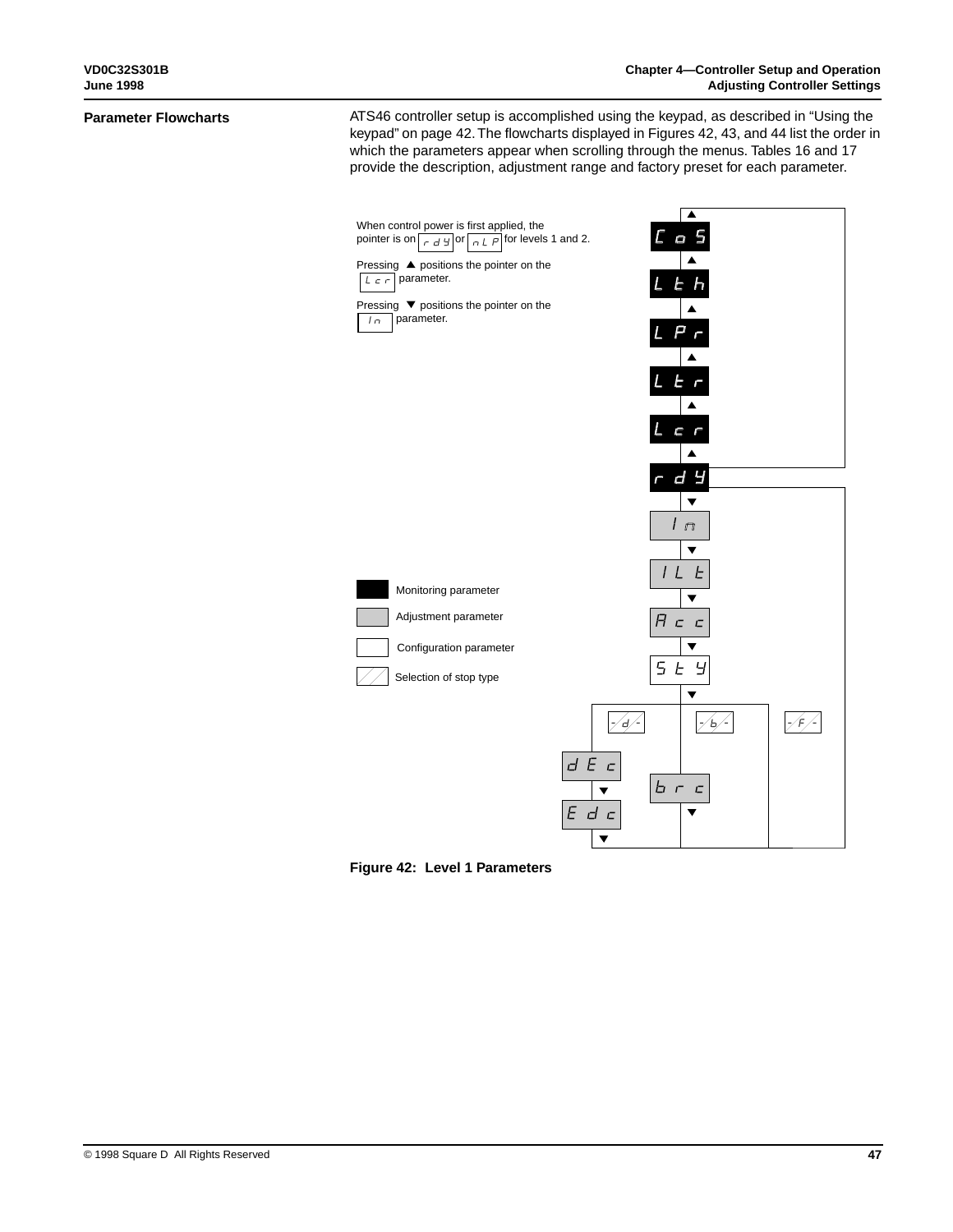## Parameter Flowcharts

ATS46 controller setup is accomplished using the keypad, as described in “Using the keypad” on page 42. The flowcharts displayed in Figures 42, 43, and 44 list the order in which the parameters appear when scrolling through the menus. Tables 16 and 17 provide the description, adjustment range and factory preset for each parameter.

When control power is first applied, the pointer is on rdY or nLP for levels 1 and 2.

Pressing ▲ positions the pointer on the LCr parameter.

Pressing ▼ positions the pointer on the In parameter.

- Monitoring parameter
- Adjustment parameter
- Configuration parameter
- Selection of stop type

COS
▲
LTh
▲
LPr
▲
LTr
▲
LCr
▲
rdY
▼
In
▼
ILT
▼
ACC
▼
STY
▼
-d- → dEC ▼ EdC ▼
-b- → brC ▼
-F-

Figure 42: Level 1 Parameters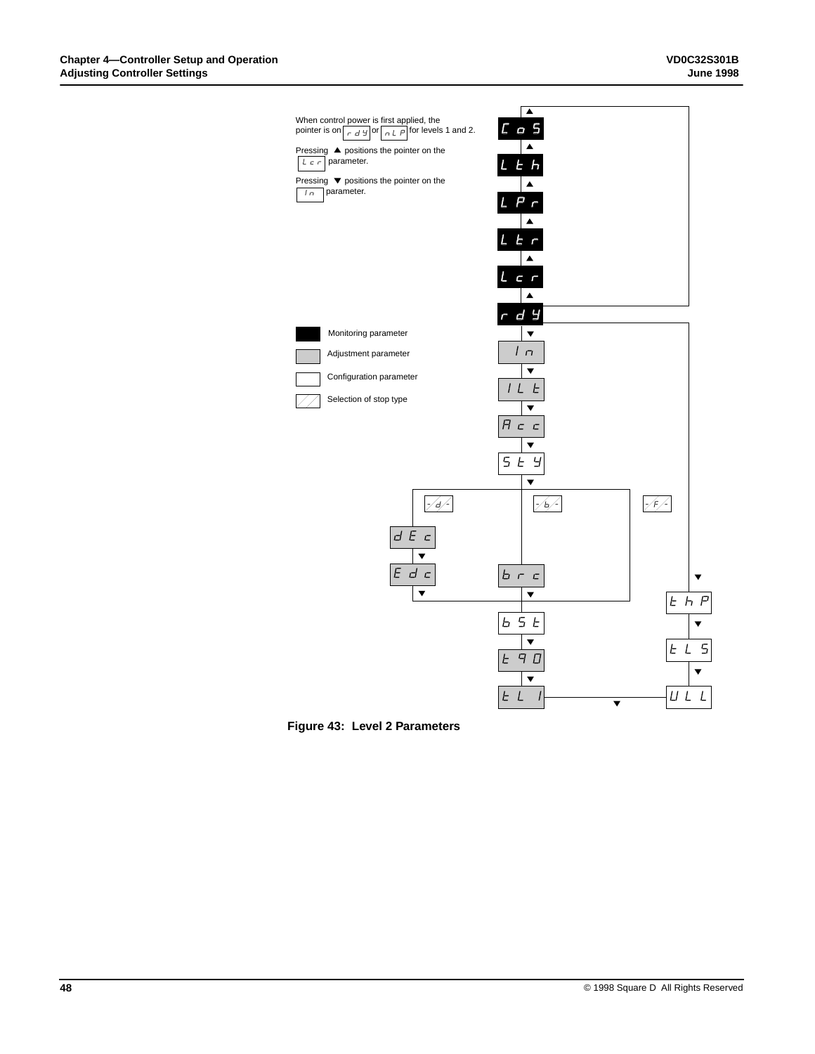When control power is first applied, the pointer is on rdY or nLP for levels 1 and 2.

Pressing ▲ positions the pointer on the LCr parameter.

Pressing ▼ positions the pointer on the In parameter.

- Monitoring parameter
- Adjustment parameter
- Configuration parameter
- Selection of stop type

COS
LTh
LPr
Ltr
LCr
rdY
In
ILt
ACC
StY
-d- / -b- / -F-
dEC
Edc
brc
bSt
t90
tLI
thP
tLS
ULL

**Figure 43: Level 2 Parameters**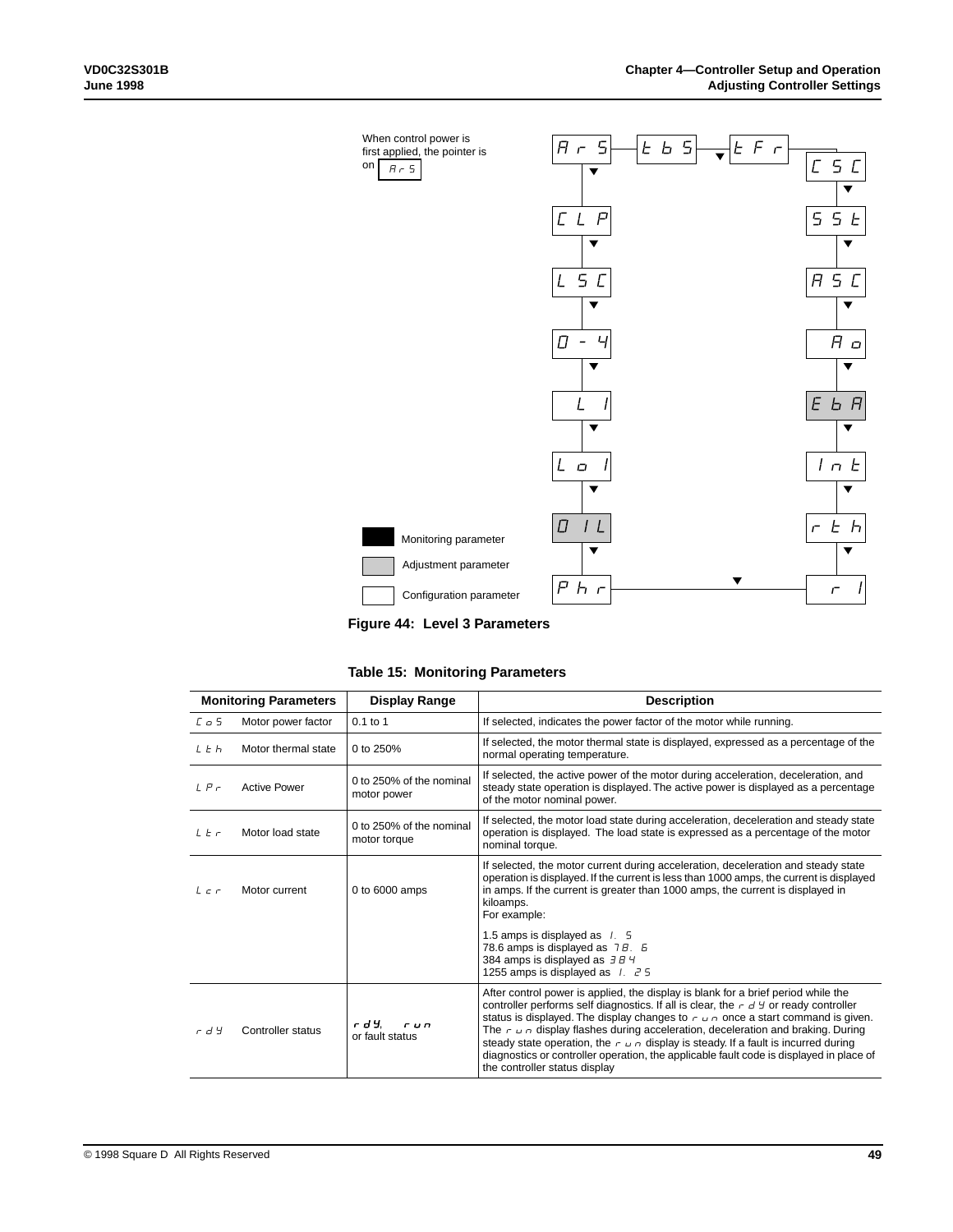When control power is first applied, the pointer is on ArS

ArS — tbS — tFr — CSC

CLP, LSC, 0-4, LI, Lo I, 0 IL, Phr

CSC, SSt, ASC, Ao, EbA, Int, rth, r I

Monitoring parameter

Adjustment parameter

Configuration parameter

**Figure 44: Level 3 Parameters**

**Table 15: Monitoring Parameters**

| Monitoring Parameters | | Display Range | Description |
|---|---|---|---|
| CoS | Motor power factor | 0.1 to 1 | If selected, indicates the power factor of the motor while running. |
| LtH | Motor thermal state | 0 to 250% | If selected, the motor thermal state is displayed, expressed as a percentage of the normal operating temperature. |
| LPr | Active Power | 0 to 250% of the nominal motor power | If selected, the active power of the motor during acceleration, deceleration, and steady state operation is displayed. The active power is displayed as a percentage of the motor nominal power. |
| Ltr | Motor load state | 0 to 250% of the nominal motor torque | If selected, the motor load state during acceleration, deceleration and steady state operation is displayed. The load state is expressed as a percentage of the motor nominal torque. |
| Lcr | Motor current | 0 to 6000 amps | If selected, the motor current during acceleration, deceleration and steady state operation is displayed. If the current is less than 1000 amps, the current is displayed in amps. If the current is greater than 1000 amps, the current is displayed in kiloamps.<br>For example:<br>1.5 amps is displayed as 1. 5<br>78.6 amps is displayed as 78. 6<br>384 amps is displayed as 384<br>1255 amps is displayed as 1. 25 |
| rdY | Controller status | rdY, run or fault status | After control power is applied, the display is blank for a brief period while the controller performs self diagnostics. If all is clear, the rdY or ready controller status is displayed. The display changes to run once a start command is given. The run display flashes during acceleration, deceleration and braking. During steady state operation, the run display is steady. If a fault is incurred during diagnostics or controller operation, the applicable fault code is displayed in place of the controller status display |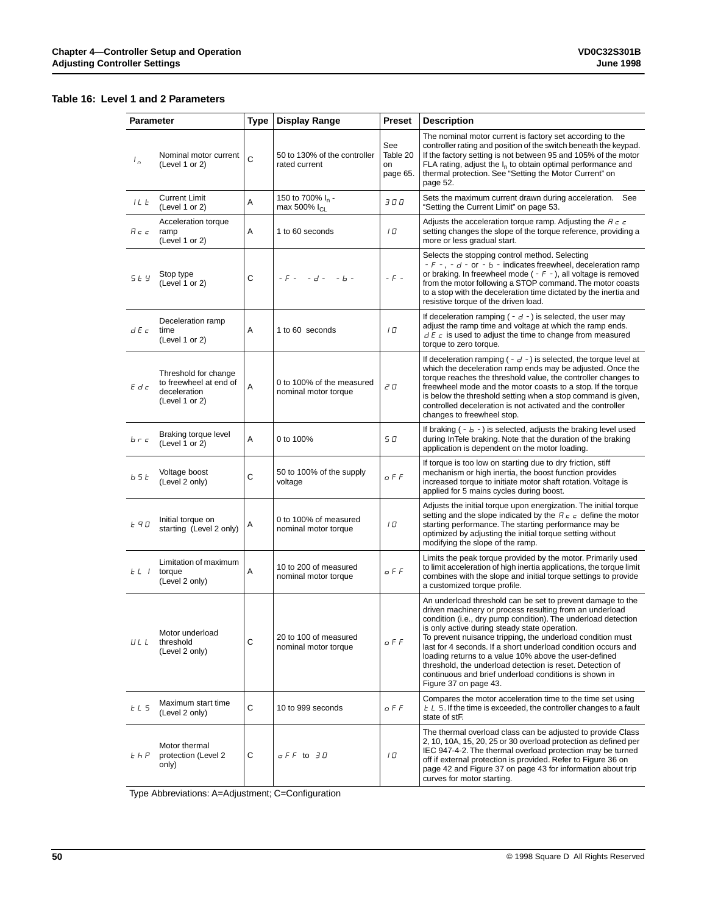### Table 16: Level 1 and 2 Parameters

| Parameter | | Type | Display Range | Preset | Description |
|---|---|---|---|---|---|
| $I_n$ | Nominal motor current (Level 1 or 2) | C | 50 to 130% of the controller rated current | See Table 20 on page 65. | The nominal motor current is factory set according to the controller rating and position of the switch beneath the keypad. If the factory setting is not between 95 and 105% of the motor FLA rating, adjust the $I_n$ to obtain optimal performance and thermal protection. See “Setting the Motor Current” on page 52. |
| ILt | Current Limit (Level 1 or 2) | A | 150 to 700% $I_n$ - max 500% $I_{CL}$ | 300 | Sets the maximum current drawn during acceleration. See “Setting the Current Limit” on page 53. |
| Acc | Acceleration torque ramp (Level 1 or 2) | A | 1 to 60 seconds | 10 | Adjusts the acceleration torque ramp. Adjusting the Acc setting changes the slope of the torque reference, providing a more or less gradual start. |
| StY | Stop type (Level 1 or 2) | C | -F- -d- -b- | -F- | Selects the stopping control method. Selecting -F-, -d- or -b- indicates freewheel, deceleration ramp or braking. In freewheel mode (-F-), all voltage is removed from the motor following a STOP command. The motor coasts to a stop with the deceleration time dictated by the inertia and resistive torque of the driven load. |
| dEc | Deceleration ramp time (Level 1 or 2) | A | 1 to 60 seconds | 10 | If deceleration ramping (-d-) is selected, the user may adjust the ramp time and voltage at which the ramp ends. dEc is used to adjust the time to change from measured torque to zero torque. |
| Edc | Threshold for change to freewheel at end of deceleration (Level 1 or 2) | A | 0 to 100% of the measured nominal motor torque | 20 | If deceleration ramping (-d-) is selected, the torque level at which the deceleration ramp ends may be adjusted. Once the torque reaches the threshold value, the controller changes to freewheel mode and the motor coasts to a stop. If the torque is below the threshold setting when a stop command is given, controlled deceleration is not activated and the controller changes to freewheel stop. |
| brc | Braking torque level (Level 1 or 2) | A | 0 to 100% | 50 | If braking (-b-) is selected, adjusts the braking level used during InTele braking. Note that the duration of the braking application is dependent on the motor loading. |
| bSt | Voltage boost (Level 2 only) | C | 50 to 100% of the supply voltage | oFF | If torque is too low on starting due to dry friction, stiff mechanism or high inertia, the boost function provides increased torque to initiate motor shaft rotation. Voltage is applied for 5 mains cycles during boost. |
| tq0 | Initial torque on starting (Level 2 only) | A | 0 to 100% of measured nominal motor torque | 10 | Adjusts the initial torque upon energization. The initial torque setting and the slope indicated by the Acc define the motor starting performance. The starting performance may be optimized by adjusting the initial torque setting without modifying the slope of the ramp. |
| tLI | Limitation of maximum torque (Level 2 only) | A | 10 to 200 of measured nominal motor torque | oFF | Limits the peak torque provided by the motor. Primarily used to limit acceleration of high inertia applications, the torque limit combines with the slope and initial torque settings to provide a customized torque profile. |
| ULL | Motor underload threshold (Level 2 only) | C | 20 to 100 of measured nominal motor torque | oFF | An underload threshold can be set to prevent damage to the driven machinery or process resulting from an underload condition (i.e., dry pump condition). The underload detection is only active during steady state operation. To prevent nuisance tripping, the underload condition must last for 4 seconds. If a short underload condition occurs and loading returns to a value 10% above the user-defined threshold, the underload detection is reset. Detection of continuous and brief underload conditions is shown in Figure 37 on page 43. |
| tLS | Maximum start time (Level 2 only) | C | 10 to 999 seconds | oFF | Compares the motor acceleration time to the time set using tLS. If the time is exceeded, the controller changes to a fault state of stF. |
| thP | Motor thermal protection (Level 2 only) | C | oFF to 30 | 10 | The thermal overload class can be adjusted to provide Class 2, 10, 10A, 15, 20, 25 or 30 overload protection as defined per IEC 947-4-2. The thermal overload protection may be turned off if external protection is provided. Refer to Figure 36 on page 42 and Figure 37 on page 43 for information about trip curves for motor starting. |

Type Abbreviations: A=Adjustment; C=Configuration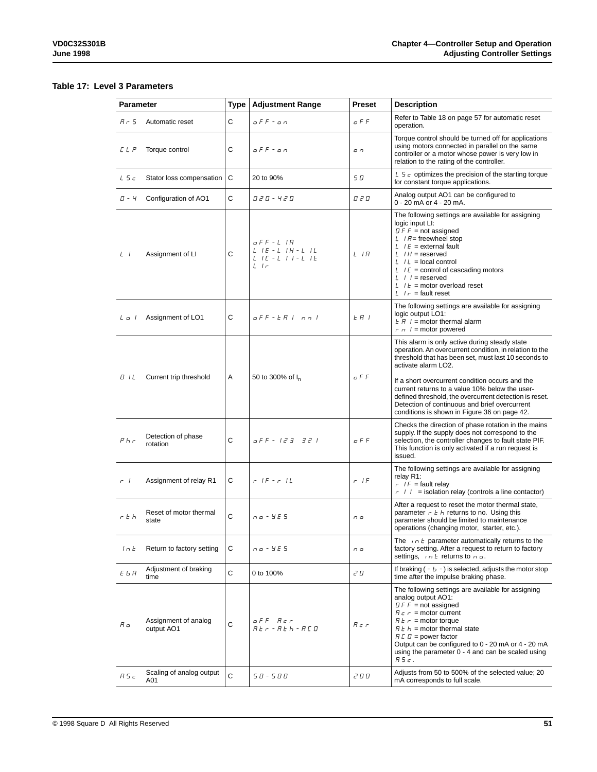### Table 17: Level 3 Parameters

| Parameter | | Type | Adjustment Range | Preset | Description |
|---|---|---|---|---|---|
| ArS | Automatic reset | C | oFF - on | oFF | Refer to Table 18 on page 57 for automatic reset operation. |
| CLP | Torque control | C | oFF - on | on | Torque control should be turned off for applications using motors connected in parallel on the same controller or a motor whose power is very low in relation to the rating of the controller. |
| LSc | Stator loss compensation | C | 20 to 90% | 50 | LSc optimizes the precision of the starting torque for constant torque applications. |
| 0 - 4 | Configuration of AO1 | C | 020 - 420 | 020 | Analog output AO1 can be configured to 0 - 20 mA or 4 - 20 mA. |
| LI | Assignment of LI | C | oFF - LIA LIE - LIH - LIL LIC - LII - LIt LIr | LIA | The following settings are available for assigning logic input LI:<br>OFF = not assigned<br>LIA= freewheel stop<br>LIE = external fault<br>LIH = reserved<br>LIL = local control<br>LIC = control of cascading motors<br>LII = reserved<br>LIt = motor overload reset<br>LIr = fault reset |
| Lo1 | Assignment of LO1 | C | oFF - tA1 rn1 | tA1 | The following settings are available for assigning logic output LO1:<br>tA1 = motor thermal alarm<br>rn1 = motor powered |
| OIL | Current trip threshold | A | 50 to 300% of $I_n$ | oFF | This alarm is only active during steady state operation. An overcurrent condition, in relation to the threshold that has been set, must last 10 seconds to activate alarm LO2.<br><br>If a short overcurrent condition occurs and the current returns to a value 10% below the user-defined threshold, the overcurrent detection is reset. Detection of continuous and brief overcurrent conditions is shown in Figure 36 on page 42. |
| Phr | Detection of phase rotation | C | oFF - 123 321 | oFF | Checks the direction of phase rotation in the mains supply. If the supply does not correspond to the selection, the controller changes to fault state PIF. This function is only activated if a run request is issued. |
| r1 | Assignment of relay R1 | C | r1F - r1L | r1F | The following settings are available for assigning relay R1:<br>r1F = fault relay<br>r1I = isolation relay (controls a line contactor) |
| rth | Reset of motor thermal state | C | no - YES | no | After a request to reset the motor thermal state, parameter rth returns to no. Using this parameter should be limited to maintenance operations (changing motor, starter, etc.). |
| Int | Return to factory setting | C | no - YES | no | The Int parameter automatically returns to the factory setting. After a request to return to factory settings, Int returns to no. |
| EbA | Adjustment of braking time | C | 0 to 100% | 20 | If braking ( - b - ) is selected, adjusts the motor stop time after the impulse braking phase. |
| Ao | Assignment of analog output AO1 | C | oFF Acr Atr - Ath - ACO | Acr | The following settings are available for assigning analog output AO1:<br>OFF = not assigned<br>Acr = motor current<br>Atr = motor torque<br>Ath = motor thermal state<br>ACO = power factor<br>Output can be configured to 0 - 20 mA or 4 - 20 mA using the parameter 0 - 4 and can be scaled using ASc. |
| ASc | Scaling of analog output A01 | C | 50 - 500 | 200 | Adjusts from 50 to 500% of the selected value; 20 mA corresponds to full scale. |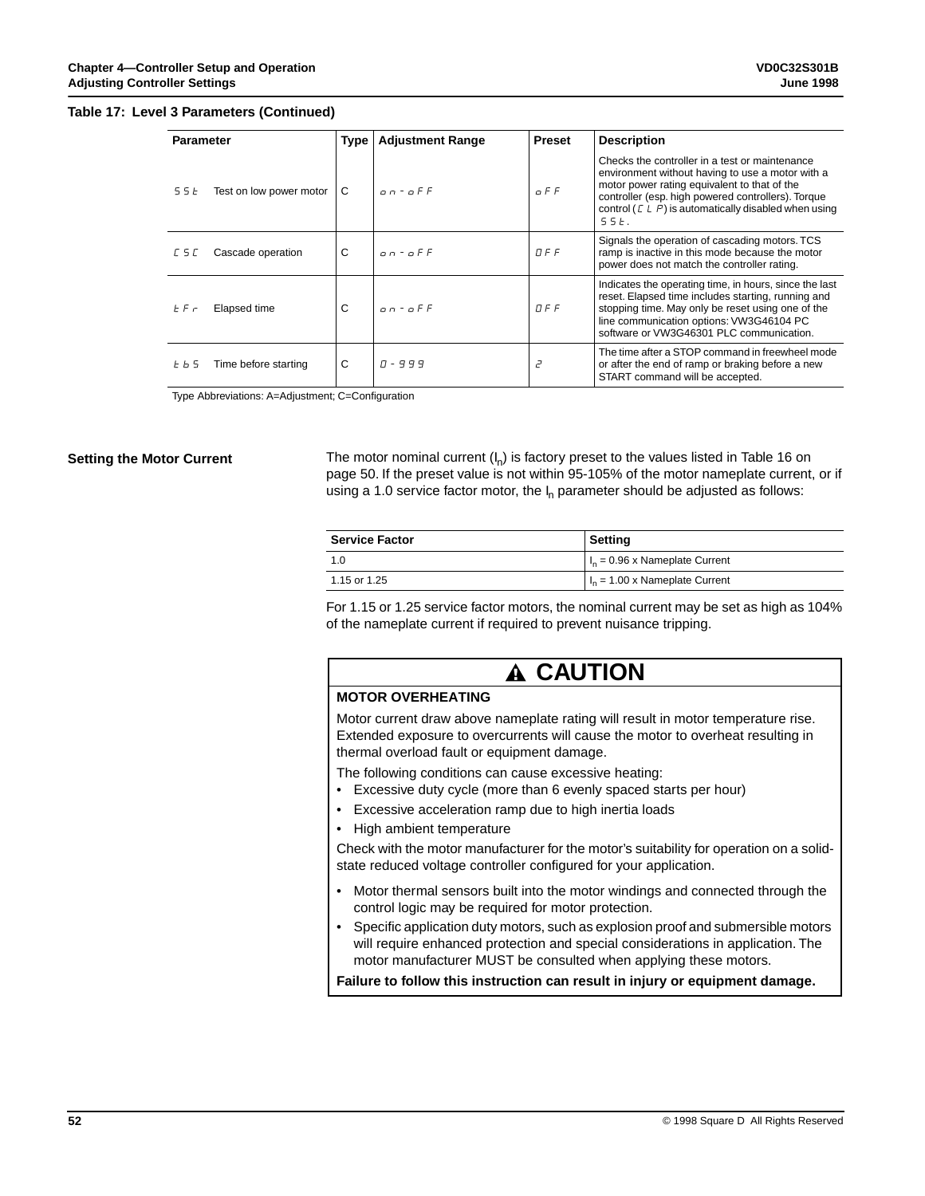**Table 17: Level 3 Parameters (Continued)**

| Parameter | | Type | Adjustment Range | Preset | Description |
|---|---|---|---|---|---|
| SSt | Test on low power motor | C | on - oFF | oFF | Checks the controller in a test or maintenance environment without having to use a motor with a motor power rating equivalent to that of the controller (esp. high powered controllers). Torque control (CLP) is automatically disabled when using SSt. |
| CSC | Cascade operation | C | on - oFF | OFF | Signals the operation of cascading motors. TCS ramp is inactive in this mode because the motor power does not match the controller rating. |
| tFr | Elapsed time | C | on - oFF | OFF | Indicates the operating time, in hours, since the last reset. Elapsed time includes starting, running and stopping time. May only be reset using one of the line communication options: VW3G46104 PC software or VW3G46301 PLC communication. |
| tbS | Time before starting | C | 0 - 999 | 2 | The time after a STOP command in freewheel mode or after the end of ramp or braking before a new START command will be accepted. |

Type Abbreviations: A=Adjustment; C=Configuration

## Setting the Motor Current

The motor nominal current ($I_n$) is factory preset to the values listed in Table 16 on page 50. If the preset value is not within 95-105% of the motor nameplate current, or if using a 1.0 service factor motor, the $I_n$ parameter should be adjusted as follows:

| Service Factor | Setting |
|---|---|
| 1.0 | $I_n$ = 0.96 x Nameplate Current |
| 1.15 or 1.25 | $I_n$ = 1.00 x Nameplate Current |

For 1.15 or 1.25 service factor motors, the nominal current may be set as high as 104% of the nameplate current if required to prevent nuisance tripping.

### ⚠ CAUTION

**MOTOR OVERHEATING**

Motor current draw above nameplate rating will result in motor temperature rise. Extended exposure to overcurrents will cause the motor to overheat resulting in thermal overload fault or equipment damage.

The following conditions can cause excessive heating:

- Excessive duty cycle (more than 6 evenly spaced starts per hour)
- Excessive acceleration ramp due to high inertia loads
- High ambient temperature

Check with the motor manufacturer for the motor's suitability for operation on a solid-state reduced voltage controller configured for your application.

- Motor thermal sensors built into the motor windings and connected through the control logic may be required for motor protection.
- Specific application duty motors, such as explosion proof and submersible motors will require enhanced protection and special considerations in application. The motor manufacturer MUST be consulted when applying these motors.

**Failure to follow this instruction can result in injury or equipment damage.**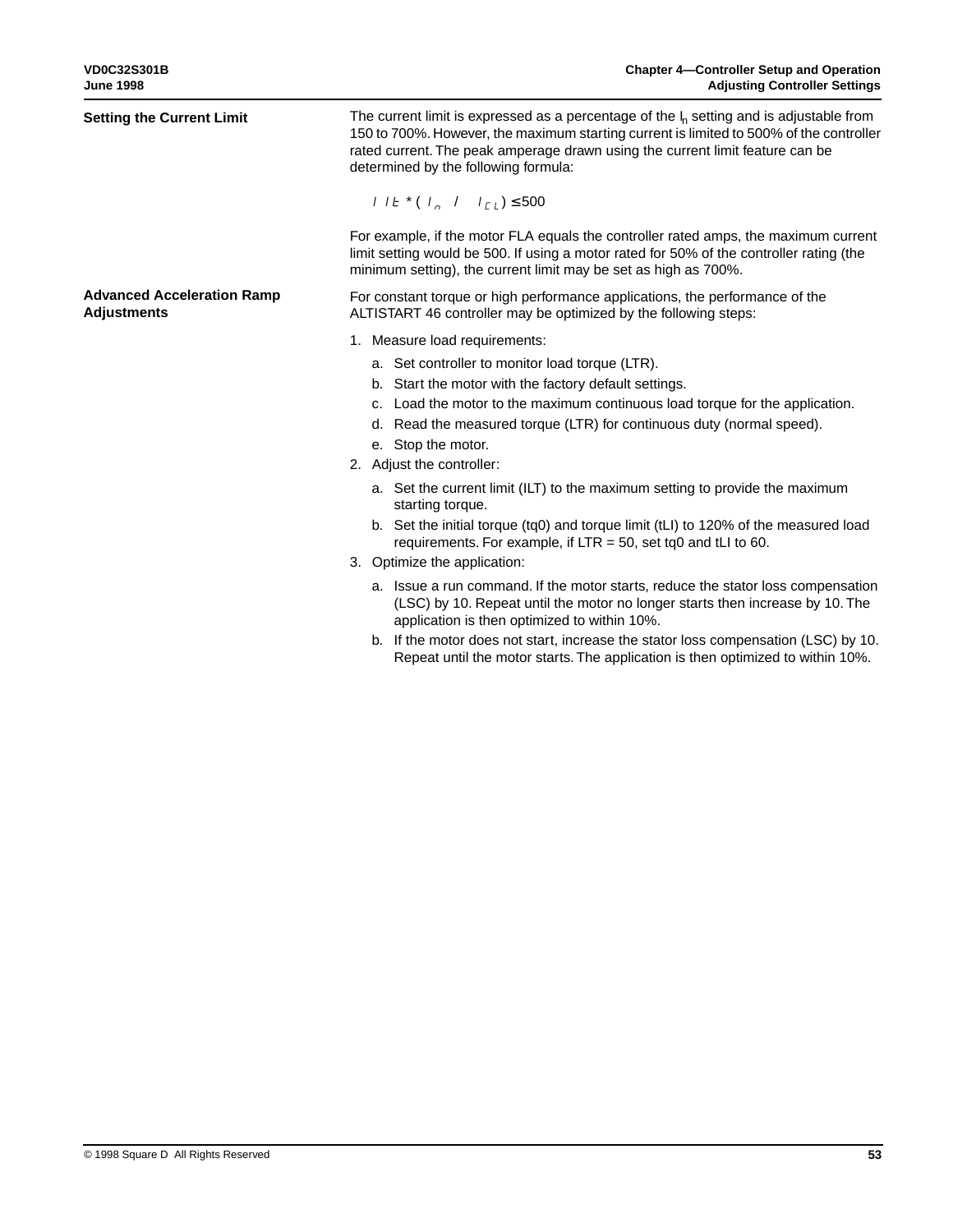## Setting the Current Limit

The current limit is expressed as a percentage of the $I_n$ setting and is adjustable from 150 to 700%. However, the maximum starting current is limited to 500% of the controller rated current. The peak amperage drawn using the current limit feature can be determined by the following formula:

$$ILt * (I_n \;/\; I_{CL}) \leq 500$$

For example, if the motor FLA equals the controller rated amps, the maximum current limit setting would be 500. If using a motor rated for 50% of the controller rating (the minimum setting), the current limit may be set as high as 700%.

## Advanced Acceleration Ramp Adjustments

For constant torque or high performance applications, the performance of the ALTISTART 46 controller may be optimized by the following steps:

1. Measure load requirements:
   a. Set controller to monitor load torque (LTR).
   b. Start the motor with the factory default settings.
   c. Load the motor to the maximum continuous load torque for the application.
   d. Read the measured torque (LTR) for continuous duty (normal speed).
   e. Stop the motor.
2. Adjust the controller:
   a. Set the current limit (ILT) to the maximum setting to provide the maximum starting torque.
   b. Set the initial torque (tq0) and torque limit (tLI) to 120% of the measured load requirements. For example, if LTR = 50, set tq0 and tLI to 60.
3. Optimize the application:
   a. Issue a run command. If the motor starts, reduce the stator loss compensation (LSC) by 10. Repeat until the motor no longer starts then increase by 10. The application is then optimized to within 10%.
   b. If the motor does not start, increase the stator loss compensation (LSC) by 10. Repeat until the motor starts. The application is then optimized to within 10%.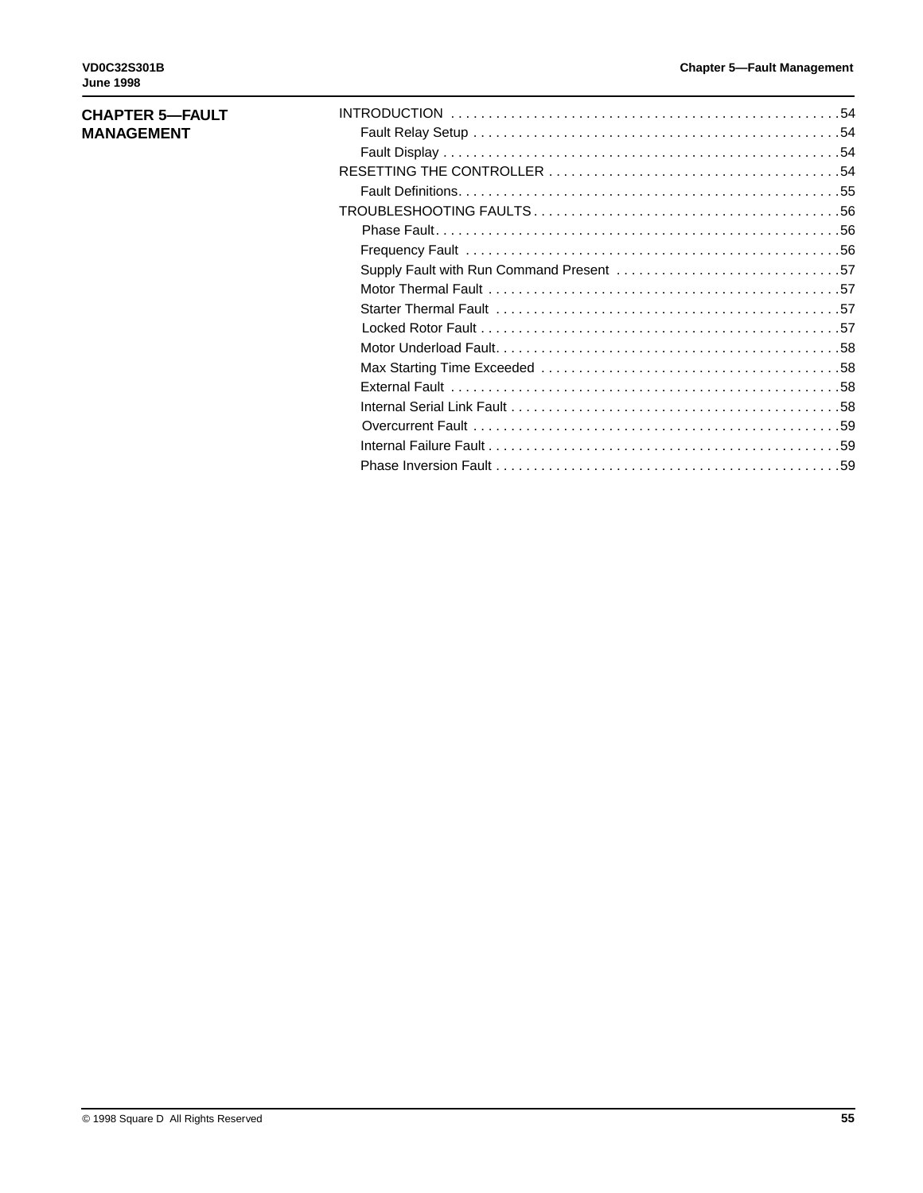# CHAPTER 5—FAULT MANAGEMENT

INTRODUCTION . . . . . . . . . . . . . . . . . . . . . . . . . . . . . . . . . . . . . . . . . . . . . . . . . . .54
- Fault Relay Setup . . . . . . . . . . . . . . . . . . . . . . . . . . . . . . . . . . . . . . . . . . . . . . . . .54
- Fault Display . . . . . . . . . . . . . . . . . . . . . . . . . . . . . . . . . . . . . . . . . . . . . . . . . . . .54

RESETTING THE CONTROLLER . . . . . . . . . . . . . . . . . . . . . . . . . . . . . . . . . . . . . .54
- Fault Definitions. . . . . . . . . . . . . . . . . . . . . . . . . . . . . . . . . . . . . . . . . . . . . . . . . . .55

TROUBLESHOOTING FAULTS . . . . . . . . . . . . . . . . . . . . . . . . . . . . . . . . . . . . . . . . .56
- Phase Fault. . . . . . . . . . . . . . . . . . . . . . . . . . . . . . . . . . . . . . . . . . . . . . . . . . . . . .56
- Frequency Fault . . . . . . . . . . . . . . . . . . . . . . . . . . . . . . . . . . . . . . . . . . . . . . . . . .56
- Supply Fault with Run Command Present . . . . . . . . . . . . . . . . . . . . . . . . . . . . .57
- Motor Thermal Fault . . . . . . . . . . . . . . . . . . . . . . . . . . . . . . . . . . . . . . . . . . . . . . .57
- Starter Thermal Fault . . . . . . . . . . . . . . . . . . . . . . . . . . . . . . . . . . . . . . . . . . . . .57
- Locked Rotor Fault . . . . . . . . . . . . . . . . . . . . . . . . . . . . . . . . . . . . . . . . . . . . . . . .57
- Motor Underload Fault. . . . . . . . . . . . . . . . . . . . . . . . . . . . . . . . . . . . . . . . . . . . . .58
- Max Starting Time Exceeded . . . . . . . . . . . . . . . . . . . . . . . . . . . . . . . . . . . . . . .58
- External Fault . . . . . . . . . . . . . . . . . . . . . . . . . . . . . . . . . . . . . . . . . . . . . . . . . . . .58
- Internal Serial Link Fault . . . . . . . . . . . . . . . . . . . . . . . . . . . . . . . . . . . . . . . . . . .58
- Overcurrent Fault . . . . . . . . . . . . . . . . . . . . . . . . . . . . . . . . . . . . . . . . . . . . . . . . .59
- Internal Failure Fault . . . . . . . . . . . . . . . . . . . . . . . . . . . . . . . . . . . . . . . . . . . . . . .59
- Phase Inversion Fault . . . . . . . . . . . . . . . . . . . . . . . . . . . . . . . . . . . . . . . . . . . . .59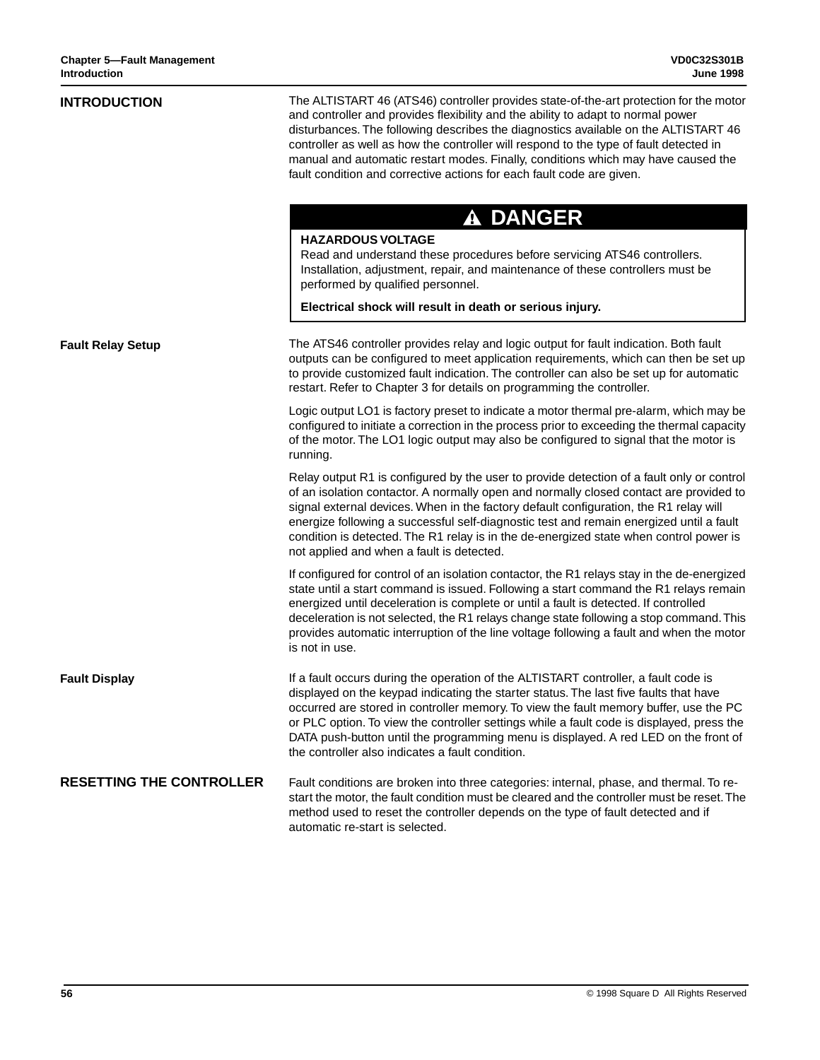## INTRODUCTION

The ALTISTART 46 (ATS46) controller provides state-of-the-art protection for the motor and controller and provides flexibility and the ability to adapt to normal power disturbances. The following describes the diagnostics available on the ALTISTART 46 controller as well as how the controller will respond to the type of fault detected in manual and automatic restart modes. Finally, conditions which may have caused the fault condition and corrective actions for each fault code are given.

> **⚠ DANGER**
>
> **HAZARDOUS VOLTAGE**
>
> Read and understand these procedures before servicing ATS46 controllers. Installation, adjustment, repair, and maintenance of these controllers must be performed by qualified personnel.
>
> **Electrical shock will result in death or serious injury.**

### Fault Relay Setup

The ATS46 controller provides relay and logic output for fault indication. Both fault outputs can be configured to meet application requirements, which can then be set up to provide customized fault indication. The controller can also be set up for automatic restart. Refer to Chapter 3 for details on programming the controller.

Logic output LO1 is factory preset to indicate a motor thermal pre-alarm, which may be configured to initiate a correction in the process prior to exceeding the thermal capacity of the motor. The LO1 logic output may also be configured to signal that the motor is running.

Relay output R1 is configured by the user to provide detection of a fault only or control of an isolation contactor. A normally open and normally closed contact are provided to signal external devices. When in the factory default configuration, the R1 relay will energize following a successful self-diagnostic test and remain energized until a fault condition is detected. The R1 relay is in the de-energized state when control power is not applied and when a fault is detected.

If configured for control of an isolation contactor, the R1 relays stay in the de-energized state until a start command is issued. Following a start command the R1 relays remain energized until deceleration is complete or until a fault is detected. If controlled deceleration is not selected, the R1 relays change state following a stop command. This provides automatic interruption of the line voltage following a fault and when the motor is not in use.

### Fault Display

If a fault occurs during the operation of the ALTISTART controller, a fault code is displayed on the keypad indicating the starter status. The last five faults that have occurred are stored in controller memory. To view the fault memory buffer, use the PC or PLC option. To view the controller settings while a fault code is displayed, press the DATA push-button until the programming menu is displayed. A red LED on the front of the controller also indicates a fault condition.

## RESETTING THE CONTROLLER

Fault conditions are broken into three categories: internal, phase, and thermal. To re-start the motor, the fault condition must be cleared and the controller must be reset. The method used to reset the controller depends on the type of fault detected and if automatic re-start is selected.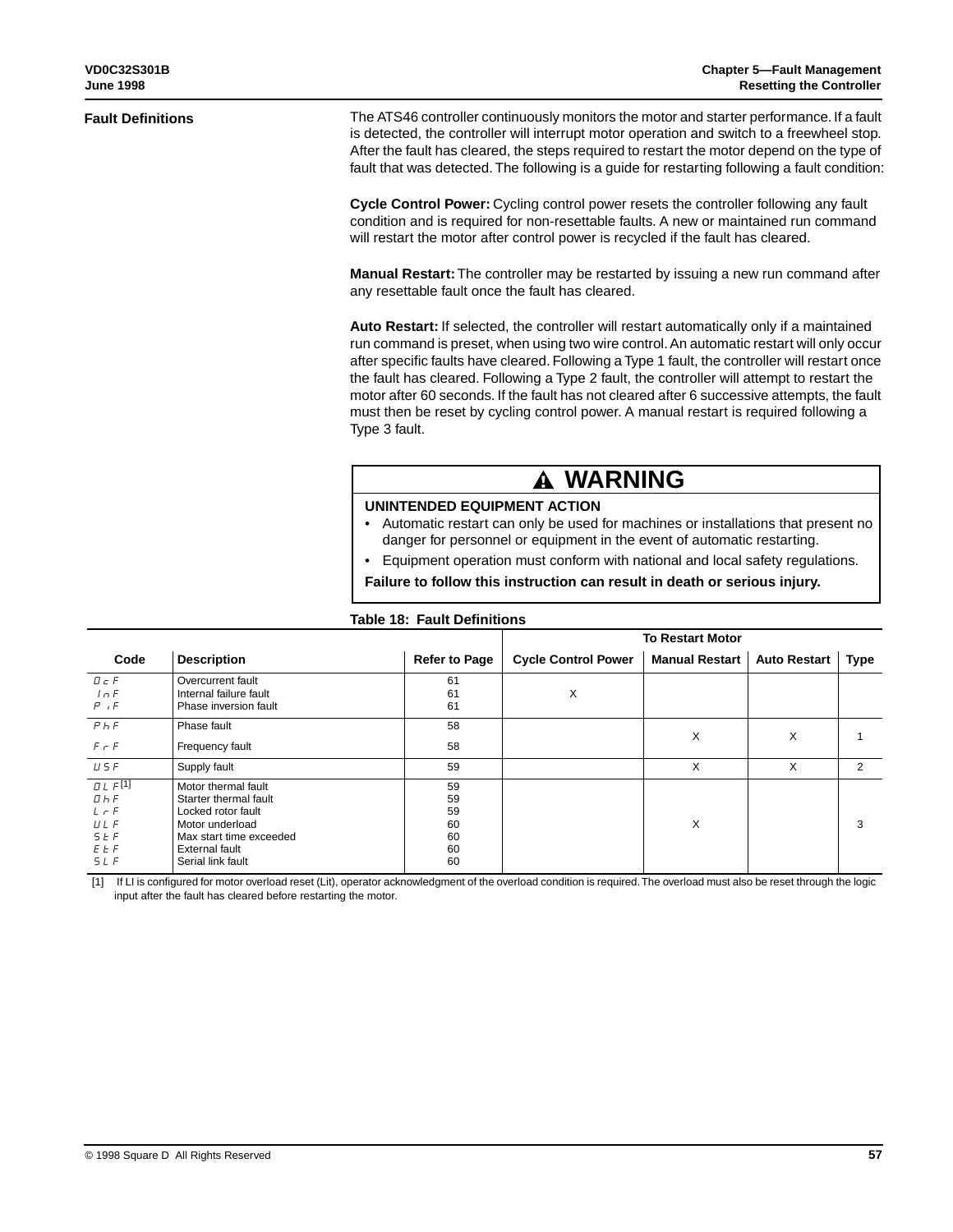## Fault Definitions

The ATS46 controller continuously monitors the motor and starter performance. If a fault is detected, the controller will interrupt motor operation and switch to a freewheel stop. After the fault has cleared, the steps required to restart the motor depend on the type of fault that was detected. The following is a guide for restarting following a fault condition:

**Cycle Control Power:** Cycling control power resets the controller following any fault condition and is required for non-resettable faults. A new or maintained run command will restart the motor after control power is recycled if the fault has cleared.

**Manual Restart:** The controller may be restarted by issuing a new run command after any resettable fault once the fault has cleared.

**Auto Restart:** If selected, the controller will restart automatically only if a maintained run command is preset, when using two wire control. An automatic restart will only occur after specific faults have cleared. Following a Type 1 fault, the controller will restart once the fault has cleared. Following a Type 2 fault, the controller will attempt to restart the motor after 60 seconds. If the fault has not cleared after 6 successive attempts, the fault must then be reset by cycling control power. A manual restart is required following a Type 3 fault.

> **⚠ WARNING**
>
> **UNINTENDED EQUIPMENT ACTION**
>
> - Automatic restart can only be used for machines or installations that present no danger for personnel or equipment in the event of automatic restarting.
> - Equipment operation must conform with national and local safety regulations.
>
> **Failure to follow this instruction can result in death or serious injury.**

**Table 18: Fault Definitions**

| Code | Description | Refer to Page | To Restart Motor | | | |
|---|---|---|---|---|---|---|
| | | | **Cycle Control Power** | **Manual Restart** | **Auto Restart** | **Type** |
| OCF<br>InF<br>PIF | Overcurrent fault<br>Internal failure fault<br>Phase inversion fault | 61<br>61<br>61 | X | | | |
| PHF<br>FrF | Phase fault<br>Frequency fault | 58<br>58 | | X | X | 1 |
| USF | Supply fault | 59 | | X | X | 2 |
| OLF [1]<br>OHF<br>LrF<br>ULF<br>StF<br>EtF<br>SLF | Motor thermal fault<br>Starter thermal fault<br>Locked rotor fault<br>Motor underload<br>Max start time exceeded<br>External fault<br>Serial link fault | 59<br>59<br>59<br>60<br>60<br>60<br>60 | | X | | 3 |

[1] If LI is configured for motor overload reset (Lit), operator acknowledgment of the overload condition is required. The overload must also be reset through the logic input after the fault has cleared before restarting the motor.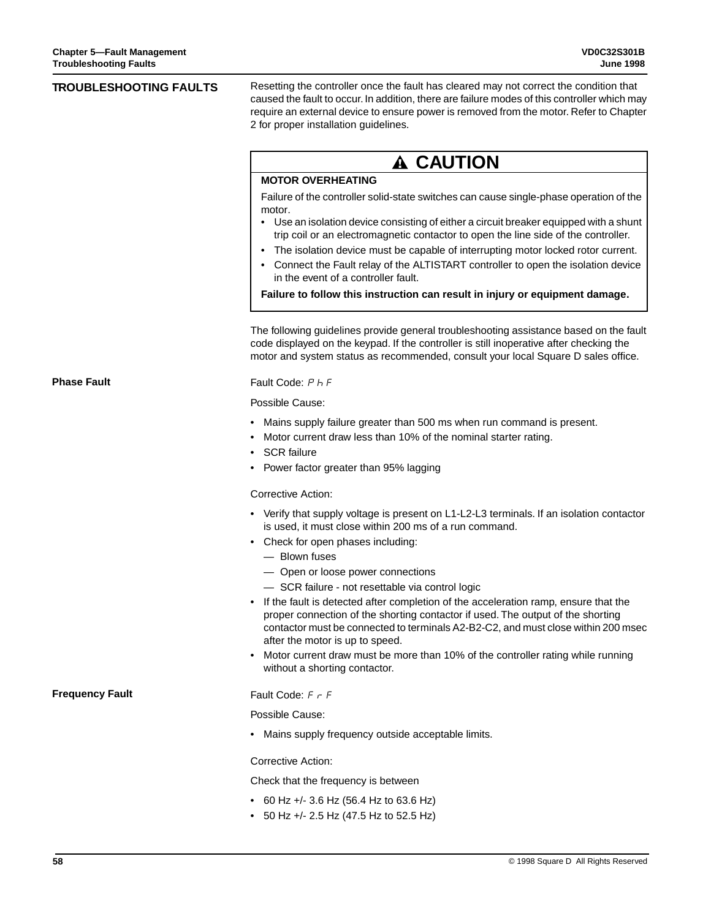## TROUBLESHOOTING FAULTS

Resetting the controller once the fault has cleared may not correct the condition that caused the fault to occur. In addition, there are failure modes of this controller which may require an external device to ensure power is removed from the motor. Refer to Chapter 2 for proper installation guidelines.

> **⚠ CAUTION**
>
> **MOTOR OVERHEATING**
>
> Failure of the controller solid-state switches can cause single-phase operation of the motor.
>
> - Use an isolation device consisting of either a circuit breaker equipped with a shunt trip coil or an electromagnetic contactor to open the line side of the controller.
> - The isolation device must be capable of interrupting motor locked rotor current.
> - Connect the Fault relay of the ALTISTART controller to open the isolation device in the event of a controller fault.
>
> **Failure to follow this instruction can result in injury or equipment damage.**

The following guidelines provide general troubleshooting assistance based on the fault code displayed on the keypad. If the controller is still inoperative after checking the motor and system status as recommended, consult your local Square D sales office.

### Phase Fault

Fault Code: PhF

Possible Cause:

- Mains supply failure greater than 500 ms when run command is present.
- Motor current draw less than 10% of the nominal starter rating.
- SCR failure
- Power factor greater than 95% lagging

Corrective Action:

- Verify that supply voltage is present on L1-L2-L3 terminals. If an isolation contactor is used, it must close within 200 ms of a run command.
- Check for open phases including:
  - — Blown fuses
  - — Open or loose power connections
  - — SCR failure - not resettable via control logic
- If the fault is detected after completion of the acceleration ramp, ensure that the proper connection of the shorting contactor if used. The output of the shorting contactor must be connected to terminals A2-B2-C2, and must close within 200 msec after the motor is up to speed.
- Motor current draw must be more than 10% of the controller rating while running without a shorting contactor.

### Frequency Fault

Fault Code: FrF

Possible Cause:

- Mains supply frequency outside acceptable limits.

Corrective Action:

Check that the frequency is between

- 60 Hz +/- 3.6 Hz (56.4 Hz to 63.6 Hz)
- 50 Hz +/- 2.5 Hz (47.5 Hz to 52.5 Hz)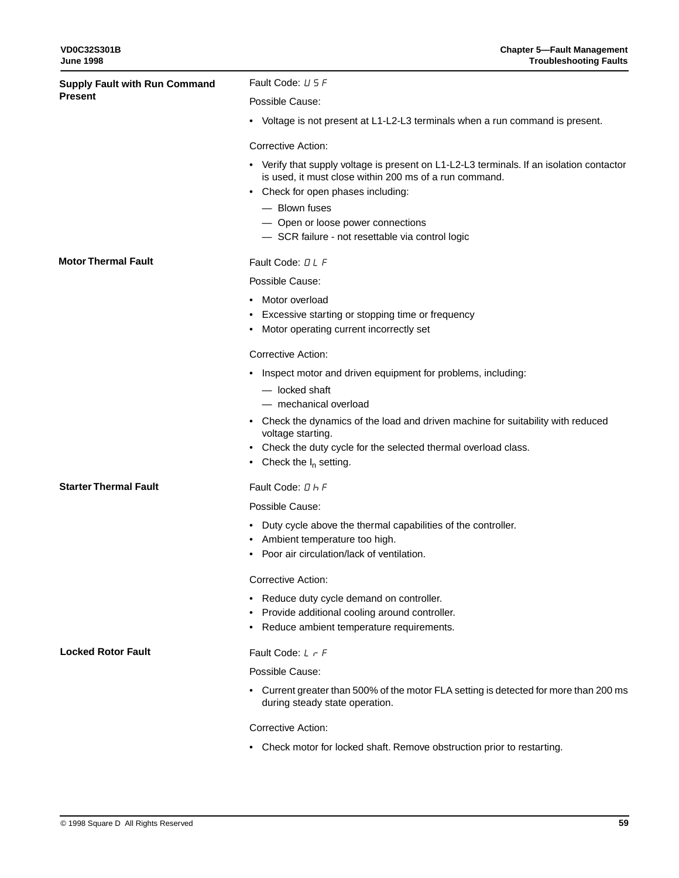### Supply Fault with Run Command Present

Fault Code: USF

Possible Cause:

- Voltage is not present at L1-L2-L3 terminals when a run command is present.

Corrective Action:

- Verify that supply voltage is present on L1-L2-L3 terminals. If an isolation contactor is used, it must close within 200 ms of a run command.
- Check for open phases including:
  - — Blown fuses
  - — Open or loose power connections
  - — SCR failure - not resettable via control logic

### Motor Thermal Fault

Fault Code: OLF

Possible Cause:

- Motor overload
- Excessive starting or stopping time or frequency
- Motor operating current incorrectly set

Corrective Action:

- Inspect motor and driven equipment for problems, including:
  - — locked shaft
  - — mechanical overload
- Check the dynamics of the load and driven machine for suitability with reduced voltage starting.
- Check the duty cycle for the selected thermal overload class.
- Check the $I_n$ setting.

### Starter Thermal Fault

Fault Code: OhF

Possible Cause:

- Duty cycle above the thermal capabilities of the controller.
- Ambient temperature too high.
- Poor air circulation/lack of ventilation.

Corrective Action:

- Reduce duty cycle demand on controller.
- Provide additional cooling around controller.
- Reduce ambient temperature requirements.

### Locked Rotor Fault

Fault Code: LrF

Possible Cause:

- Current greater than 500% of the motor FLA setting is detected for more than 200 ms during steady state operation.

Corrective Action:

- Check motor for locked shaft. Remove obstruction prior to restarting.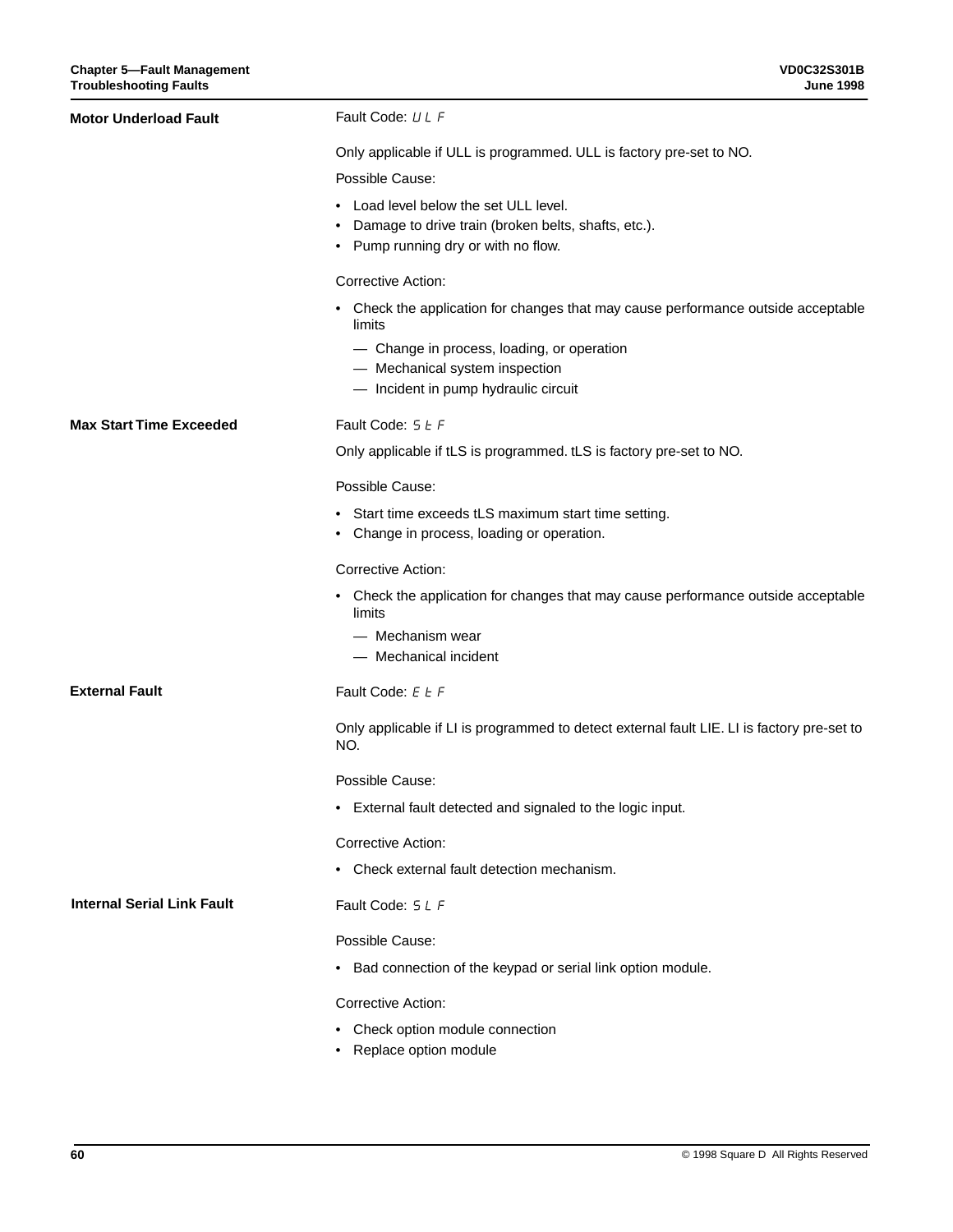## Motor Underload Fault

Fault Code: ULF

Only applicable if ULL is programmed. ULL is factory pre-set to NO.

Possible Cause:

- Load level below the set ULL level.
- Damage to drive train (broken belts, shafts, etc.).
- Pump running dry or with no flow.

Corrective Action:

- Check the application for changes that may cause performance outside acceptable limits
  - — Change in process, loading, or operation
  - — Mechanical system inspection
  - — Incident in pump hydraulic circuit

## Max Start Time Exceeded

Fault Code: StF

Only applicable if tLS is programmed. tLS is factory pre-set to NO.

Possible Cause:

- Start time exceeds tLS maximum start time setting.
- Change in process, loading or operation.

Corrective Action:

- Check the application for changes that may cause performance outside acceptable limits
  - — Mechanism wear
  - — Mechanical incident

## External Fault

Fault Code: EtF

Only applicable if LI is programmed to detect external fault LIE. LI is factory pre-set to NO.

Possible Cause:

- External fault detected and signaled to the logic input.

Corrective Action:

- Check external fault detection mechanism.

## Internal Serial Link Fault

Fault Code: SLF

Possible Cause:

- Bad connection of the keypad or serial link option module.

Corrective Action:

- Check option module connection
- Replace option module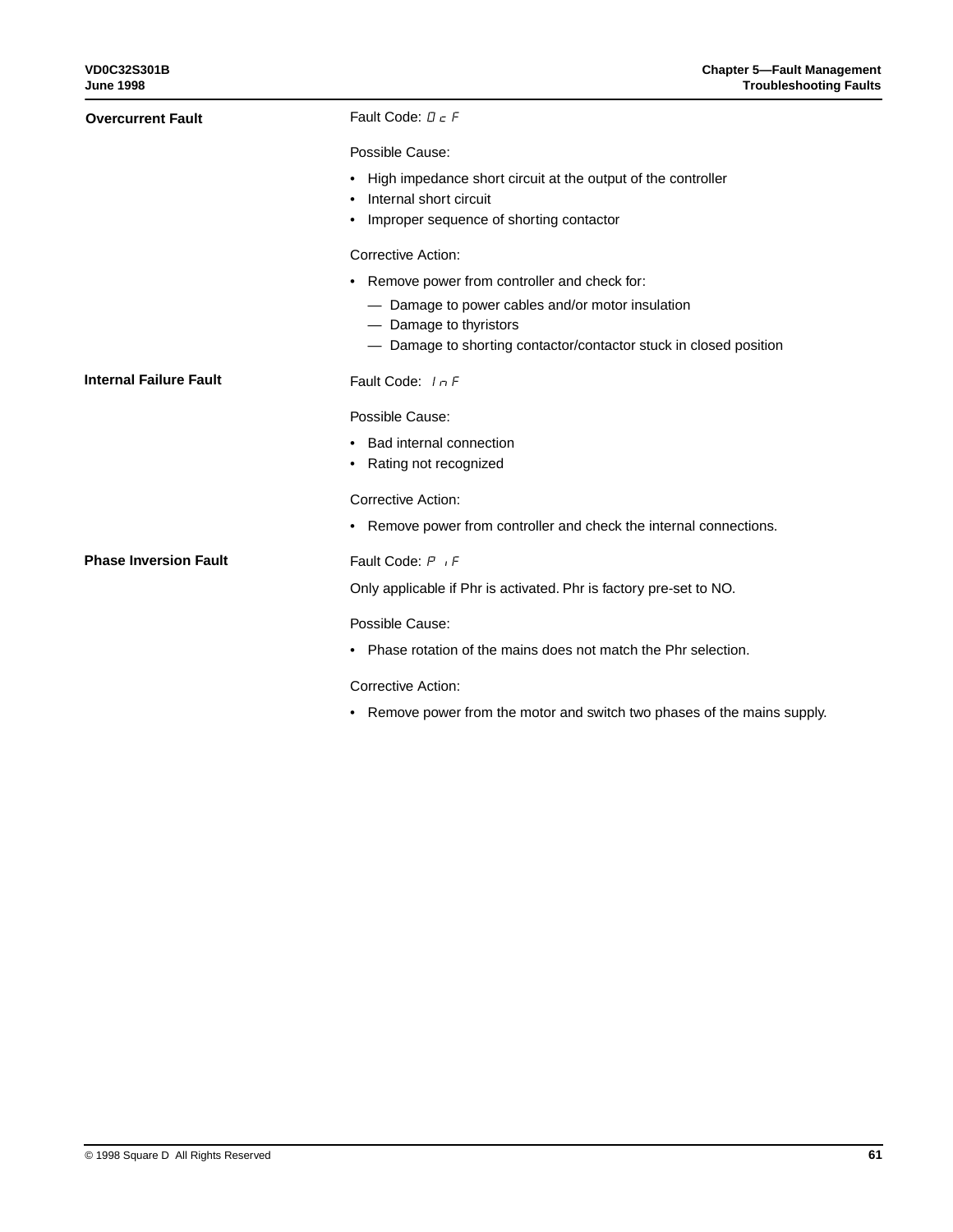### Overcurrent Fault

Fault Code: OcF

Possible Cause:

- High impedance short circuit at the output of the controller
- Internal short circuit
- Improper sequence of shorting contactor

Corrective Action:

- Remove power from controller and check for:
  - — Damage to power cables and/or motor insulation
  - — Damage to thyristors
  - — Damage to shorting contactor/contactor stuck in closed position

### Internal Failure Fault

Fault Code: InF

Possible Cause:

- Bad internal connection
- Rating not recognized

Corrective Action:

- Remove power from controller and check the internal connections.

### Phase Inversion Fault

Fault Code: PIF

Only applicable if Phr is activated. Phr is factory pre-set to NO.

Possible Cause:

- Phase rotation of the mains does not match the Phr selection.

Corrective Action:

- Remove power from the motor and switch two phases of the mains supply.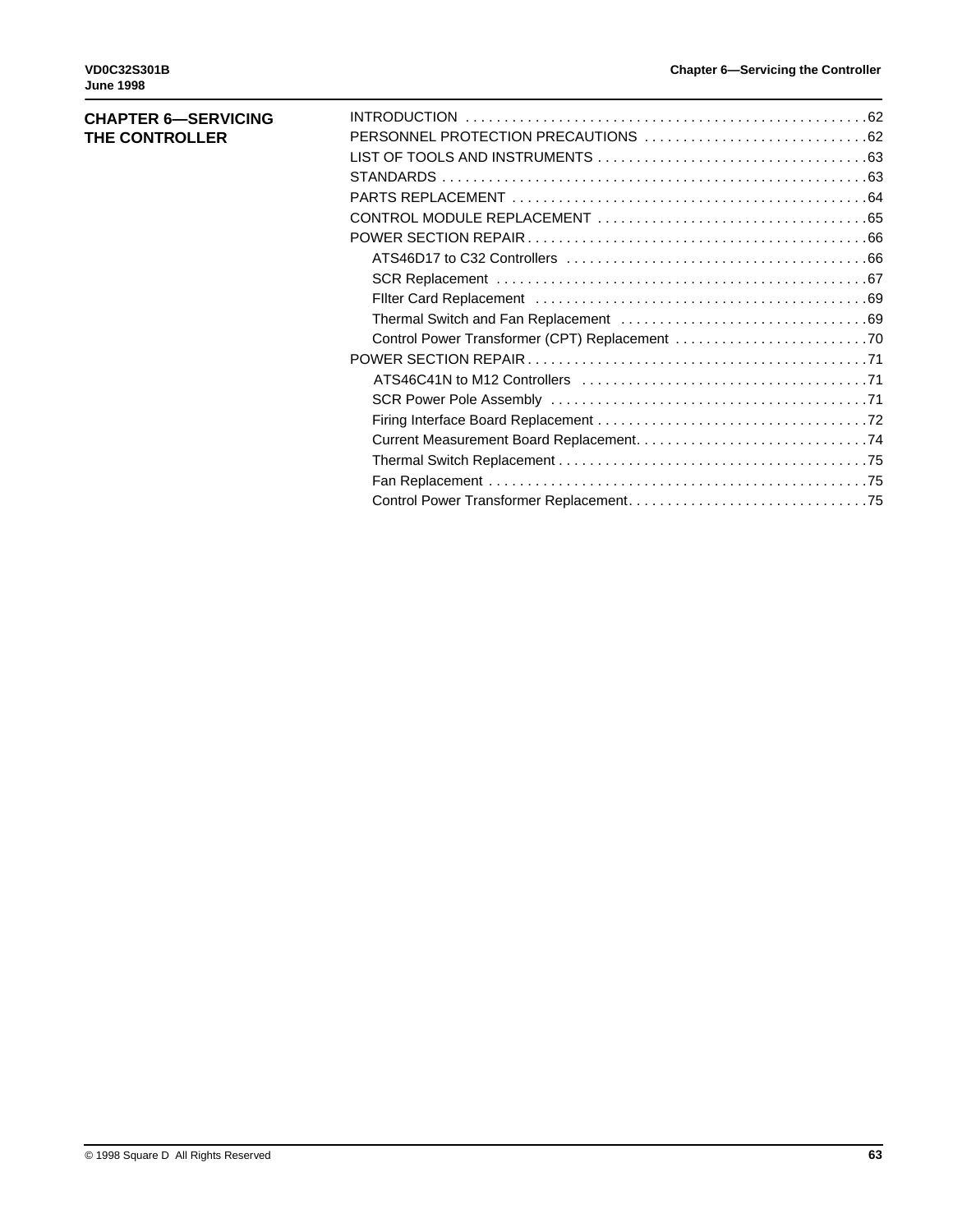# CHAPTER 6—SERVICING THE CONTROLLER

INTRODUCTION . . . . . . . . . . . . . . . . . . . . . . . . . . . . . . . . . . . . . . . . . . . . . . . . . . . .62
PERSONNEL PROTECTION PRECAUTIONS . . . . . . . . . . . . . . . . . . . . . . . . . . . . .62
LIST OF TOOLS AND INSTRUMENTS . . . . . . . . . . . . . . . . . . . . . . . . . . . . . . . . . .63
STANDARDS . . . . . . . . . . . . . . . . . . . . . . . . . . . . . . . . . . . . . . . . . . . . . . . . . . . . . .63
PARTS REPLACEMENT . . . . . . . . . . . . . . . . . . . . . . . . . . . . . . . . . . . . . . . . . . . . . .64
CONTROL MODULE REPLACEMENT . . . . . . . . . . . . . . . . . . . . . . . . . . . . . . . . . . .65
POWER SECTION REPAIR . . . . . . . . . . . . . . . . . . . . . . . . . . . . . . . . . . . . . . . . . . . .66
- ATS46D17 to C32 Controllers . . . . . . . . . . . . . . . . . . . . . . . . . . . . . . . . . . . . . . .66
- SCR Replacement . . . . . . . . . . . . . . . . . . . . . . . . . . . . . . . . . . . . . . . . . . . . . . . .67
- FIlter Card Replacement . . . . . . . . . . . . . . . . . . . . . . . . . . . . . . . . . . . . . . . . . . .69
- Thermal Switch and Fan Replacement . . . . . . . . . . . . . . . . . . . . . . . . . . . . . . . .69
- Control Power Transformer (CPT) Replacement . . . . . . . . . . . . . . . . . . . . . . . . .70

POWER SECTION REPAIR . . . . . . . . . . . . . . . . . . . . . . . . . . . . . . . . . . . . . . . . . . . .71
- ATS46C41N to M12 Controllers . . . . . . . . . . . . . . . . . . . . . . . . . . . . . . . . . . . . .71
- SCR Power Pole Assembly . . . . . . . . . . . . . . . . . . . . . . . . . . . . . . . . . . . . . . . . .71
- Firing Interface Board Replacement . . . . . . . . . . . . . . . . . . . . . . . . . . . . . . . . . . .72
- Current Measurement Board Replacement. . . . . . . . . . . . . . . . . . . . . . . . . . . . . .74
- Thermal Switch Replacement . . . . . . . . . . . . . . . . . . . . . . . . . . . . . . . . . . . . . . . .75
- Fan Replacement . . . . . . . . . . . . . . . . . . . . . . . . . . . . . . . . . . . . . . . . . . . . . . . . .75
- Control Power Transformer Replacement. . . . . . . . . . . . . . . . . . . . . . . . . . . . . . .75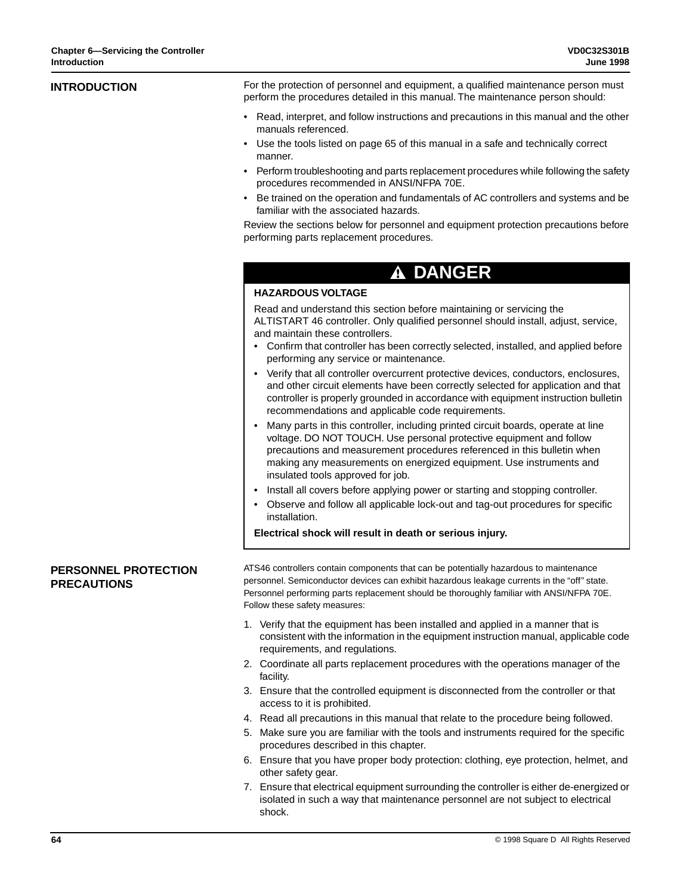## INTRODUCTION

For the protection of personnel and equipment, a qualified maintenance person must perform the procedures detailed in this manual. The maintenance person should:

- Read, interpret, and follow instructions and precautions in this manual and the other manuals referenced.
- Use the tools listed on page 65 of this manual in a safe and technically correct manner.
- Perform troubleshooting and parts replacement procedures while following the safety procedures recommended in ANSI/NFPA 70E.
- Be trained on the operation and fundamentals of AC controllers and systems and be familiar with the associated hazards.

Review the sections below for personnel and equipment protection precautions before performing parts replacement procedures.

> **⚠ DANGER**
>
> **HAZARDOUS VOLTAGE**
>
> Read and understand this section before maintaining or servicing the ALTISTART 46 controller. Only qualified personnel should install, adjust, service, and maintain these controllers.
>
> - Confirm that controller has been correctly selected, installed, and applied before performing any service or maintenance.
> - Verify that all controller overcurrent protective devices, conductors, enclosures, and other circuit elements have been correctly selected for application and that controller is properly grounded in accordance with equipment instruction bulletin recommendations and applicable code requirements.
> - Many parts in this controller, including printed circuit boards, operate at line voltage. DO NOT TOUCH. Use personal protective equipment and follow precautions and measurement procedures referenced in this bulletin when making any measurements on energized equipment. Use instruments and insulated tools approved for job.
> - Install all covers before applying power or starting and stopping controller.
> - Observe and follow all applicable lock-out and tag-out procedures for specific installation.
>
> **Electrical shock will result in death or serious injury.**

## PERSONNEL PROTECTION PRECAUTIONS

ATS46 controllers contain components that can be potentially hazardous to maintenance personnel. Semiconductor devices can exhibit hazardous leakage currents in the "off" state. Personnel performing parts replacement should be thoroughly familiar with ANSI/NFPA 70E. Follow these safety measures:

1. Verify that the equipment has been installed and applied in a manner that is consistent with the information in the equipment instruction manual, applicable code requirements, and regulations.
2. Coordinate all parts replacement procedures with the operations manager of the facility.
3. Ensure that the controlled equipment is disconnected from the controller or that access to it is prohibited.
4. Read all precautions in this manual that relate to the procedure being followed.
5. Make sure you are familiar with the tools and instruments required for the specific procedures described in this chapter.
6. Ensure that you have proper body protection: clothing, eye protection, helmet, and other safety gear.
7. Ensure that electrical equipment surrounding the controller is either de-energized or isolated in such a way that maintenance personnel are not subject to electrical shock.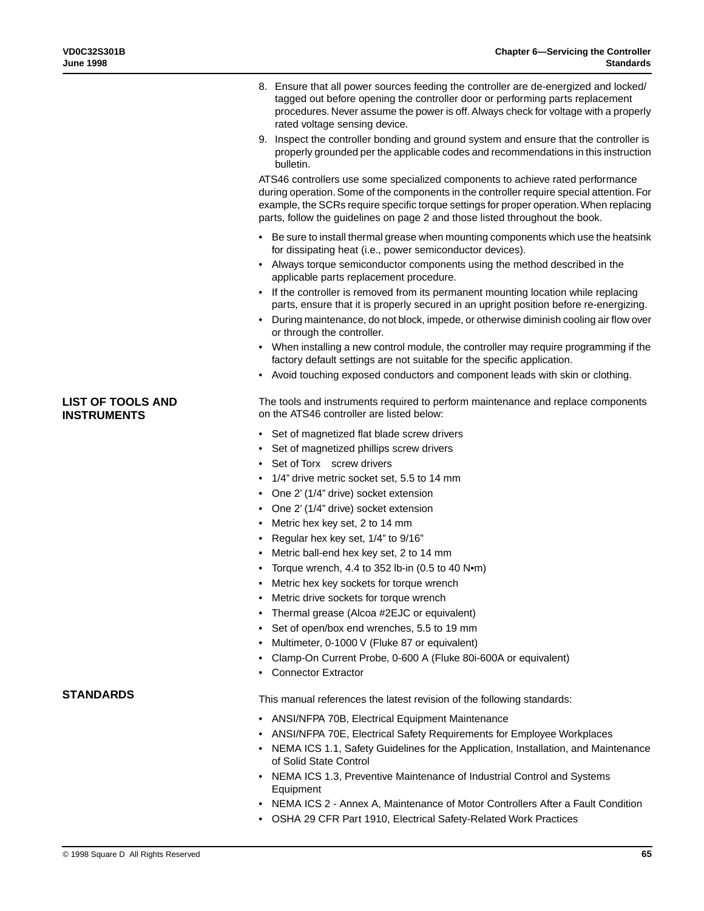8. Ensure that all power sources feeding the controller are de-energized and locked/tagged out before opening the controller door or performing parts replacement procedures. Never assume the power is off. Always check for voltage with a properly rated voltage sensing device.
9. Inspect the controller bonding and ground system and ensure that the controller is properly grounded per the applicable codes and recommendations in this instruction bulletin.

ATS46 controllers use some specialized components to achieve rated performance during operation. Some of the components in the controller require special attention. For example, the SCRs require specific torque settings for proper operation. When replacing parts, follow the guidelines on page 2 and those listed throughout the book.

- Be sure to install thermal grease when mounting components which use the heatsink for dissipating heat (i.e., power semiconductor devices).
- Always torque semiconductor components using the method described in the applicable parts replacement procedure.
- If the controller is removed from its permanent mounting location while replacing parts, ensure that it is properly secured in an upright position before re-energizing.
- During maintenance, do not block, impede, or otherwise diminish cooling air flow over or through the controller.
- When installing a new control module, the controller may require programming if the factory default settings are not suitable for the specific application.
- Avoid touching exposed conductors and component leads with skin or clothing.

## LIST OF TOOLS AND INSTRUMENTS

The tools and instruments required to perform maintenance and replace components on the ATS46 controller are listed below:

- Set of magnetized flat blade screw drivers
- Set of magnetized phillips screw drivers
- Set of Torx  screw drivers
- 1/4" drive metric socket set, 5.5 to 14 mm
- One 2' (1/4" drive) socket extension
- One 2' (1/4" drive) socket extension
- Metric hex key set, 2 to 14 mm
- Regular hex key set, 1/4" to 9/16"
- Metric ball-end hex key set, 2 to 14 mm
- Torque wrench, 4.4 to 352 lb-in (0.5 to 40 N•m)
- Metric hex key sockets for torque wrench
- Metric drive sockets for torque wrench
- Thermal grease (Alcoa #2EJC or equivalent)
- Set of open/box end wrenches, 5.5 to 19 mm
- Multimeter, 0-1000 V (Fluke 87 or equivalent)
- Clamp-On Current Probe, 0-600 A (Fluke 80i-600A or equivalent)
- Connector Extractor

## STANDARDS

This manual references the latest revision of the following standards:

- ANSI/NFPA 70B, Electrical Equipment Maintenance
- ANSI/NFPA 70E, Electrical Safety Requirements for Employee Workplaces
- NEMA ICS 1.1, Safety Guidelines for the Application, Installation, and Maintenance of Solid State Control
- NEMA ICS 1.3, Preventive Maintenance of Industrial Control and Systems Equipment
- NEMA ICS 2 - Annex A, Maintenance of Motor Controllers After a Fault Condition
- OSHA 29 CFR Part 1910, Electrical Safety-Related Work Practices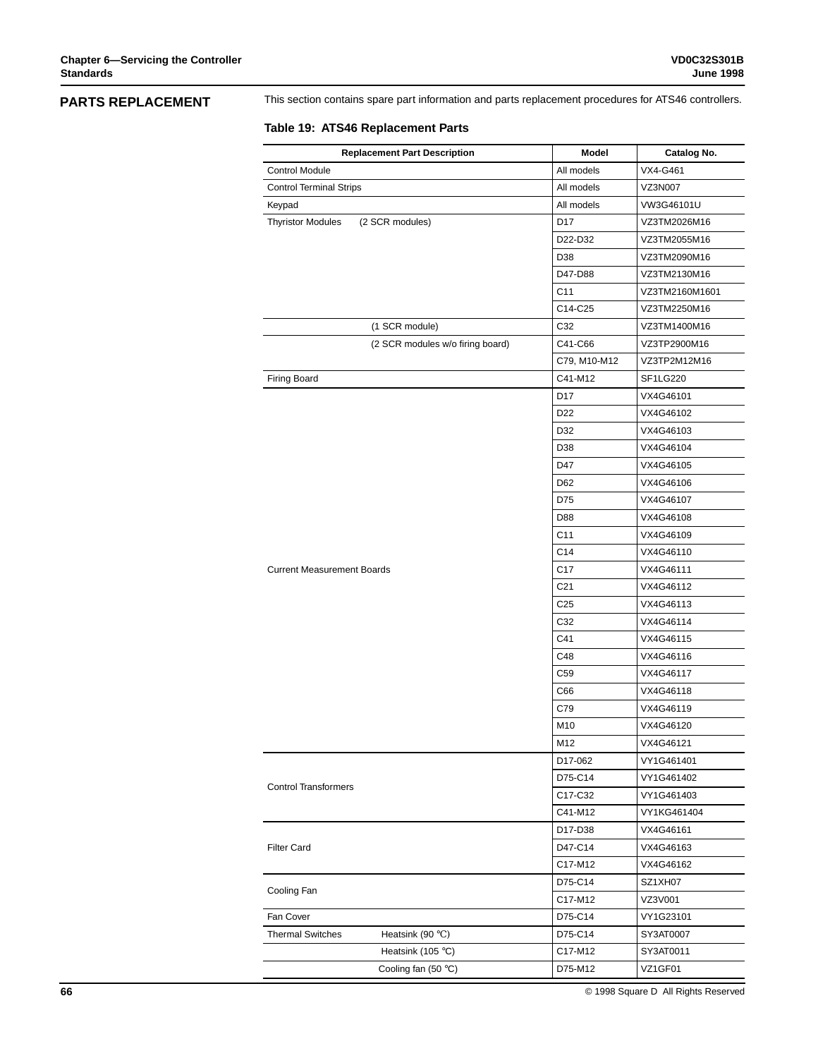## PARTS REPLACEMENT

This section contains spare part information and parts replacement procedures for ATS46 controllers.

**Table 19: ATS46 Replacement Parts**

| Replacement Part Description | Model | Catalog No. |
|---|---|---|
| Control Module | All models | VX4-G461 |
| Control Terminal Strips | All models | VZ3N007 |
| Keypad | All models | VW3G46101U |
| Thyristor Modules (2 SCR modules) | D17 | VZ3TM2026M16 |
| | D22-D32 | VZ3TM2055M16 |
| | D38 | VZ3TM2090M16 |
| | D47-D88 | VZ3TM2130M16 |
| | C11 | VZ3TM2160M1601 |
| | C14-C25 | VZ3TM2250M16 |
| (1 SCR module) | C32 | VZ3TM1400M16 |
| (2 SCR modules w/o firing board) | C41-C66 | VZ3TP2900M16 |
| | C79, M10-M12 | VZ3TP2M12M16 |
| Firing Board | C41-M12 | SF1LG220 |
| Current Measurement Boards | D17 | VX4G46101 |
| | D22 | VX4G46102 |
| | D32 | VX4G46103 |
| | D38 | VX4G46104 |
| | D47 | VX4G46105 |
| | D62 | VX4G46106 |
| | D75 | VX4G46107 |
| | D88 | VX4G46108 |
| | C11 | VX4G46109 |
| | C14 | VX4G46110 |
| | C17 | VX4G46111 |
| | C21 | VX4G46112 |
| | C25 | VX4G46113 |
| | C32 | VX4G46114 |
| | C41 | VX4G46115 |
| | C48 | VX4G46116 |
| | C59 | VX4G46117 |
| | C66 | VX4G46118 |
| | C79 | VX4G46119 |
| | M10 | VX4G46120 |
| | M12 | VX4G46121 |
| Control Transformers | D17-062 | VY1G461401 |
| | D75-C14 | VY1G461402 |
| | C17-C32 | VY1G461403 |
| | C41-M12 | VY1KG461404 |
| Filter Card | D17-D38 | VX4G46161 |
| | D47-C14 | VX4G46163 |
| | C17-M12 | VX4G46162 |
| Cooling Fan | D75-C14 | SZ1XH07 |
| | C17-M12 | VZ3V001 |
| Fan Cover | D75-C14 | VY1G23101 |
| Thermal Switches Heatsink (90 °C) | D75-C14 | SY3AT0007 |
| Heatsink (105 °C) | C17-M12 | SY3AT0011 |
| Cooling fan (50 °C) | D75-M12 | VZ1GF01 |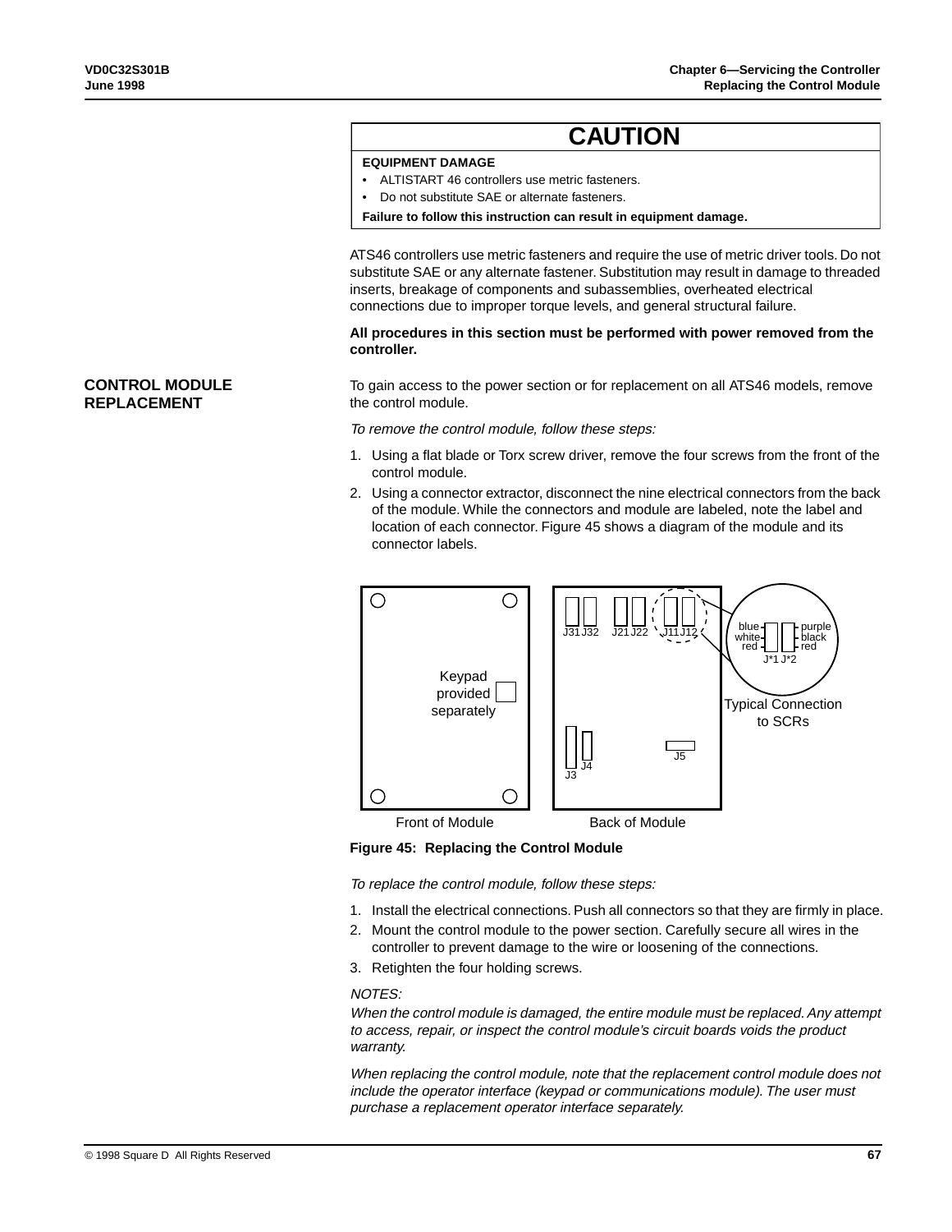## CAUTION

**EQUIPMENT DAMAGE**

- ALTISTART 46 controllers use metric fasteners.
- Do not substitute SAE or alternate fasteners.

**Failure to follow this instruction can result in equipment damage.**

ATS46 controllers use metric fasteners and require the use of metric driver tools. Do not substitute SAE or any alternate fastener. Substitution may result in damage to threaded inserts, breakage of components and subassemblies, overheated electrical connections due to improper torque levels, and general structural failure.

**All procedures in this section must be performed with power removed from the controller.**

## CONTROL MODULE REPLACEMENT

To gain access to the power section or for replacement on all ATS46 models, remove the control module.

*To remove the control module, follow these steps:*

1. Using a flat blade or Torx screw driver, remove the four screws from the front of the control module.
2. Using a connector extractor, disconnect the nine electrical connectors from the back of the module. While the connectors and module are labeled, note the label and location of each connector. Figure 45 shows a diagram of the module and its connector labels.

Keypad provided separately

J31 J32 J21 J22 J11 J12

blue, white, red, purple, black, red

J*1 J*2

Typical Connection to SCRs

J3 J4 J5

Front of Module — Back of Module

**Figure 45: Replacing the Control Module**

*To replace the control module, follow these steps:*

1. Install the electrical connections. Push all connectors so that they are firmly in place.
2. Mount the control module to the power section. Carefully secure all wires in the controller to prevent damage to the wire or loosening of the connections.
3. Retighten the four holding screws.

*NOTES:*

*When the control module is damaged, the entire module must be replaced. Any attempt to access, repair, or inspect the control module's circuit boards voids the product warranty.*

*When replacing the control module, note that the replacement control module does not include the operator interface (keypad or communications module). The user must purchase a replacement operator interface separately.*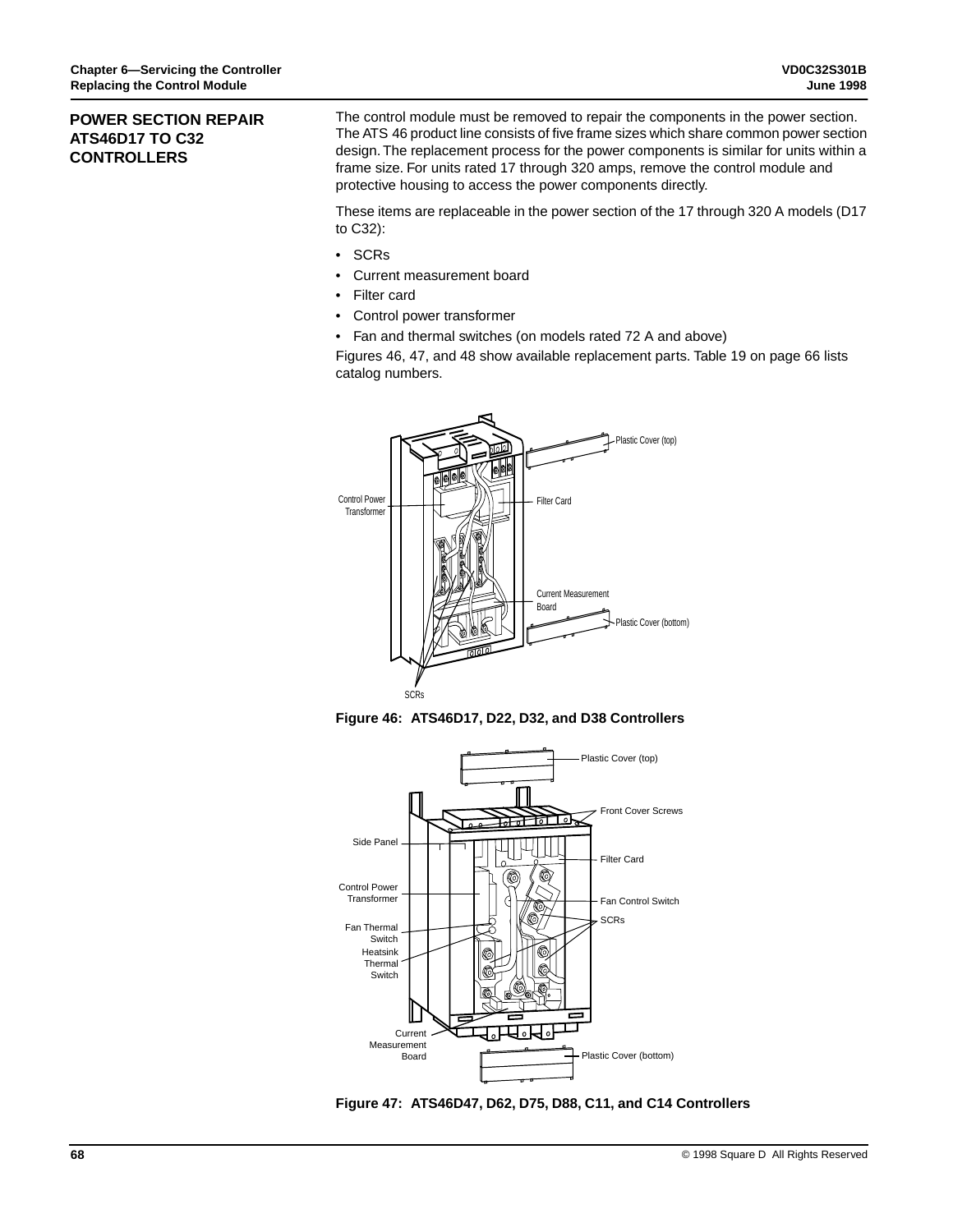## POWER SECTION REPAIR ATS46D17 TO C32 CONTROLLERS

The control module must be removed to repair the components in the power section. The ATS 46 product line consists of five frame sizes which share common power section design. The replacement process for the power components is similar for units within a frame size. For units rated 17 through 320 amps, remove the control module and protective housing to access the power components directly.

These items are replaceable in the power section of the 17 through 320 A models (D17 to C32):

- SCRs
- Current measurement board
- Filter card
- Control power transformer
- Fan and thermal switches (on models rated 72 A and above)

Figures 46, 47, and 48 show available replacement parts. Table 19 on page 66 lists catalog numbers.

Figure 46: ATS46D17, D22, D32, and D38 Controllers

Figure 47: ATS46D47, D62, D75, D88, C11, and C14 Controllers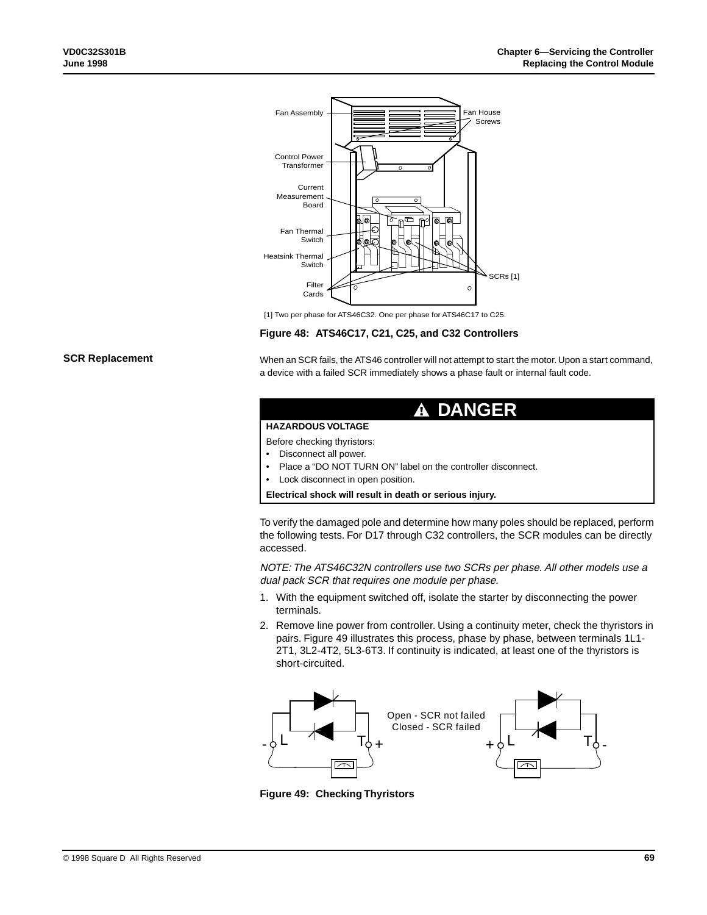[1] Two per phase for ATS46C32. One per phase for ATS46C17 to C25.

**Figure 48: ATS46C17, C21, C25, and C32 Controllers**

## SCR Replacement

When an SCR fails, the ATS46 controller will not attempt to start the motor. Upon a start command, a device with a failed SCR immediately shows a phase fault or internal fault code.

> **⚠ DANGER**
>
> **HAZARDOUS VOLTAGE**
>
> Before checking thyristors:
> - Disconnect all power.
> - Place a “DO NOT TURN ON” label on the controller disconnect.
> - Lock disconnect in open position.
>
> **Electrical shock will result in death or serious injury.**

To verify the damaged pole and determine how many poles should be replaced, perform the following tests. For D17 through C32 controllers, the SCR modules can be directly accessed.

*NOTE: The ATS46C32N controllers use two SCRs per phase. All other models use a dual pack SCR that requires one module per phase.*

1. With the equipment switched off, isolate the starter by disconnecting the power terminals.
2. Remove line power from controller. Using a continuity meter, check the thyristors in pairs. Figure 49 illustrates this process, phase by phase, between terminals 1L1-2T1, 3L2-4T2, 5L3-6T3. If continuity is indicated, at least one of the thyristors is short-circuited.

Open - SCR not failed
Closed - SCR failed

**Figure 49: Checking Thyristors**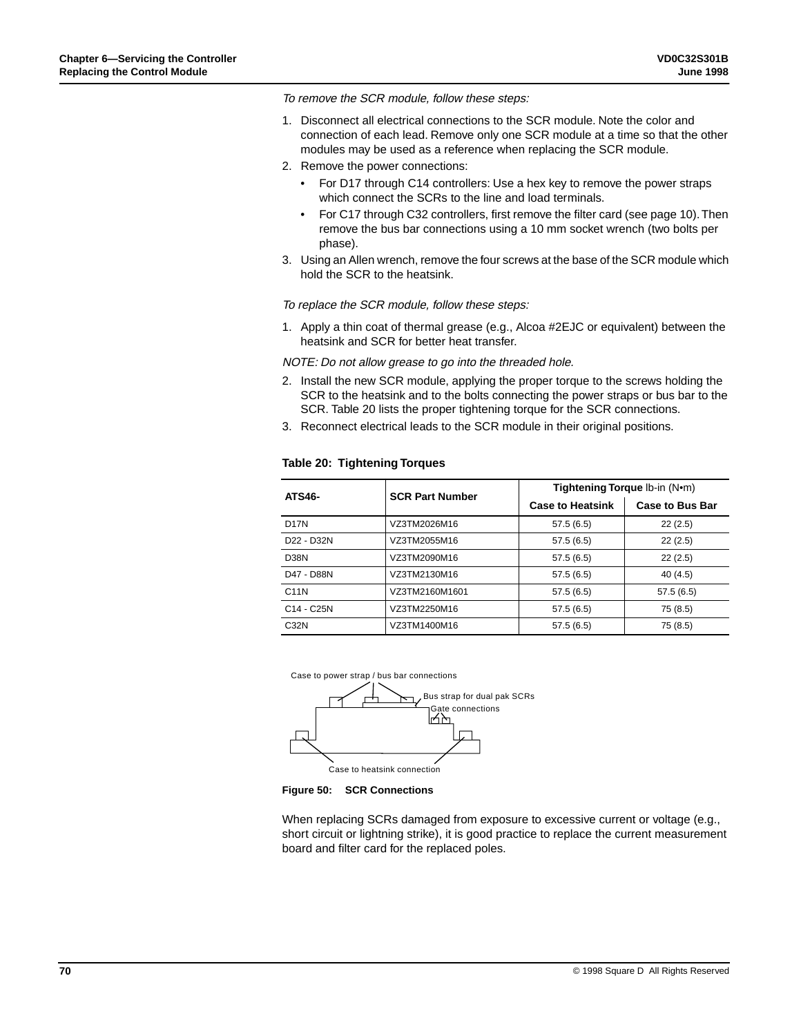*To remove the SCR module, follow these steps:*

1. Disconnect all electrical connections to the SCR module. Note the color and connection of each lead. Remove only one SCR module at a time so that the other modules may be used as a reference when replacing the SCR module.
2. Remove the power connections:
   - For D17 through C14 controllers: Use a hex key to remove the power straps which connect the SCRs to the line and load terminals.
   - For C17 through C32 controllers, first remove the filter card (see page 10). Then remove the bus bar connections using a 10 mm socket wrench (two bolts per phase).
3. Using an Allen wrench, remove the four screws at the base of the SCR module which hold the SCR to the heatsink.

*To replace the SCR module, follow these steps:*

1. Apply a thin coat of thermal grease (e.g., Alcoa #2EJC or equivalent) between the heatsink and SCR for better heat transfer.

*NOTE: Do not allow grease to go into the threaded hole.*

2. Install the new SCR module, applying the proper torque to the screws holding the SCR to the heatsink and to the bolts connecting the power straps or bus bar to the SCR. Table 20 lists the proper tightening torque for the SCR connections.
3. Reconnect electrical leads to the SCR module in their original positions.

**Table 20: Tightening Torques**

| ATS46- | SCR Part Number | Tightening Torque lb-in (N•m) | |
|---|---|---|---|
| | | Case to Heatsink | Case to Bus Bar |
| D17N | VZ3TM2026M16 | 57.5 (6.5) | 22 (2.5) |
| D22 - D32N | VZ3TM2055M16 | 57.5 (6.5) | 22 (2.5) |
| D38N | VZ3TM2090M16 | 57.5 (6.5) | 22 (2.5) |
| D47 - D88N | VZ3TM2130M16 | 57.5 (6.5) | 40 (4.5) |
| C11N | VZ3TM2160M1601 | 57.5 (6.5) | 57.5 (6.5) |
| C14 - C25N | VZ3TM2250M16 | 57.5 (6.5) | 75 (8.5) |
| C32N | VZ3TM1400M16 | 57.5 (6.5) | 75 (8.5) |

Case to power strap / bus bar connections

Bus strap for dual pak SCRs

Gate connections

Case to heatsink connection

**Figure 50: SCR Connections**

When replacing SCRs damaged from exposure to excessive current or voltage (e.g., short circuit or lightning strike), it is good practice to replace the current measurement board and filter card for the replaced poles.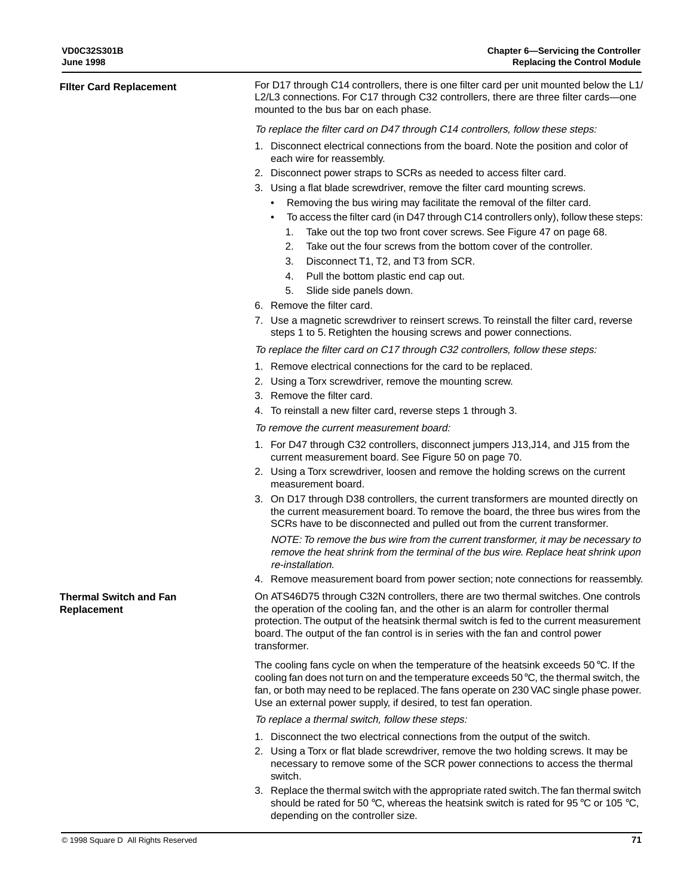## FIlter Card Replacement

For D17 through C14 controllers, there is one filter card per unit mounted below the L1/ L2/L3 connections. For C17 through C32 controllers, there are three filter cards—one mounted to the bus bar on each phase.

*To replace the filter card on D47 through C14 controllers, follow these steps:*

1. Disconnect electrical connections from the board. Note the position and color of each wire for reassembly.
2. Disconnect power straps to SCRs as needed to access filter card.
3. Using a flat blade screwdriver, remove the filter card mounting screws.
   - Removing the bus wiring may facilitate the removal of the filter card.
   - To access the filter card (in D47 through C14 controllers only), follow these steps:
     1. Take out the top two front cover screws. See Figure 47 on page 68.
     2. Take out the four screws from the bottom cover of the controller.
     3. Disconnect T1, T2, and T3 from SCR.
     4. Pull the bottom plastic end cap out.
     5. Slide side panels down.
6. Remove the filter card.
7. Use a magnetic screwdriver to reinsert screws. To reinstall the filter card, reverse steps 1 to 5. Retighten the housing screws and power connections.

*To replace the filter card on C17 through C32 controllers, follow these steps:*

1. Remove electrical connections for the card to be replaced.
2. Using a Torx screwdriver, remove the mounting screw.
3. Remove the filter card.
4. To reinstall a new filter card, reverse steps 1 through 3.

*To remove the current measurement board:*

1. For D47 through C32 controllers, disconnect jumpers J13,J14, and J15 from the current measurement board. See Figure 50 on page 70.
2. Using a Torx screwdriver, loosen and remove the holding screws on the current measurement board.
3. On D17 through D38 controllers, the current transformers are mounted directly on the current measurement board. To remove the board, the three bus wires from the SCRs have to be disconnected and pulled out from the current transformer.

   *NOTE: To remove the bus wire from the current transformer, it may be necessary to remove the heat shrink from the terminal of the bus wire. Replace heat shrink upon re-installation.*
4. Remove measurement board from power section; note connections for reassembly.

## Thermal Switch and Fan Replacement

On ATS46D75 through C32N controllers, there are two thermal switches. One controls the operation of the cooling fan, and the other is an alarm for controller thermal protection. The output of the heatsink thermal switch is fed to the current measurement board. The output of the fan control is in series with the fan and control power transformer.

The cooling fans cycle on when the temperature of the heatsink exceeds 50 °C. If the cooling fan does not turn on and the temperature exceeds 50 °C, the thermal switch, the fan, or both may need to be replaced. The fans operate on 230 VAC single phase power. Use an external power supply, if desired, to test fan operation.

*To replace a thermal switch, follow these steps:*

1. Disconnect the two electrical connections from the output of the switch.
2. Using a Torx or flat blade screwdriver, remove the two holding screws. It may be necessary to remove some of the SCR power connections to access the thermal switch.
3. Replace the thermal switch with the appropriate rated switch. The fan thermal switch should be rated for 50 °C, whereas the heatsink switch is rated for 95 °C or 105 °C, depending on the controller size.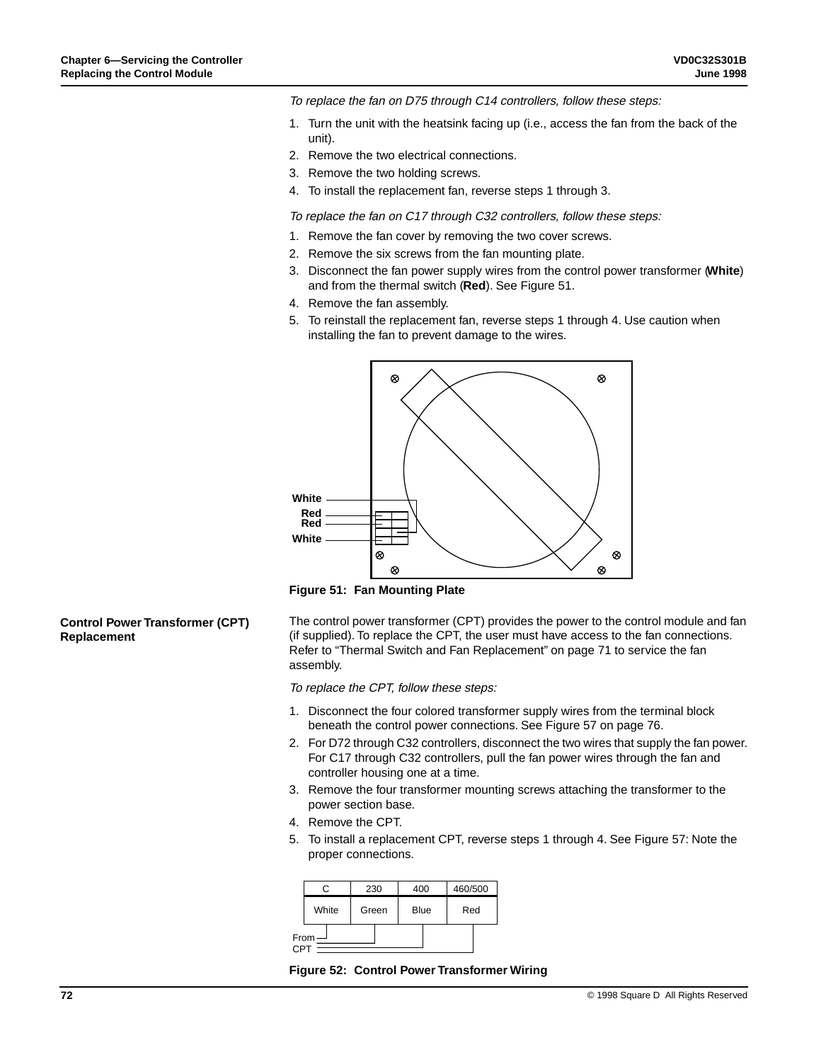*To replace the fan on D75 through C14 controllers, follow these steps:*

1. Turn the unit with the heatsink facing up (i.e., access the fan from the back of the unit).
2. Remove the two electrical connections.
3. Remove the two holding screws.
4. To install the replacement fan, reverse steps 1 through 3.

*To replace the fan on C17 through C32 controllers, follow these steps:*

1. Remove the fan cover by removing the two cover screws.
2. Remove the six screws from the fan mounting plate.
3. Disconnect the fan power supply wires from the control power transformer (**White**) and from the thermal switch (**Red**). See Figure 51.
4. Remove the fan assembly.
5. To reinstall the replacement fan, reverse steps 1 through 4. Use caution when installing the fan to prevent damage to the wires.

White
Red
Red
White

**Figure 51: Fan Mounting Plate**

## Control Power Transformer (CPT) Replacement

The control power transformer (CPT) provides the power to the control module and fan (if supplied). To replace the CPT, the user must have access to the fan connections. Refer to “Thermal Switch and Fan Replacement” on page 71 to service the fan assembly.

*To replace the CPT, follow these steps:*

1. Disconnect the four colored transformer supply wires from the terminal block beneath the control power connections. See Figure 57 on page 76.
2. For D72 through C32 controllers, disconnect the two wires that supply the fan power. For C17 through C32 controllers, pull the fan power wires through the fan and controller housing one at a time.
3. Remove the four transformer mounting screws attaching the transformer to the power section base.
4. Remove the CPT.
5. To install a replacement CPT, reverse steps 1 through 4. See Figure 57: Note the proper connections.

| C | 230 | 400 | 460/500 |
|---|---|---|---|
| White | Green | Blue | Red |

From CPT

**Figure 52: Control Power Transformer Wiring**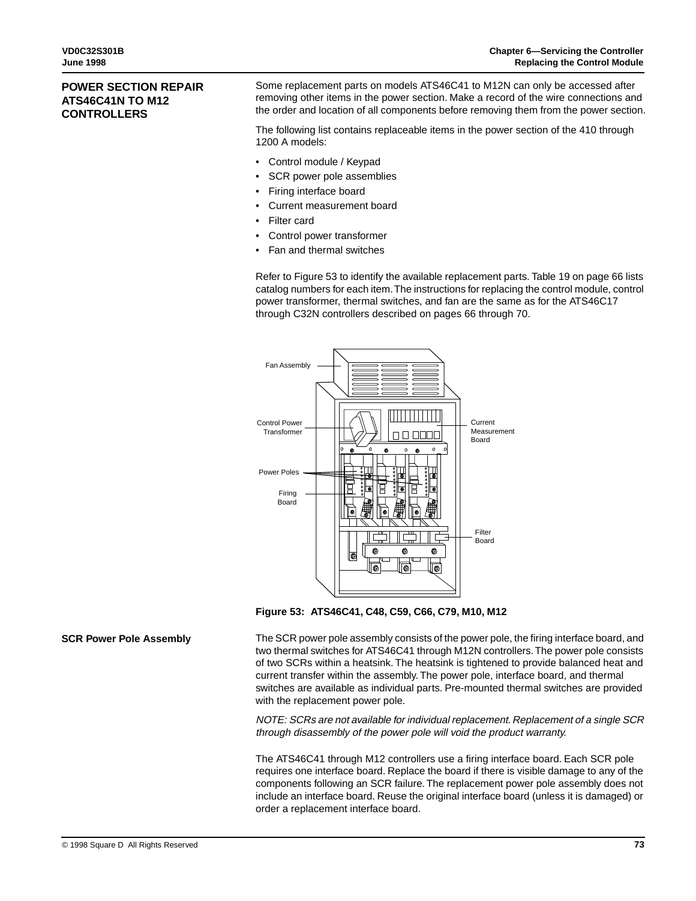## POWER SECTION REPAIR ATS46C41N TO M12 CONTROLLERS

Some replacement parts on models ATS46C41 to M12N can only be accessed after removing other items in the power section. Make a record of the wire connections and the order and location of all components before removing them from the power section.

The following list contains replaceable items in the power section of the 410 through 1200 A models:

- Control module / Keypad
- SCR power pole assemblies
- Firing interface board
- Current measurement board
- Filter card
- Control power transformer
- Fan and thermal switches

Refer to Figure 53 to identify the available replacement parts. Table 19 on page 66 lists catalog numbers for each item. The instructions for replacing the control module, control power transformer, thermal switches, and fan are the same as for the ATS46C17 through C32N controllers described on pages 66 through 70.

Fan Assembly

Control Power Transformer

Current Measurement Board

Power Poles

Firing Board

Filter Board

**Figure 53: ATS46C41, C48, C59, C66, C79, M10, M12**

### SCR Power Pole Assembly

The SCR power pole assembly consists of the power pole, the firing interface board, and two thermal switches for ATS46C41 through M12N controllers. The power pole consists of two SCRs within a heatsink. The heatsink is tightened to provide balanced heat and current transfer within the assembly. The power pole, interface board, and thermal switches are available as individual parts. Pre-mounted thermal switches are provided with the replacement power pole.

*NOTE: SCRs are not available for individual replacement. Replacement of a single SCR through disassembly of the power pole will void the product warranty.*

The ATS46C41 through M12 controllers use a firing interface board. Each SCR pole requires one interface board. Replace the board if there is visible damage to any of the components following an SCR failure. The replacement power pole assembly does not include an interface board. Reuse the original interface board (unless it is damaged) or order a replacement interface board.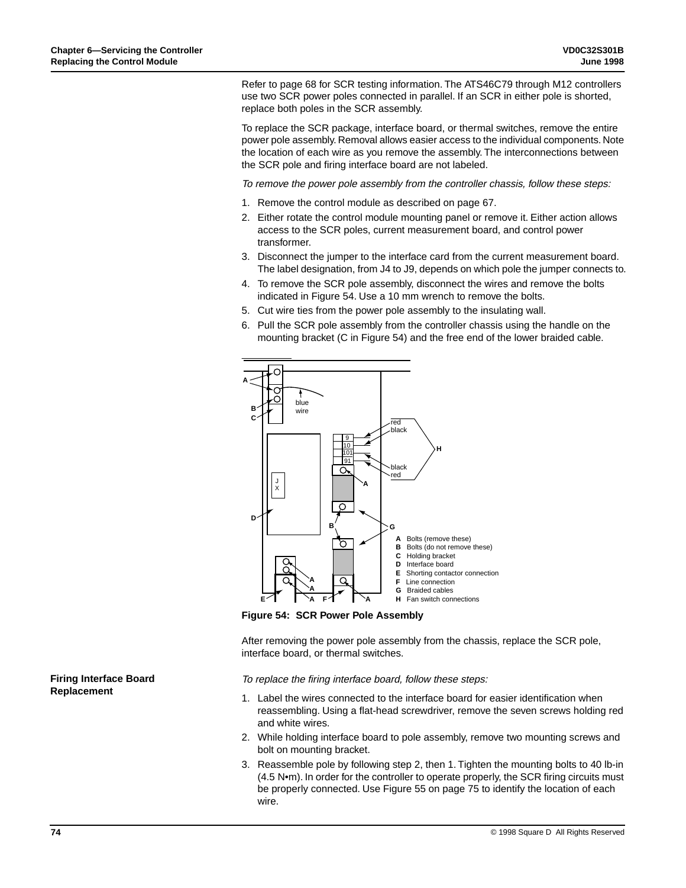Refer to page 68 for SCR testing information. The ATS46C79 through M12 controllers use two SCR power poles connected in parallel. If an SCR in either pole is shorted, replace both poles in the SCR assembly.

To replace the SCR package, interface board, or thermal switches, remove the entire power pole assembly. Removal allows easier access to the individual components. Note the location of each wire as you remove the assembly. The interconnections between the SCR pole and firing interface board are not labeled.

*To remove the power pole assembly from the controller chassis, follow these steps:*

1. Remove the control module as described on page 67.
2. Either rotate the control module mounting panel or remove it. Either action allows access to the SCR poles, current measurement board, and control power transformer.
3. Disconnect the jumper to the interface card from the current measurement board. The label designation, from J4 to J9, depends on which pole the jumper connects to.
4. To remove the SCR pole assembly, disconnect the wires and remove the bolts indicated in Figure 54. Use a 10 mm wrench to remove the bolts.
5. Cut wire ties from the power pole assembly to the insulating wall.
6. Pull the SCR pole assembly from the controller chassis using the handle on the mounting bracket (C in Figure 54) and the free end of the lower braided cable.

A Bolts (remove these)
B Bolts (do not remove these)
C Holding bracket
D Interface board
E Shorting contactor connection
F Line connection
G Braided cables
H Fan switch connections

**Figure 54: SCR Power Pole Assembly**

After removing the power pole assembly from the chassis, replace the SCR pole, interface board, or thermal switches.

## Firing Interface Board Replacement

*To replace the firing interface board, follow these steps:*

1. Label the wires connected to the interface board for easier identification when reassembling. Using a flat-head screwdriver, remove the seven screws holding red and white wires.
2. While holding interface board to pole assembly, remove two mounting screws and bolt on mounting bracket.
3. Reassemble pole by following step 2, then 1. Tighten the mounting bolts to 40 lb-in (4.5 N•m). In order for the controller to operate properly, the SCR firing circuits must be properly connected. Use Figure 55 on page 75 to identify the location of each wire.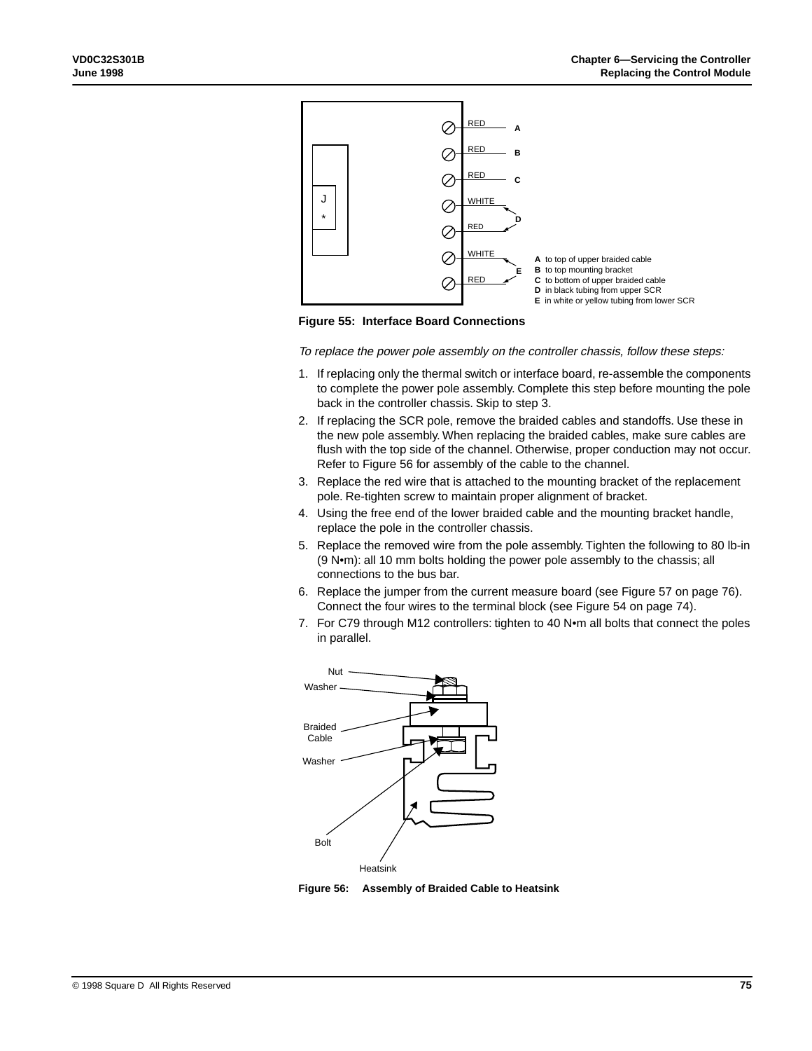**A** to top of upper braided cable
**B** to top mounting bracket
**C** to bottom of upper braided cable
**D** in black tubing from upper SCR
**E** in white or yellow tubing from lower SCR

**Figure 55: Interface Board Connections**

*To replace the power pole assembly on the controller chassis, follow these steps:*

1. If replacing only the thermal switch or interface board, re-assemble the components to complete the power pole assembly. Complete this step before mounting the pole back in the controller chassis. Skip to step 3.
2. If replacing the SCR pole, remove the braided cables and standoffs. Use these in the new pole assembly. When replacing the braided cables, make sure cables are flush with the top side of the channel. Otherwise, proper conduction may not occur. Refer to Figure 56 for assembly of the cable to the channel.
3. Replace the red wire that is attached to the mounting bracket of the replacement pole. Re-tighten screw to maintain proper alignment of bracket.
4. Using the free end of the lower braided cable and the mounting bracket handle, replace the pole in the controller chassis.
5. Replace the removed wire from the pole assembly. Tighten the following to 80 lb-in (9 N•m): all 10 mm bolts holding the power pole assembly to the chassis; all connections to the bus bar.
6. Replace the jumper from the current measure board (see Figure 57 on page 76). Connect the four wires to the terminal block (see Figure 54 on page 74).
7. For C79 through M12 controllers: tighten to 40 N•m all bolts that connect the poles in parallel.

**Figure 56: Assembly of Braided Cable to Heatsink**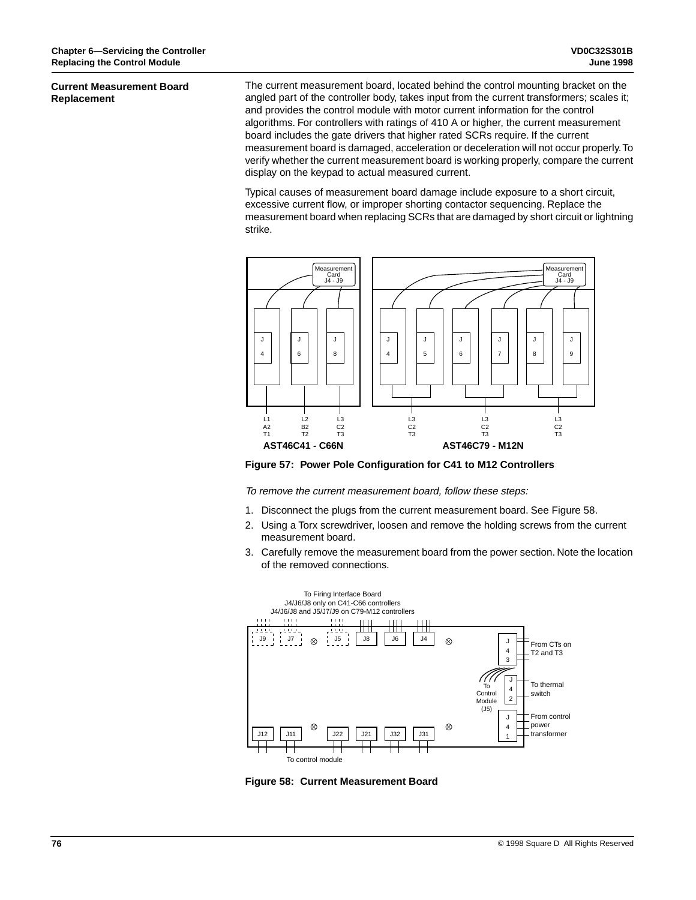## Current Measurement Board Replacement

The current measurement board, located behind the control mounting bracket on the angled part of the controller body, takes input from the current transformers; scales it; and provides the control module with motor current information for the control algorithms. For controllers with ratings of 410 A or higher, the current measurement board includes the gate drivers that higher rated SCRs require. If the current measurement board is damaged, acceleration or deceleration will not occur properly. To verify whether the current measurement board is working properly, compare the current display on the keypad to actual measured current.

Typical causes of measurement board damage include exposure to a short circuit, excessive current flow, or improper shorting contactor sequencing. Replace the measurement board when replacing SCRs that are damaged by short circuit or lightning strike.

**Figure 57: Power Pole Configuration for C41 to M12 Controllers**

*To remove the current measurement board, follow these steps:*

1. Disconnect the plugs from the current measurement board. See Figure 58.
2. Using a Torx screwdriver, loosen and remove the holding screws from the current measurement board.
3. Carefully remove the measurement board from the power section. Note the location of the removed connections.

**Figure 58: Current Measurement Board**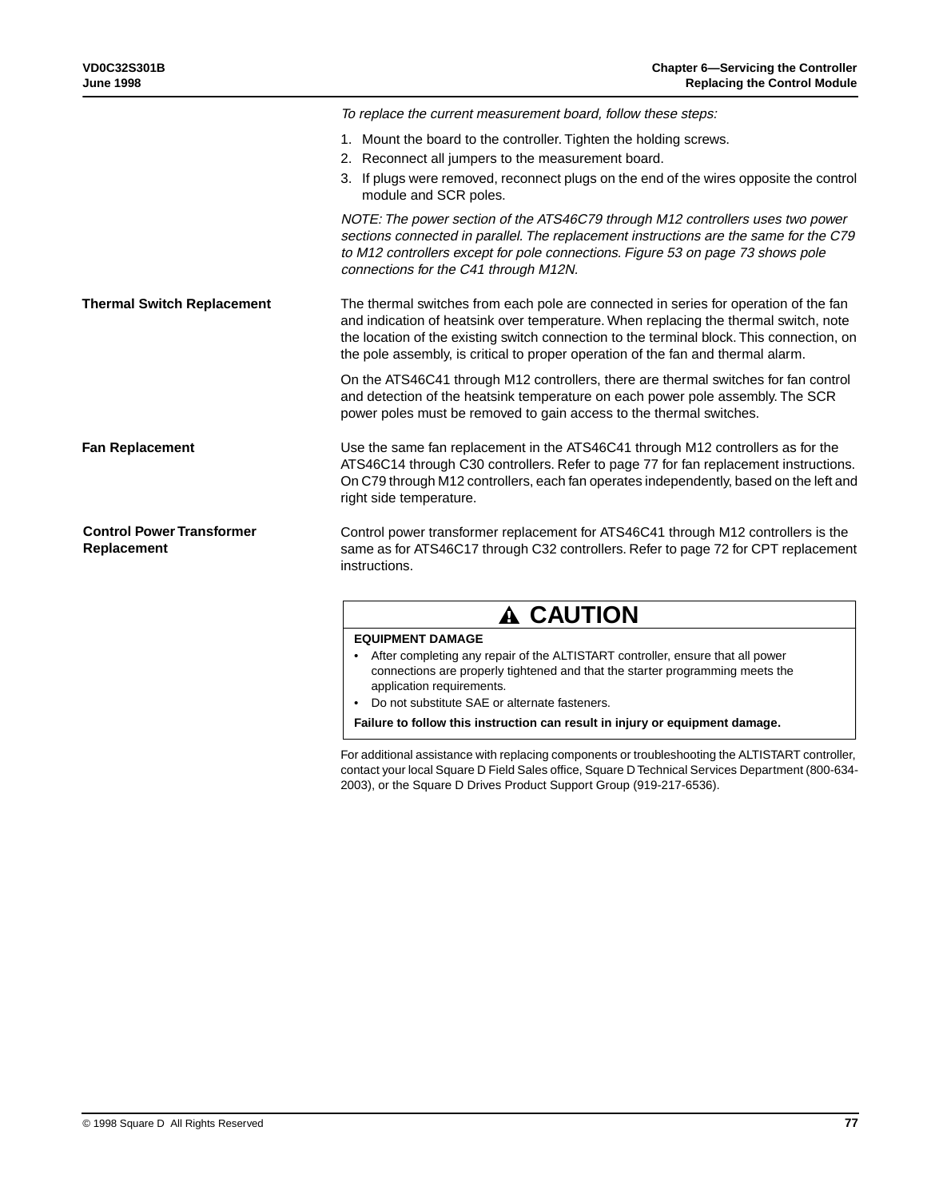*To replace the current measurement board, follow these steps:*

1. Mount the board to the controller. Tighten the holding screws.
2. Reconnect all jumpers to the measurement board.
3. If plugs were removed, reconnect plugs on the end of the wires opposite the control module and SCR poles.

*NOTE: The power section of the ATS46C79 through M12 controllers uses two power sections connected in parallel. The replacement instructions are the same for the C79 to M12 controllers except for pole connections. Figure 53 on page 73 shows pole connections for the C41 through M12N.*

## Thermal Switch Replacement

The thermal switches from each pole are connected in series for operation of the fan and indication of heatsink over temperature. When replacing the thermal switch, note the location of the existing switch connection to the terminal block. This connection, on the pole assembly, is critical to proper operation of the fan and thermal alarm.

On the ATS46C41 through M12 controllers, there are thermal switches for fan control and detection of the heatsink temperature on each power pole assembly. The SCR power poles must be removed to gain access to the thermal switches.

## Fan Replacement

Use the same fan replacement in the ATS46C41 through M12 controllers as for the ATS46C14 through C30 controllers. Refer to page 77 for fan replacement instructions. On C79 through M12 controllers, each fan operates independently, based on the left and right side temperature.

## Control Power Transformer Replacement

Control power transformer replacement for ATS46C41 through M12 controllers is the same as for ATS46C17 through C32 controllers. Refer to page 72 for CPT replacement instructions.

> **⚠ CAUTION**
>
> **EQUIPMENT DAMAGE**
>
> - After completing any repair of the ALTISTART controller, ensure that all power connections are properly tightened and that the starter programming meets the application requirements.
> - Do not substitute SAE or alternate fasteners.
>
> **Failure to follow this instruction can result in injury or equipment damage.**

For additional assistance with replacing components or troubleshooting the ALTISTART controller, contact your local Square D Field Sales office, Square D Technical Services Department (800-634-2003), or the Square D Drives Product Support Group (919-217-6536).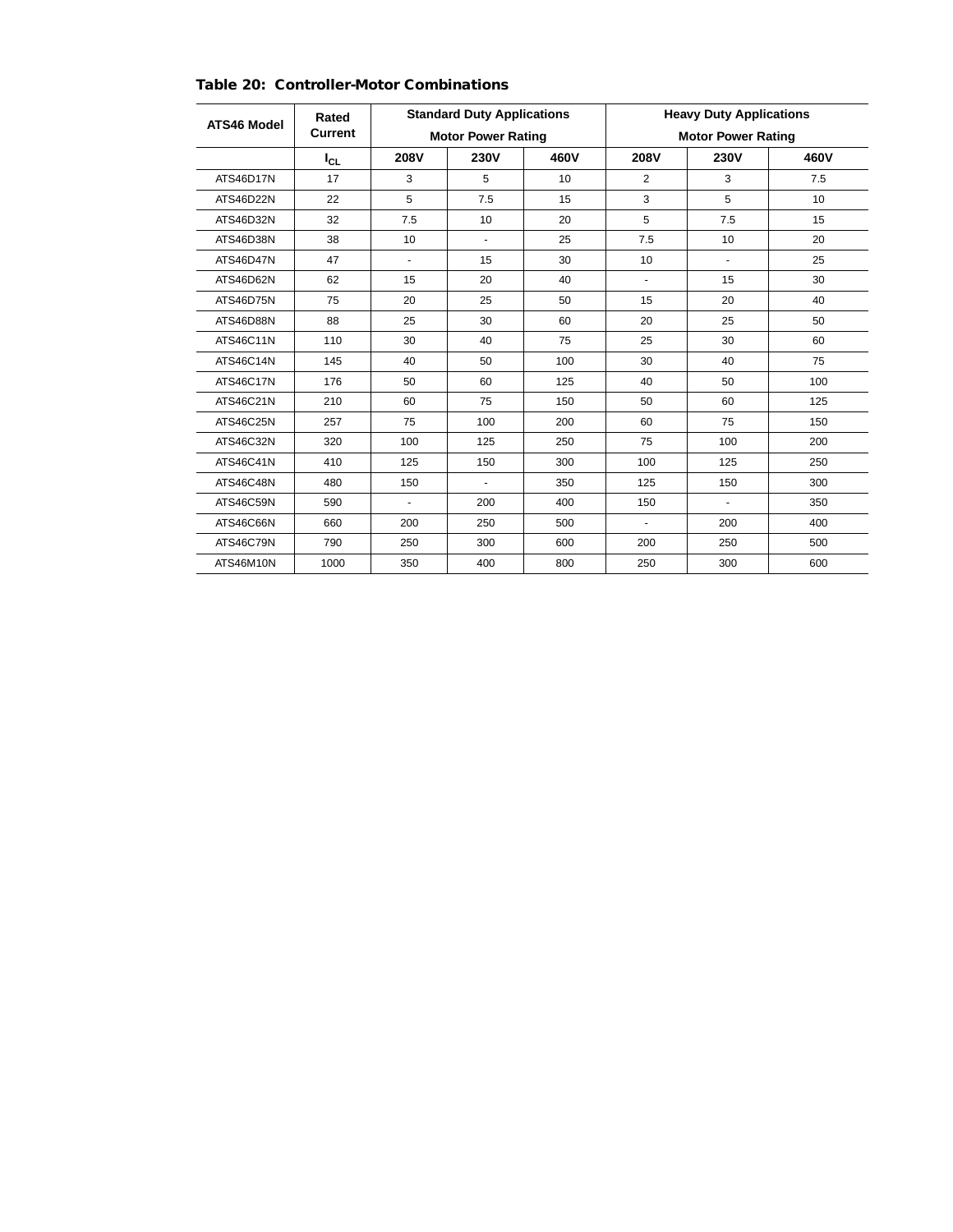**Table 20: Controller-Motor Combinations**

| ATS46 Model | Rated Current | Standard Duty Applications Motor Power Rating | | | Heavy Duty Applications Motor Power Rating | | |
|---|---|---|---|---|---|---|---|
| | $I_{CL}$ | 208V | 230V | 460V | 208V | 230V | 460V |
| ATS46D17N | 17 | 3 | 5 | 10 | 2 | 3 | 7.5 |
| ATS46D22N | 22 | 5 | 7.5 | 15 | 3 | 5 | 10 |
| ATS46D32N | 32 | 7.5 | 10 | 20 | 5 | 7.5 | 15 |
| ATS46D38N | 38 | 10 | - | 25 | 7.5 | 10 | 20 |
| ATS46D47N | 47 | - | 15 | 30 | 10 | - | 25 |
| ATS46D62N | 62 | 15 | 20 | 40 | - | 15 | 30 |
| ATS46D75N | 75 | 20 | 25 | 50 | 15 | 20 | 40 |
| ATS46D88N | 88 | 25 | 30 | 60 | 20 | 25 | 50 |
| ATS46C11N | 110 | 30 | 40 | 75 | 25 | 30 | 60 |
| ATS46C14N | 145 | 40 | 50 | 100 | 30 | 40 | 75 |
| ATS46C17N | 176 | 50 | 60 | 125 | 40 | 50 | 100 |
| ATS46C21N | 210 | 60 | 75 | 150 | 50 | 60 | 125 |
| ATS46C25N | 257 | 75 | 100 | 200 | 60 | 75 | 150 |
| ATS46C32N | 320 | 100 | 125 | 250 | 75 | 100 | 200 |
| ATS46C41N | 410 | 125 | 150 | 300 | 100 | 125 | 250 |
| ATS46C48N | 480 | 150 | - | 350 | 125 | 150 | 300 |
| ATS46C59N | 590 | - | 200 | 400 | 150 | - | 350 |
| ATS46C66N | 660 | 200 | 250 | 500 | - | 200 | 400 |
| ATS46C79N | 790 | 250 | 300 | 600 | 200 | 250 | 500 |
| ATS46M10N | 1000 | 350 | 400 | 800 | 250 | 300 | 600 |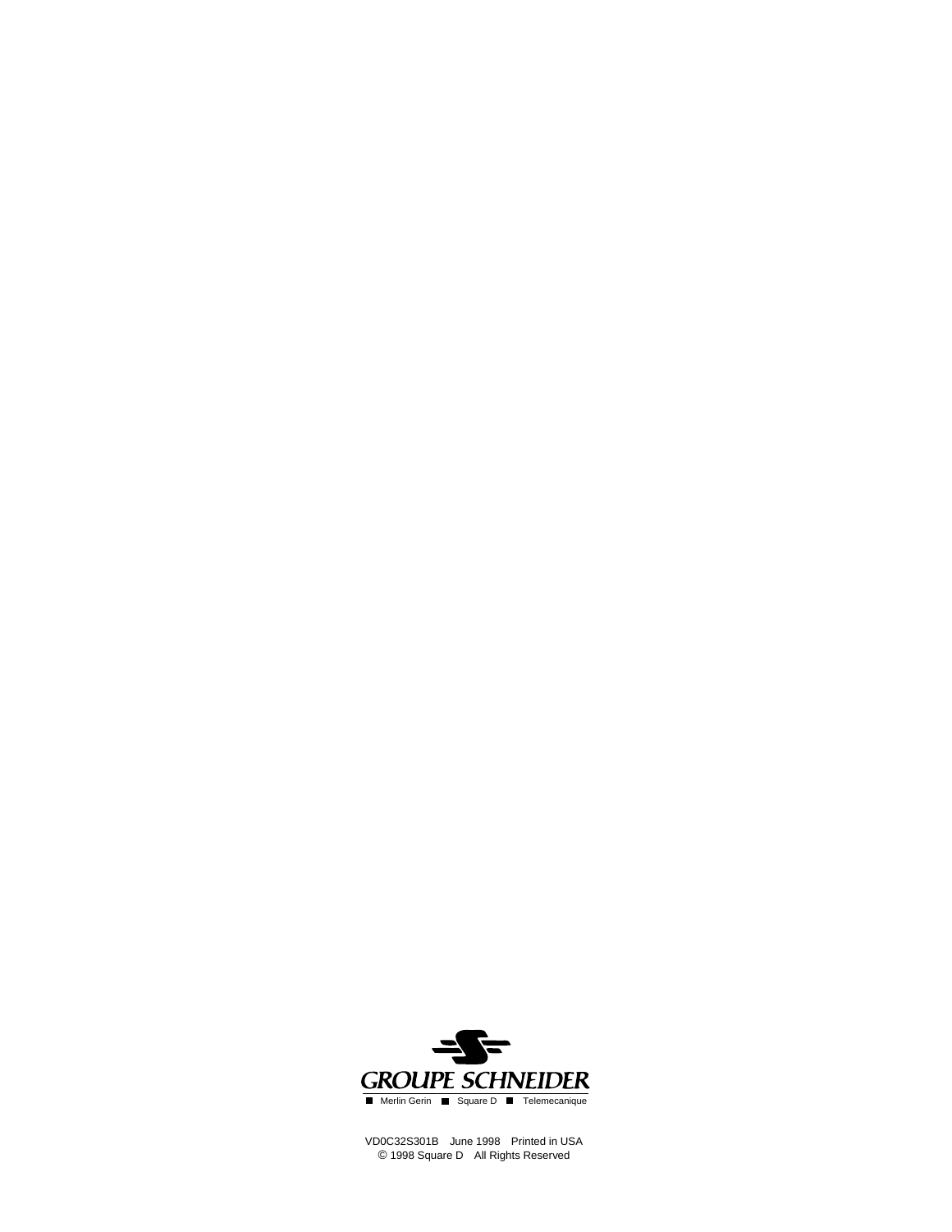GROUPE SCHNEIDER

■ Merlin Gerin ■ Square D ■ Telemecanique

VD0C32S301B June 1998 Printed in USA
© 1998 Square D All Rights Reserved